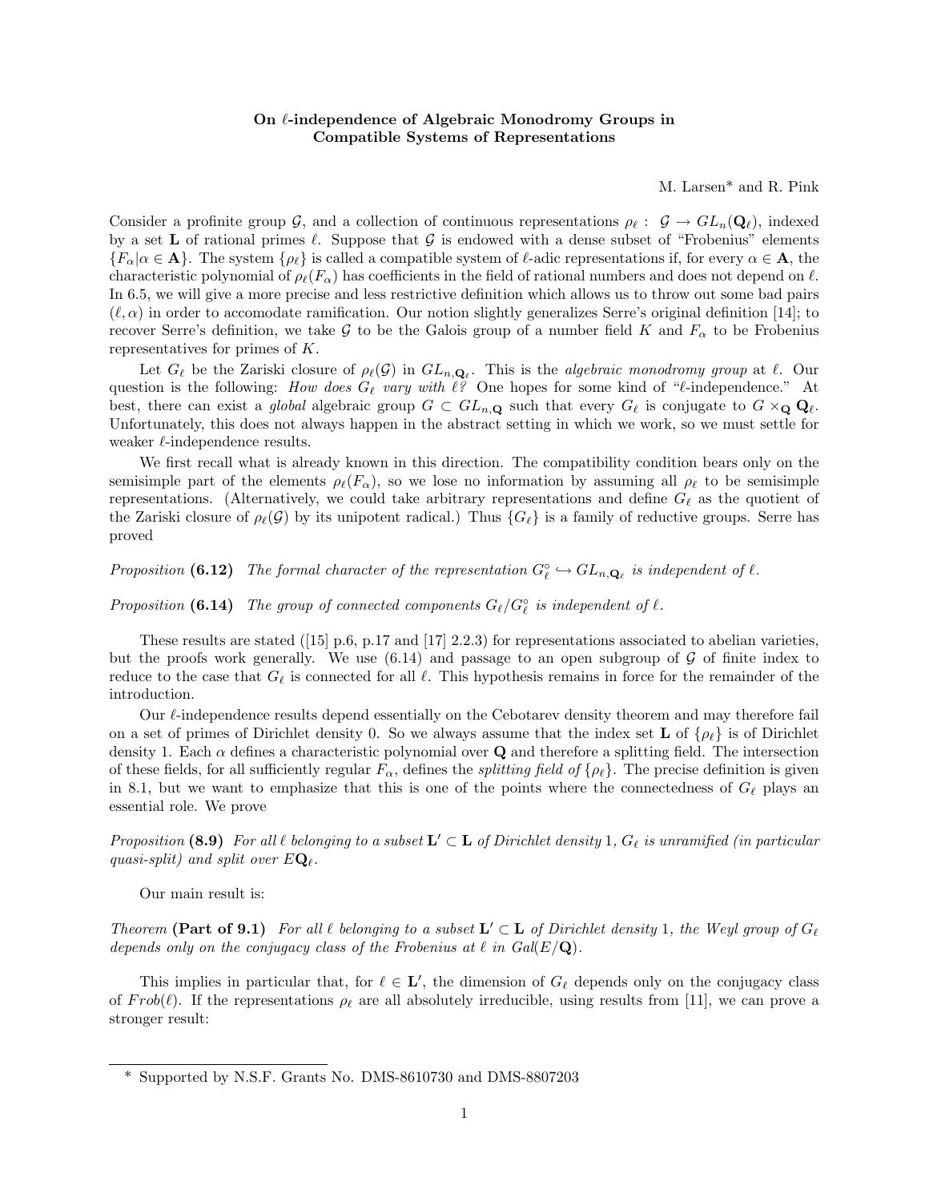# On $\ell$-independence of Algebraic Monodromy Groups in Compatible Systems of Representations

M. Larsen* and R. Pink

Consider a profinite group $\mathcal{G}$, and a collection of continuous representations $\rho_\ell : \mathcal{G} \to GL_n(\mathbf{Q}_\ell)$, indexed by a set $\mathbf{L}$ of rational primes $\ell$. Suppose that $\mathcal{G}$ is endowed with a dense subset of "Frobenius" elements $\{F_\alpha | \alpha \in \mathbf{A}\}$. The system $\{\rho_\ell\}$ is called a compatible system of $\ell$-adic representations if, for every $\alpha \in \mathbf{A}$, the characteristic polynomial of $\rho_\ell(F_\alpha)$ has coefficients in the field of rational numbers and does not depend on $\ell$. In 6.5, we will give a more precise and less restrictive definition which allows us to throw out some bad pairs $(\ell, \alpha)$ in order to accomodate ramification. Our notion slightly generalizes Serre's original definition [14]; to recover Serre's definition, we take $\mathcal{G}$ to be the Galois group of a number field $K$ and $F_\alpha$ to be Frobenius representatives for primes of $K$.

Let $G_\ell$ be the Zariski closure of $\rho_\ell(\mathcal{G})$ in $GL_{n,\mathbf{Q}_\ell}$. This is the *algebraic monodromy group* at $\ell$. Our question is the following: *How does $G_\ell$ vary with $\ell$?* One hopes for some kind of "$\ell$-independence." At best, there can exist a *global* algebraic group $G \subset GL_{n,\mathbf{Q}}$ such that every $G_\ell$ is conjugate to $G \times_{\mathbf{Q}} \mathbf{Q}_\ell$. Unfortunately, this does not always happen in the abstract setting in which we work, so we must settle for weaker $\ell$-independence results.

We first recall what is already known in this direction. The compatibility condition bears only on the semisimple part of the elements $\rho_\ell(F_\alpha)$, so we lose no information by assuming all $\rho_\ell$ to be semisimple representations. (Alternatively, we could take arbitrary representations and define $G_\ell$ as the quotient of the Zariski closure of $\rho_\ell(\mathcal{G})$ by its unipotent radical.) Thus $\{G_\ell\}$ is a family of reductive groups. Serre has proved

*Proposition* **(6.12)** *The formal character of the representation $G_\ell^\circ \hookrightarrow GL_{n,\mathbf{Q}_\ell}$ is independent of $\ell$.*

*Proposition* **(6.14)** *The group of connected components $G_\ell/G_\ell^\circ$ is independent of $\ell$.*

These results are stated ([15] p.6, p.17 and [17] 2.2.3) for representations associated to abelian varieties, but the proofs work generally. We use (6.14) and passage to an open subgroup of $\mathcal{G}$ of finite index to reduce to the case that $G_\ell$ is connected for all $\ell$. This hypothesis remains in force for the remainder of the introduction.

Our $\ell$-independence results depend essentially on the Cebotarev density theorem and may therefore fail on a set of primes of Dirichlet density 0. So we always assume that the index set $\mathbf{L}$ of $\{\rho_\ell\}$ is of Dirichlet density 1. Each $\alpha$ defines a characteristic polynomial over $\mathbf{Q}$ and therefore a splitting field. The intersection of these fields, for all sufficiently regular $F_\alpha$, defines the *splitting field of* $\{\rho_\ell\}$. The precise definition is given in 8.1, but we want to emphasize that this is one of the points where the connectedness of $G_\ell$ plays an essential role. We prove

*Proposition* **(8.9)** *For all $\ell$ belonging to a subset $\mathbf{L}' \subset \mathbf{L}$ of Dirichlet density 1, $G_\ell$ is unramified (in particular quasi-split) and split over $E\mathbf{Q}_\ell$.*

Our main result is:

*Theorem* **(Part of 9.1)** *For all $\ell$ belonging to a subset $\mathbf{L}' \subset \mathbf{L}$ of Dirichlet density 1, the Weyl group of $G_\ell$ depends only on the conjugacy class of the Frobenius at $\ell$ in Gal$(E/\mathbf{Q})$.*

This implies in particular that, for $\ell \in \mathbf{L}'$, the dimension of $G_\ell$ depends only on the conjugacy class of $Frob(\ell)$. If the representations $\rho_\ell$ are all absolutely irreducible, using results from [11], we can prove a stronger result:

---

\* Supported by N.S.F. Grants No. DMS-8610730 and DMS-8807203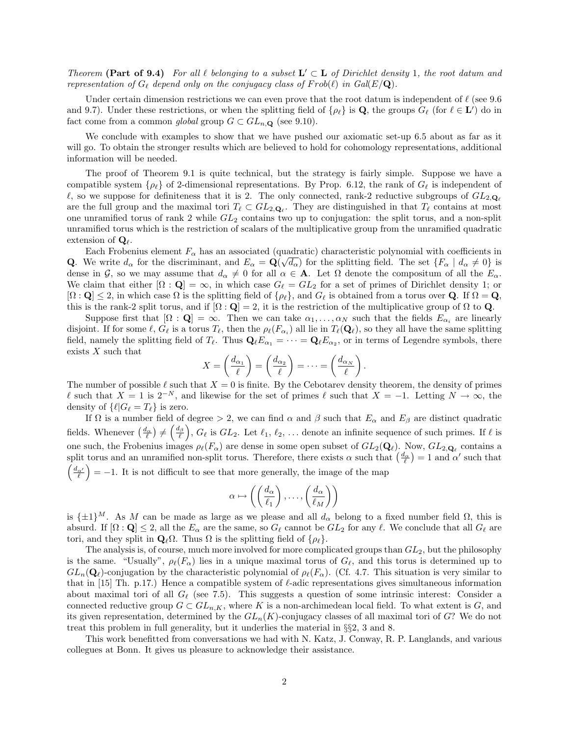*Theorem* **(Part of 9.4)** *For all $\ell$ belonging to a subset $\mathbf{L}' \subset \mathbf{L}$ of Dirichlet density* 1*, the root datum and representation of $G_\ell$ depend only on the conjugacy class of $Frob(\ell)$ in $Gal(E/\mathbf{Q})$.*

Under certain dimension restrictions we can even prove that the root datum is independent of $\ell$ (see 9.6 and 9.7). Under these restrictions, or when the splitting field of $\{\rho_\ell\}$ is $\mathbf{Q}$, the groups $G_\ell$ (for $\ell \in \mathbf{L}'$) do in fact come from a common *global* group $G \subset GL_{n,\mathbf{Q}}$ (see 9.10).

We conclude with examples to show that we have pushed our axiomatic set-up 6.5 about as far as it will go. To obtain the stronger results which are believed to hold for cohomology representations, additional information will be needed.

The proof of Theorem 9.1 is quite technical, but the strategy is fairly simple. Suppose we have a compatible system $\{\rho_\ell\}$ of 2-dimensional representations. By Prop. 6.12, the rank of $G_\ell$ is independent of $\ell$, so we suppose for definiteness that it is 2. The only connected, rank-2 reductive subgroups of $GL_{2,\mathbf{Q}_\ell}$ are the full group and the maximal tori $T_\ell \subset GL_{2,\mathbf{Q}_\ell}$. They are distinguished in that $T_\ell$ contains at most one unramified torus of rank 2 while $GL_2$ contains two up to conjugation: the split torus, and a non-split unramified torus which is the restriction of scalars of the multiplicative group from the unramified quadratic extension of $\mathbf{Q}_\ell$.

Each Frobenius element $F_\alpha$ has an associated (quadratic) characteristic polynomial with coefficients in $\mathbf{Q}$. We write $d_\alpha$ for the discriminant, and $E_\alpha = \mathbf{Q}(\sqrt{d_\alpha})$ for the splitting field. The set $\{F_\alpha \mid d_\alpha \neq 0\}$ is dense in $\mathcal{G}$, so we may assume that $d_\alpha \neq 0$ for all $\alpha \in \mathbf{A}$. Let $\Omega$ denote the compositum of all the $E_\alpha$. We claim that either $[\Omega : \mathbf{Q}] = \infty$, in which case $G_\ell = GL_2$ for a set of primes of Dirichlet density 1; or $[\Omega : \mathbf{Q}] \leq 2$, in which case $\Omega$ is the splitting field of $\{\rho_\ell\}$, and $G_\ell$ is obtained from a torus over $\mathbf{Q}$. If $\Omega = \mathbf{Q}$, this is the rank-2 split torus, and if $[\Omega : \mathbf{Q}] = 2$, it is the restriction of the multiplicative group of $\Omega$ to $\mathbf{Q}$.

Suppose first that $[\Omega : \mathbf{Q}] = \infty$. Then we can take $\alpha_1, \ldots, \alpha_N$ such that the fields $E_{\alpha_i}$ are linearly disjoint. If for some $\ell$, $G_\ell$ is a torus $T_\ell$, then the $\rho_\ell(F_{\alpha_i})$ all lie in $T_\ell(\mathbf{Q}_\ell)$, so they all have the same splitting field, namely the splitting field of $T_\ell$. Thus $\mathbf{Q}_\ell E_{\alpha_1} = \cdots = \mathbf{Q}_\ell E_{\alpha_2}$, or in terms of Legendre symbols, there exists $X$ such that

$$X = \left(\frac{d_{\alpha_1}}{\ell}\right) = \left(\frac{d_{\alpha_2}}{\ell}\right) = \cdots = \left(\frac{d_{\alpha_N}}{\ell}\right).$$

The number of possible $\ell$ such that $X = 0$ is finite. By the Cebotarev density theorem, the density of primes $\ell$ such that $X = 1$ is $2^{-N}$, and likewise for the set of primes $\ell$ such that $X = -1$. Letting $N \to \infty$, the density of $\{\ell | G_\ell = T_\ell\}$ is zero.

If $\Omega$ is a number field of degree $> 2$, we can find $\alpha$ and $\beta$ such that $E_\alpha$ and $E_\beta$ are distinct quadratic fields. Whenever $\left(\frac{d_\alpha}{\ell}\right) \neq \left(\frac{d_\beta}{\ell}\right)$, $G_\ell$ is $GL_2$. Let $\ell_1$, $\ell_2$, ... denote an infinite sequence of such primes. If $\ell$ is one such, the Frobenius images $\rho_\ell(F_\alpha)$ are dense in some open subset of $GL_2(\mathbf{Q}_\ell)$. Now, $GL_{2,\mathbf{Q}_\ell}$ contains a split torus and an unramified non-split torus. Therefore, there exists $\alpha$ such that $\left(\frac{d_\alpha}{\ell}\right) = 1$ and $\alpha'$ such that $\left(\frac{d_{\alpha'}}{\ell}\right) = -1$. It is not difficult to see that more generally, the image of the map

$$\alpha \mapsto \left(\left(\frac{d_\alpha}{\ell_1}\right), \ldots, \left(\frac{d_\alpha}{\ell_M}\right)\right)$$

is $\{\pm 1\}^M$. As $M$ can be made as large as we please and all $d_\alpha$ belong to a fixed number field $\Omega$, this is absurd. If $[\Omega : \mathbf{Q}] \leq 2$, all the $E_\alpha$ are the same, so $G_\ell$ cannot be $GL_2$ for any $\ell$. We conclude that all $G_\ell$ are tori, and they split in $\mathbf{Q}_\ell \Omega$. Thus $\Omega$ is the splitting field of $\{\rho_\ell\}$.

The analysis is, of course, much more involved for more complicated groups than $GL_2$, but the philosophy is the same. "Usually", $\rho_\ell(F_\alpha)$ lies in a unique maximal torus of $G_\ell$, and this torus is determined up to $GL_n(\mathbf{Q}_\ell)$-conjugation by the characteristic polynomial of $\rho_\ell(F_\alpha)$. (Cf. 4.7. This situation is very similar to that in [15] Th. p.17.) Hence a compatible system of $\ell$-adic representations gives simultaneous information about maximal tori of all $G_\ell$ (see 7.5). This suggests a question of some intrinsic interest: Consider a connected reductive group $G \subset GL_{n,K}$, where $K$ is a non-archimedean local field. To what extent is $G$, and its given representation, determined by the $GL_n(K)$-conjugacy classes of all maximal tori of $G$? We do not treat this problem in full generality, but it underlies the material in §§2, 3 and 8.

This work benefitted from conversations we had with N. Katz, J. Conway, R. P. Langlands, and various collegues at Bonn. It gives us pleasure to acknowledge their assistance.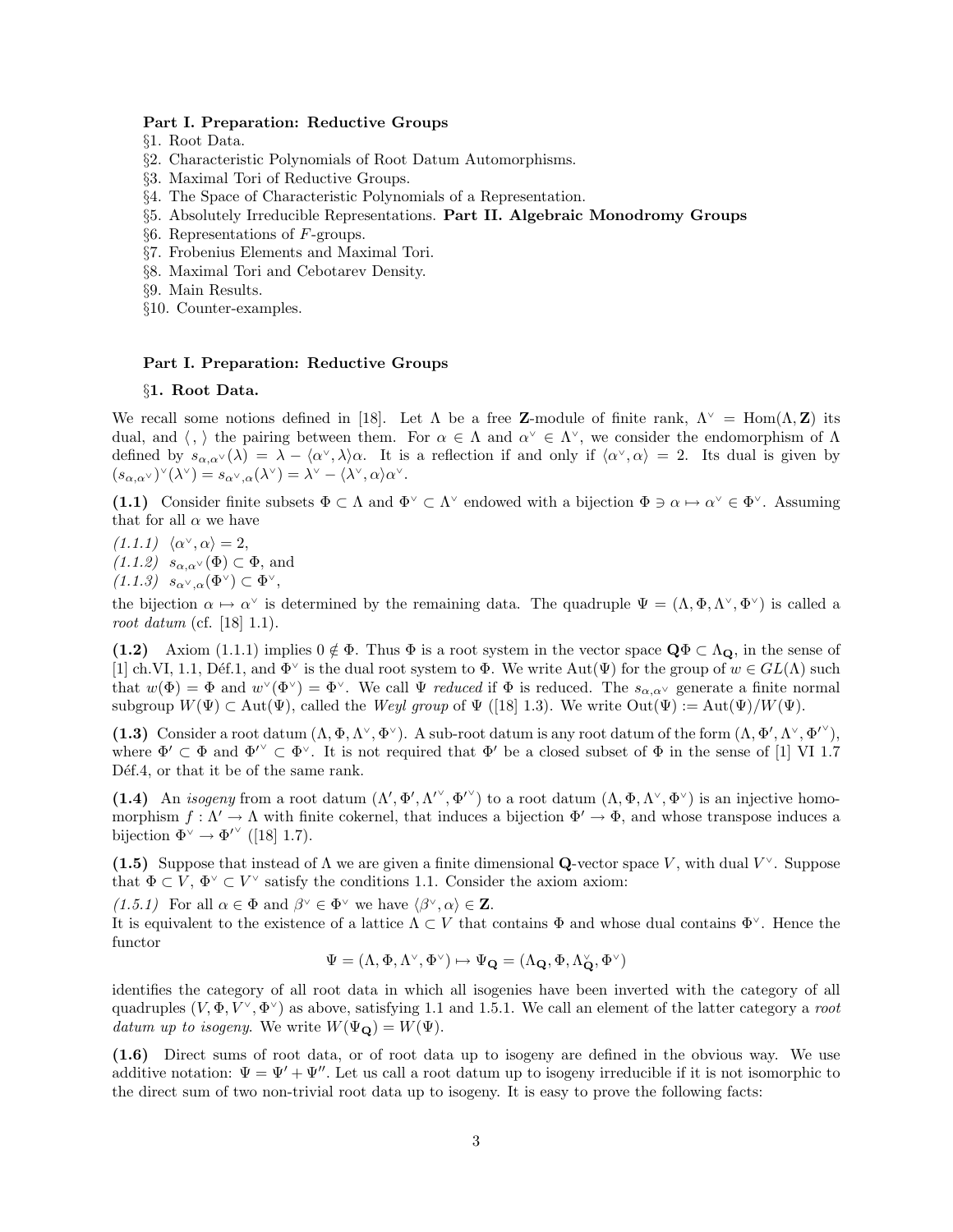**Part I. Preparation: Reductive Groups**

§1. Root Data.

§2. Characteristic Polynomials of Root Datum Automorphisms.

§3. Maximal Tori of Reductive Groups.

§4. The Space of Characteristic Polynomials of a Representation.

§5. Absolutely Irreducible Representations. **Part II. Algebraic Monodromy Groups**

§6. Representations of $F$-groups.

§7. Frobenius Elements and Maximal Tori.

§8. Maximal Tori and Cebotarev Density.

§9. Main Results.

§10. Counter-examples.

## Part I. Preparation: Reductive Groups

### §1. Root Data.

We recall some notions defined in [18]. Let $\Lambda$ be a free $\mathbf{Z}$-module of finite rank, $\Lambda^\vee = \mathrm{Hom}(\Lambda, \mathbf{Z})$ its dual, and $\langle\, ,\, \rangle$ the pairing between them. For $\alpha \in \Lambda$ and $\alpha^\vee \in \Lambda^\vee$, we consider the endomorphism of $\Lambda$ defined by $s_{\alpha,\alpha^\vee}(\lambda) = \lambda - \langle \alpha^\vee, \lambda\rangle \alpha$. It is a reflection if and only if $\langle \alpha^\vee, \alpha\rangle = 2$. Its dual is given by $(s_{\alpha,\alpha^\vee})^\vee(\lambda^\vee) = s_{\alpha^\vee,\alpha}(\lambda^\vee) = \lambda^\vee - \langle \lambda^\vee, \alpha\rangle \alpha^\vee$.

**(1.1)** Consider finite subsets $\Phi \subset \Lambda$ and $\Phi^\vee \subset \Lambda^\vee$ endowed with a bijection $\Phi \ni \alpha \mapsto \alpha^\vee \in \Phi^\vee$. Assuming that for all $\alpha$ we have

*(1.1.1)* $\langle \alpha^\vee, \alpha\rangle = 2$,

*(1.1.2)* $s_{\alpha,\alpha^\vee}(\Phi) \subset \Phi$, and

*(1.1.3)* $s_{\alpha^\vee,\alpha}(\Phi^\vee) \subset \Phi^\vee$,

the bijection $\alpha \mapsto \alpha^\vee$ is determined by the remaining data. The quadruple $\Psi = (\Lambda, \Phi, \Lambda^\vee, \Phi^\vee)$ is called a *root datum* (cf. [18] 1.1).

**(1.2)** Axiom (1.1.1) implies $0 \notin \Phi$. Thus $\Phi$ is a root system in the vector space $\mathbf{Q}\Phi \subset \Lambda_{\mathbf{Q}}$, in the sense of [1] ch.VI, 1.1, Déf.1, and $\Phi^\vee$ is the dual root system to $\Phi$. We write $\mathrm{Aut}(\Psi)$ for the group of $w \in GL(\Lambda)$ such that $w(\Phi) = \Phi$ and $w^\vee(\Phi^\vee) = \Phi^\vee$. We call $\Psi$ *reduced* if $\Phi$ is reduced. The $s_{\alpha,\alpha^\vee}$ generate a finite normal subgroup $W(\Psi) \subset \mathrm{Aut}(\Psi)$, called the *Weyl group* of $\Psi$ ([18] 1.3). We write $\mathrm{Out}(\Psi) := \mathrm{Aut}(\Psi)/W(\Psi)$.

**(1.3)** Consider a root datum $(\Lambda, \Phi, \Lambda^\vee, \Phi^\vee)$. A sub-root datum is any root datum of the form $(\Lambda, \Phi', \Lambda^\vee, \Phi'^\vee)$, where $\Phi' \subset \Phi$ and $\Phi'^\vee \subset \Phi^\vee$. It is not required that $\Phi'$ be a closed subset of $\Phi$ in the sense of [1] VI 1.7 Déf.4, or that it be of the same rank.

**(1.4)** An *isogeny* from a root datum $(\Lambda', \Phi', \Lambda'^\vee, \Phi'^\vee)$ to a root datum $(\Lambda, \Phi, \Lambda^\vee, \Phi^\vee)$ is an injective homomorphism $f : \Lambda' \to \Lambda$ with finite cokernel, that induces a bijection $\Phi' \to \Phi$, and whose transpose induces a bijection $\Phi^\vee \to \Phi'^\vee$ ([18] 1.7).

**(1.5)** Suppose that instead of $\Lambda$ we are given a finite dimensional $\mathbf{Q}$-vector space $V$, with dual $V^\vee$. Suppose that $\Phi \subset V$, $\Phi^\vee \subset V^\vee$ satisfy the conditions 1.1. Consider the axiom axiom:

*(1.5.1)* For all $\alpha \in \Phi$ and $\beta^\vee \in \Phi^\vee$ we have $\langle \beta^\vee, \alpha\rangle \in \mathbf{Z}$.

It is equivalent to the existence of a lattice $\Lambda \subset V$ that contains $\Phi$ and whose dual contains $\Phi^\vee$. Hence the functor

$$\Psi = (\Lambda, \Phi, \Lambda^\vee, \Phi^\vee) \mapsto \Psi_{\mathbf{Q}} = (\Lambda_{\mathbf{Q}}, \Phi, \Lambda^\vee_{\mathbf{Q}}, \Phi^\vee)$$

identifies the category of all root data in which all isogenies have been inverted with the category of all quadruples $(V, \Phi, V^\vee, \Phi^\vee)$ as above, satisfying 1.1 and 1.5.1. We call an element of the latter category a *root datum up to isogeny*. We write $W(\Psi_{\mathbf{Q}}) = W(\Psi)$.

**(1.6)** Direct sums of root data, or of root data up to isogeny are defined in the obvious way. We use additive notation: $\Psi = \Psi' + \Psi''$. Let us call a root datum up to isogeny irreducible if it is not isomorphic to the direct sum of two non-trivial root data up to isogeny. It is easy to prove the following facts: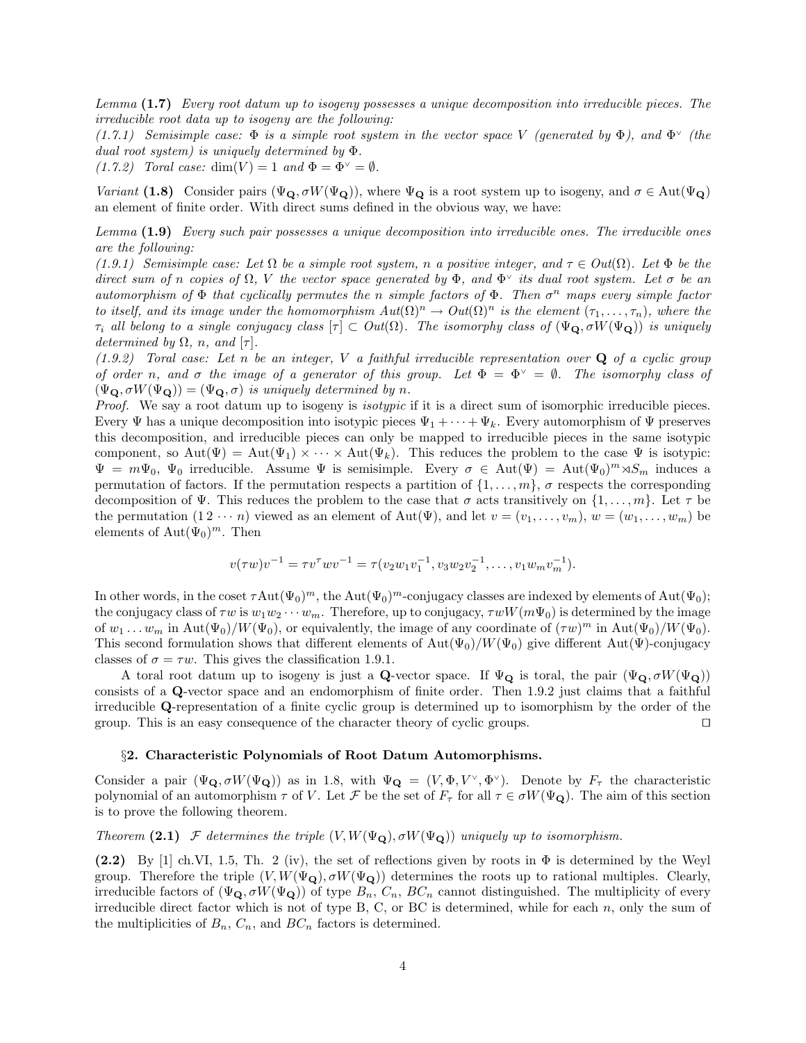*Lemma* **(1.7)** *Every root datum up to isogeny possesses a unique decomposition into irreducible pieces. The irreducible root data up to isogeny are the following:*
*(1.7.1) Semisimple case: $\Phi$ is a simple root system in the vector space $V$ (generated by $\Phi$), and $\Phi^\vee$ (the dual root system) is uniquely determined by $\Phi$.*
*(1.7.2) Toral case: $\dim(V) = 1$ and $\Phi = \Phi^\vee = \emptyset$.*

*Variant* **(1.8)** Consider pairs $(\Psi_{\mathbf{Q}}, \sigma W(\Psi_{\mathbf{Q}}))$, where $\Psi_{\mathbf{Q}}$ is a root system up to isogeny, and $\sigma \in \mathrm{Aut}(\Psi_{\mathbf{Q}})$ an element of finite order. With direct sums defined in the obvious way, we have:

*Lemma* **(1.9)** *Every such pair possesses a unique decomposition into irreducible ones. The irreducible ones are the following:*
*(1.9.1) Semisimple case: Let $\Omega$ be a simple root system, $n$ a positive integer, and $\tau \in Out(\Omega)$. Let $\Phi$ be the direct sum of $n$ copies of $\Omega$, $V$ the vector space generated by $\Phi$, and $\Phi^\vee$ its dual root system. Let $\sigma$ be an automorphism of $\Phi$ that cyclically permutes the $n$ simple factors of $\Phi$. Then $\sigma^n$ maps every simple factor to itself, and its image under the homomorphism $Aut(\Omega)^n \to Out(\Omega)^n$ is the element $(\tau_1, \ldots, \tau_n)$, where the $\tau_i$ all belong to a single conjugacy class $[\tau] \subset Out(\Omega)$. The isomorphy class of $(\Psi_{\mathbf{Q}}, \sigma W(\Psi_{\mathbf{Q}}))$ is uniquely determined by $\Omega$, $n$, and $[\tau]$.*
*(1.9.2) Toral case: Let $n$ be an integer, $V$ a faithful irreducible representation over $\mathbf{Q}$ of a cyclic group of order $n$, and $\sigma$ the image of a generator of this group. Let $\Phi = \Phi^\vee = \emptyset$. The isomorphy class of $(\Psi_{\mathbf{Q}}, \sigma W(\Psi_{\mathbf{Q}})) = (\Psi_{\mathbf{Q}}, \sigma)$ is uniquely determined by $n$.*
*Proof.* We say a root datum up to isogeny is *isotypic* if it is a direct sum of isomorphic irreducible pieces. Every $\Psi$ has a unique decomposition into isotypic pieces $\Psi_1 + \cdots + \Psi_k$. Every automorphism of $\Psi$ preserves this decomposition, and irreducible pieces can only be mapped to irreducible pieces in the same isotypic component, so $\mathrm{Aut}(\Psi) = \mathrm{Aut}(\Psi_1) \times \cdots \times \mathrm{Aut}(\Psi_k)$. This reduces the problem to the case $\Psi$ is isotypic: $\Psi = m\Psi_0$, $\Psi_0$ irreducible. Assume $\Psi$ is semisimple. Every $\sigma \in \mathrm{Aut}(\Psi) = \mathrm{Aut}(\Psi_0)^m \rtimes S_m$ induces a permutation of factors. If the permutation respects a partition of $\{1, \ldots, m\}$, $\sigma$ respects the corresponding decomposition of $\Psi$. This reduces the problem to the case that $\sigma$ acts transitively on $\{1, \ldots, m\}$. Let $\tau$ be the permutation $(1\,2\,\cdots\,n)$ viewed as an element of $\mathrm{Aut}(\Psi)$, and let $v = (v_1, \ldots, v_m)$, $w = (w_1, \ldots, w_m)$ be elements of $\mathrm{Aut}(\Psi_0)^m$. Then

$$v(\tau w)v^{-1} = \tau v^\tau w v^{-1} = \tau(v_2 w_1 v_1^{-1}, v_3 w_2 v_2^{-1}, \ldots, v_1 w_m v_m^{-1}).$$

In other words, in the coset $\tau \mathrm{Aut}(\Psi_0)^m$, the $\mathrm{Aut}(\Psi_0)^m$-conjugacy classes are indexed by elements of $\mathrm{Aut}(\Psi_0)$; the conjugacy class of $\tau w$ is $w_1 w_2 \cdots w_m$. Therefore, up to conjugacy, $\tau w W(m\Psi_0)$ is determined by the image of $w_1 \ldots w_m$ in $\mathrm{Aut}(\Psi_0)/W(\Psi_0)$, or equivalently, the image of any coordinate of $(\tau w)^m$ in $\mathrm{Aut}(\Psi_0)/W(\Psi_0)$. This second formulation shows that different elements of $\mathrm{Aut}(\Psi_0)/W(\Psi_0)$ give different $\mathrm{Aut}(\Psi)$-conjugacy classes of $\sigma = \tau w$. This gives the classification 1.9.1.

A toral root datum up to isogeny is just a $\mathbf{Q}$-vector space. If $\Psi_{\mathbf{Q}}$ is toral, the pair $(\Psi_{\mathbf{Q}}, \sigma W(\Psi_{\mathbf{Q}}))$ consists of a $\mathbf{Q}$-vector space and an endomorphism of finite order. Then 1.9.2 just claims that a faithful irreducible $\mathbf{Q}$-representation of a finite cyclic group is determined up to isomorphism by the order of the group. This is an easy consequence of the character theory of cyclic groups. □

## §2. Characteristic Polynomials of Root Datum Automorphisms.

Consider a pair $(\Psi_{\mathbf{Q}}, \sigma W(\Psi_{\mathbf{Q}}))$ as in 1.8, with $\Psi_{\mathbf{Q}} = (V, \Phi, V^\vee, \Phi^\vee)$. Denote by $F_\tau$ the characteristic polynomial of an automorphism $\tau$ of $V$. Let $\mathcal{F}$ be the set of $F_\tau$ for all $\tau \in \sigma W(\Psi_{\mathbf{Q}})$. The aim of this section is to prove the following theorem.

*Theorem* **(2.1)** *$\mathcal{F}$ determines the triple $(V, W(\Psi_{\mathbf{Q}}), \sigma W(\Psi_{\mathbf{Q}}))$ uniquely up to isomorphism.*

**(2.2)** By [1] ch.VI, 1.5, Th. 2 (iv), the set of reflections given by roots in $\Phi$ is determined by the Weyl group. Therefore the triple $(V, W(\Psi_{\mathbf{Q}}), \sigma W(\Psi_{\mathbf{Q}}))$ determines the roots up to rational multiples. Clearly, irreducible factors of $(\Psi_{\mathbf{Q}}, \sigma W(\Psi_{\mathbf{Q}}))$ of type $B_n$, $C_n$, $BC_n$ cannot distinguished. The multiplicity of every irreducible direct factor which is not of type B, C, or BC is determined, while for each $n$, only the sum of the multiplicities of $B_n$, $C_n$, and $BC_n$ factors is determined.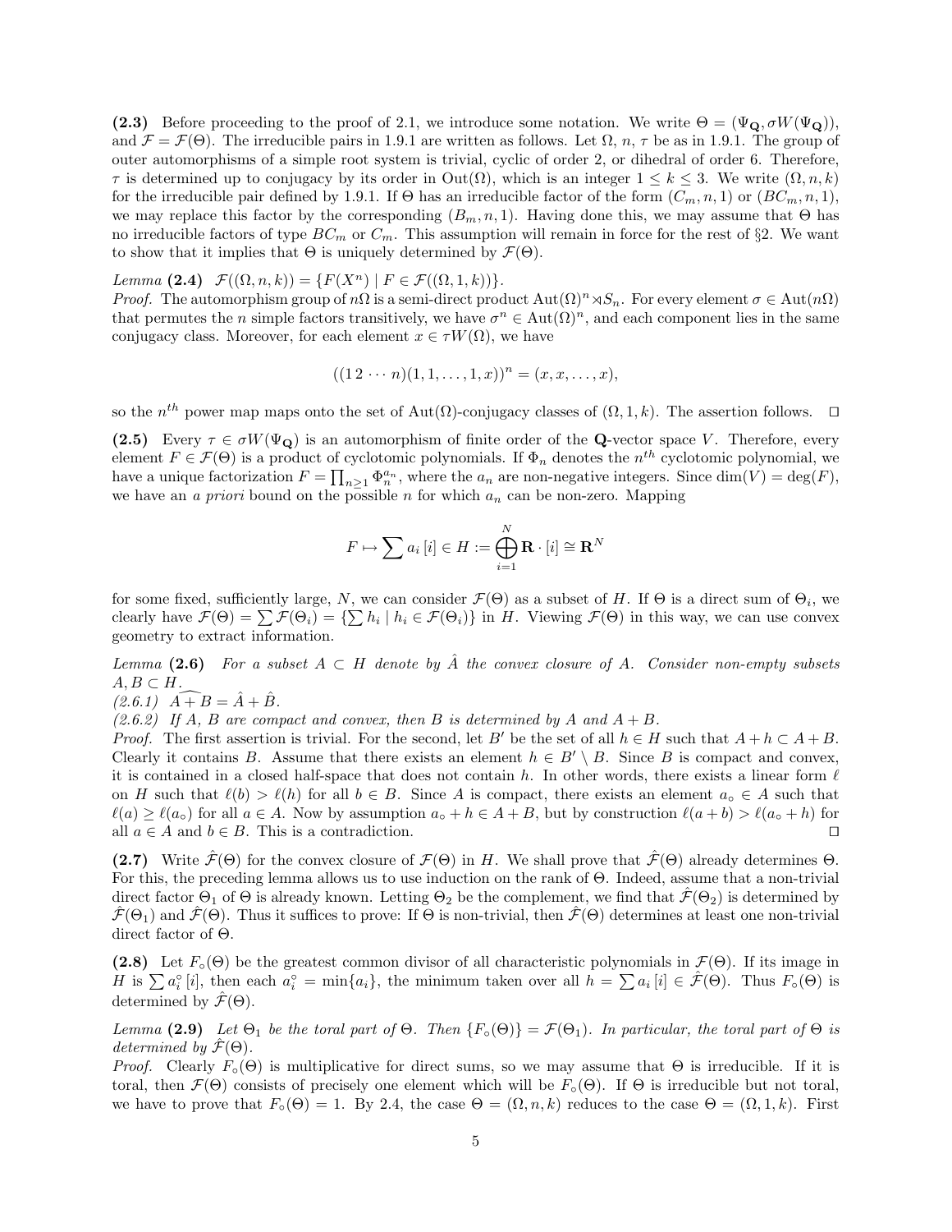**(2.3)** Before proceeding to the proof of 2.1, we introduce some notation. We write $\Theta = (\Psi_{\mathbf{Q}}, \sigma W(\Psi_{\mathbf{Q}}))$, and $\mathcal{F} = \mathcal{F}(\Theta)$. The irreducible pairs in 1.9.1 are written as follows. Let $\Omega$, $n$, $\tau$ be as in 1.9.1. The group of outer automorphisms of a simple root system is trivial, cyclic of order 2, or dihedral of order 6. Therefore, $\tau$ is determined up to conjugacy by its order in $\mathrm{Out}(\Omega)$, which is an integer $1 \leq k \leq 3$. We write $(\Omega, n, k)$ for the irreducible pair defined by 1.9.1. If $\Theta$ has an irreducible factor of the form $(C_m, n, 1)$ or $(BC_m, n, 1)$, we may replace this factor by the corresponding $(B_m, n, 1)$. Having done this, we may assume that $\Theta$ has no irreducible factors of type $BC_m$ or $C_m$. This assumption will remain in force for the rest of §2. We want to show that it implies that $\Theta$ is uniquely determined by $\mathcal{F}(\Theta)$.

*Lemma* **(2.4)** $\mathcal{F}((\Omega, n, k)) = \{F(X^n) \mid F \in \mathcal{F}((\Omega, 1, k))\}$.

*Proof.* The automorphism group of $n\Omega$ is a semi-direct product $\mathrm{Aut}(\Omega)^n \rtimes S_n$. For every element $\sigma \in \mathrm{Aut}(n\Omega)$ that permutes the $n$ simple factors transitively, we have $\sigma^n \in \mathrm{Aut}(\Omega)^n$, and each component lies in the same conjugacy class. Moreover, for each element $x \in \tau W(\Omega)$, we have

$$((1\,2\,\cdots\,n)(1, 1, \ldots, 1, x))^n = (x, x, \ldots, x),$$

so the $n^{th}$ power map maps onto the set of $\mathrm{Aut}(\Omega)$-conjugacy classes of $(\Omega, 1, k)$. The assertion follows. $\square$

**(2.5)** Every $\tau \in \sigma W(\Psi_{\mathbf{Q}})$ is an automorphism of finite order of the $\mathbf{Q}$-vector space $V$. Therefore, every element $F \in \mathcal{F}(\Theta)$ is a product of cyclotomic polynomials. If $\Phi_n$ denotes the $n^{th}$ cyclotomic polynomial, we have a unique factorization $F = \prod_{n \geq 1} \Phi_n^{a_n}$, where the $a_n$ are non-negative integers. Since $\dim(V) = \deg(F)$, we have an *a priori* bound on the possible $n$ for which $a_n$ can be non-zero. Mapping

$$F \mapsto \sum a_i\,[i] \in H := \bigoplus_{i=1}^{N} \mathbf{R} \cdot [i] \cong \mathbf{R}^N$$

for some fixed, sufficiently large, $N$, we can consider $\mathcal{F}(\Theta)$ as a subset of $H$. If $\Theta$ is a direct sum of $\Theta_i$, we clearly have $\mathcal{F}(\Theta) = \sum \mathcal{F}(\Theta_i) = \{\sum h_i \mid h_i \in \mathcal{F}(\Theta_i)\}$ in $H$. Viewing $\mathcal{F}(\Theta)$ in this way, we can use convex geometry to extract information.

*Lemma* **(2.6)** *For a subset $A \subset H$ denote by $\hat{A}$ the convex closure of $A$. Consider non-empty subsets $A, B \subset H$.*

*(2.6.1)* $\widehat{A + B} = \hat{A} + \hat{B}$.

*(2.6.2) If $A$, $B$ are compact and convex, then $B$ is determined by $A$ and $A + B$.*

*Proof.* The first assertion is trivial. For the second, let $B'$ be the set of all $h \in H$ such that $A + h \subset A + B$. Clearly it contains $B$. Assume that there exists an element $h \in B' \setminus B$. Since $B$ is compact and convex, it is contained in a closed half-space that does not contain $h$. In other words, there exists a linear form $\ell$ on $H$ such that $\ell(b) > \ell(h)$ for all $b \in B$. Since $A$ is compact, there exists an element $a_\circ \in A$ such that $\ell(a) \geq \ell(a_\circ)$ for all $a \in A$. Now by assumption $a_\circ + h \in A + B$, but by construction $\ell(a + b) > \ell(a_\circ + h)$ for all $a \in A$ and $b \in B$. This is a contradiction. $\square$

**(2.7)** Write $\hat{\mathcal{F}}(\Theta)$ for the convex closure of $\mathcal{F}(\Theta)$ in $H$. We shall prove that $\hat{\mathcal{F}}(\Theta)$ already determines $\Theta$. For this, the preceding lemma allows us to use induction on the rank of $\Theta$. Indeed, assume that a non-trivial direct factor $\Theta_1$ of $\Theta$ is already known. Letting $\Theta_2$ be the complement, we find that $\hat{\mathcal{F}}(\Theta_2)$ is determined by $\hat{\mathcal{F}}(\Theta_1)$ and $\hat{\mathcal{F}}(\Theta)$. Thus it suffices to prove: If $\Theta$ is non-trivial, then $\hat{\mathcal{F}}(\Theta)$ determines at least one non-trivial direct factor of $\Theta$.

**(2.8)** Let $F_\circ(\Theta)$ be the greatest common divisor of all characteristic polynomials in $\mathcal{F}(\Theta)$. If its image in $H$ is $\sum a_i^\circ\,[i]$, then each $a_i^\circ = \min\{a_i\}$, the minimum taken over all $h = \sum a_i\,[i] \in \hat{\mathcal{F}}(\Theta)$. Thus $F_\circ(\Theta)$ is determined by $\hat{\mathcal{F}}(\Theta)$.

*Lemma* **(2.9)** *Let $\Theta_1$ be the toral part of $\Theta$. Then $\{F_\circ(\Theta)\} = \mathcal{F}(\Theta_1)$. In particular, the toral part of $\Theta$ is determined by $\hat{\mathcal{F}}(\Theta)$.*

*Proof.* Clearly $F_\circ(\Theta)$ is multiplicative for direct sums, so we may assume that $\Theta$ is irreducible. If it is toral, then $\mathcal{F}(\Theta)$ consists of precisely one element which will be $F_\circ(\Theta)$. If $\Theta$ is irreducible but not toral, we have to prove that $F_\circ(\Theta) = 1$. By 2.4, the case $\Theta = (\Omega, n, k)$ reduces to the case $\Theta = (\Omega, 1, k)$. First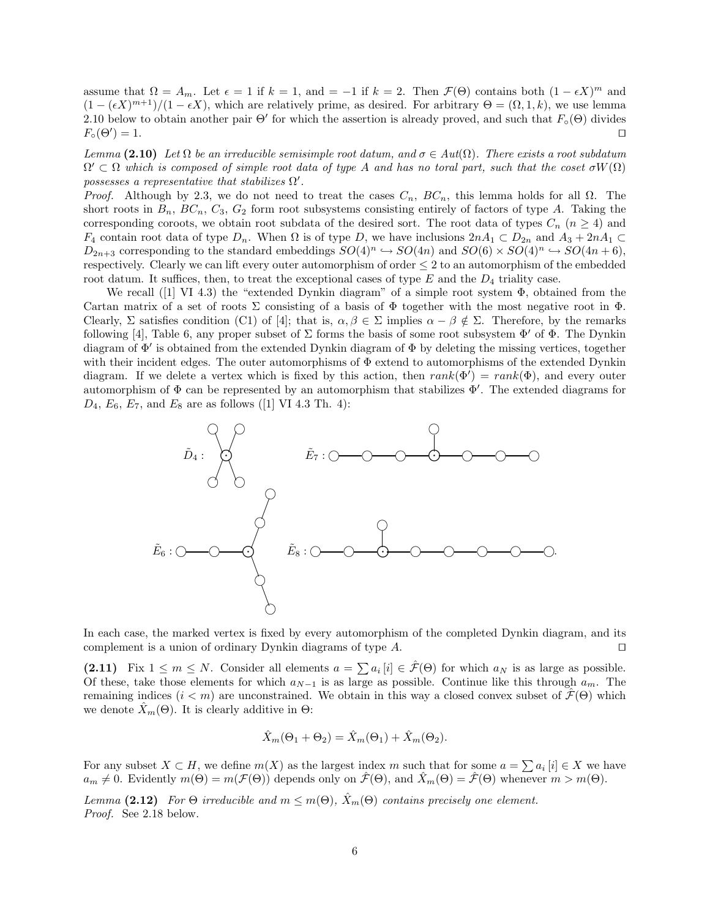assume that $\Omega = A_m$. Let $\epsilon = 1$ if $k = 1$, and $= -1$ if $k = 2$. Then $\mathcal{F}(\Theta)$ contains both $(1 - \epsilon X)^m$ and $(1 - (\epsilon X)^{m+1})/(1 - \epsilon X)$, which are relatively prime, as desired. For arbitrary $\Theta = (\Omega, 1, k)$, we use lemma 2.10 below to obtain another pair $\Theta'$ for which the assertion is already proved, and such that $F_\circ(\Theta)$ divides $F_\circ(\Theta') = 1$. ◻

*Lemma* **(2.10)** *Let $\Omega$ be an irreducible semisimple root datum, and $\sigma \in Aut(\Omega)$. There exists a root subdatum $\Omega' \subset \Omega$ which is composed of simple root data of type $A$ and has no toral part, such that the coset $\sigma W(\Omega)$ possesses a representative that stabilizes $\Omega'$.*

*Proof.* Although by 2.3, we do not need to treat the cases $C_n$, $BC_n$, this lemma holds for all $\Omega$. The short roots in $B_n$, $BC_n$, $C_3$, $G_2$ form root subsystems consisting entirely of factors of type $A$. Taking the corresponding coroots, we obtain root subdata of the desired sort. The root data of types $C_n$ $(n \geq 4)$ and $F_4$ contain root data of type $D_n$. When $\Omega$ is of type $D$, we have inclusions $2nA_1 \subset D_{2n}$ and $A_3 + 2nA_1 \subset D_{2n+3}$ corresponding to the standard embeddings $SO(4)^n \hookrightarrow SO(4n)$ and $SO(6) \times SO(4)^n \hookrightarrow SO(4n+6)$, respectively. Clearly we can lift every outer automorphism of order $\leq 2$ to an automorphism of the embedded root datum. It suffices, then, to treat the exceptional cases of type $E$ and the $D_4$ triality case.

We recall ([1] VI 4.3) the "extended Dynkin diagram" of a simple root system $\Phi$, obtained from the Cartan matrix of a set of roots $\Sigma$ consisting of a basis of $\Phi$ together with the most negative root in $\Phi$. Clearly, $\Sigma$ satisfies condition (C1) of [4]; that is, $\alpha, \beta \in \Sigma$ implies $\alpha - \beta \notin \Sigma$. Therefore, by the remarks following [4], Table 6, any proper subset of $\Sigma$ forms the basis of some root subsystem $\Phi'$ of $\Phi$. The Dynkin diagram of $\Phi'$ is obtained from the extended Dynkin diagram of $\Phi$ by deleting the missing vertices, together with their incident edges. The outer automorphisms of $\Phi$ extend to automorphisms of the extended Dynkin diagram. If we delete a vertex which is fixed by this action, then $rank(\Phi') = rank(\Phi)$, and every outer automorphism of $\Phi$ can be represented by an automorphism that stabilizes $\Phi'$. The extended diagrams for $D_4$, $E_6$, $E_7$, and $E_8$ are as follows ([1] VI 4.3 Th. 4):

$\tilde{D}_4$ : $\tilde{E}_7$ : $\tilde{E}_6$ : $\tilde{E}_8$ :

In each case, the marked vertex is fixed by every automorphism of the completed Dynkin diagram, and its complement is a union of ordinary Dynkin diagrams of type $A$. ◻

**(2.11)** Fix $1 \leq m \leq N$. Consider all elements $a = \sum a_i\,[i] \in \hat{\mathcal{F}}(\Theta)$ for which $a_N$ is as large as possible. Of these, take those elements for which $a_{N-1}$ is as large as possible. Continue like this through $a_m$. The remaining indices $(i < m)$ are unconstrained. We obtain in this way a closed convex subset of $\hat{\mathcal{F}}(\Theta)$ which we denote $\hat{X}_m(\Theta)$. It is clearly additive in $\Theta$:

$$\hat{X}_m(\Theta_1 + \Theta_2) = \hat{X}_m(\Theta_1) + \hat{X}_m(\Theta_2).$$

For any subset $X \subset H$, we define $m(X)$ as the largest index $m$ such that for some $a = \sum a_i\,[i] \in X$ we have $a_m \neq 0$. Evidently $m(\Theta) = m(\mathcal{F}(\Theta))$ depends only on $\hat{\mathcal{F}}(\Theta)$, and $\hat{X}_m(\Theta) = \hat{\mathcal{F}}(\Theta)$ whenever $m > m(\Theta)$.

*Lemma* **(2.12)** *For $\Theta$ irreducible and $m \leq m(\Theta)$, $\hat{X}_m(\Theta)$ contains precisely one element.*

*Proof.* See 2.18 below.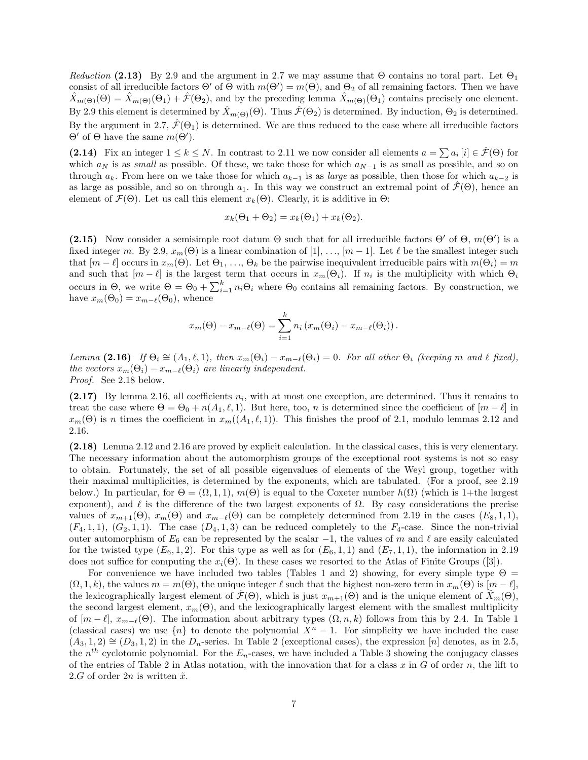*Reduction* **(2.13)** By 2.9 and the argument in 2.7 we may assume that $\Theta$ contains no toral part. Let $\Theta_1$ consist of all irreducible factors $\Theta'$ of $\Theta$ with $m(\Theta') = m(\Theta)$, and $\Theta_2$ of all remaining factors. Then we have $\hat{X}_{m(\Theta)}(\Theta) = \hat{X}_{m(\Theta)}(\Theta_1) + \hat{\mathcal{F}}(\Theta_2)$, and by the preceding lemma $\hat{X}_{m(\Theta)}(\Theta_1)$ contains precisely one element. By 2.9 this element is determined by $\hat{X}_{m(\Theta)}(\Theta)$. Thus $\hat{\mathcal{F}}(\Theta_2)$ is determined. By induction, $\Theta_2$ is determined. By the argument in 2.7, $\hat{\mathcal{F}}(\Theta_1)$ is determined. We are thus reduced to the case where all irreducible factors $\Theta'$ of $\Theta$ have the same $m(\Theta')$.

**(2.14)** Fix an integer $1 \leq k \leq N$. In contrast to 2.11 we now consider all elements $a = \sum a_i\,[i] \in \hat{\mathcal{F}}(\Theta)$ for which $a_N$ is as *small* as possible. Of these, we take those for which $a_{N-1}$ is as small as possible, and so on through $a_k$. From here on we take those for which $a_{k-1}$ is as *large* as possible, then those for which $a_{k-2}$ is as large as possible, and so on through $a_1$. In this way we construct an extremal point of $\hat{\mathcal{F}}(\Theta)$, hence an element of $\mathcal{F}(\Theta)$. Let us call this element $x_k(\Theta)$. Clearly, it is additive in $\Theta$:

$$x_k(\Theta_1 + \Theta_2) = x_k(\Theta_1) + x_k(\Theta_2).$$

**(2.15)** Now consider a semisimple root datum $\Theta$ such that for all irreducible factors $\Theta'$ of $\Theta$, $m(\Theta')$ is a fixed integer $m$. By 2.9, $x_m(\Theta)$ is a linear combination of $[1]$, …, $[m-1]$. Let $\ell$ be the smallest integer such that $[m-\ell]$ occurs in $x_m(\Theta)$. Let $\Theta_1$, …, $\Theta_k$ be the pairwise inequivalent irreducible pairs with $m(\Theta_i) = m$ and such that $[m-\ell]$ is the largest term that occurs in $x_m(\Theta_i)$. If $n_i$ is the multiplicity with which $\Theta_i$ occurs in $\Theta$, we write $\Theta = \Theta_0 + \sum_{i=1}^{k} n_i\Theta_i$ where $\Theta_0$ contains all remaining factors. By construction, we have $x_m(\Theta_0) = x_{m-\ell}(\Theta_0)$, whence

$$x_m(\Theta) - x_{m-\ell}(\Theta) = \sum_{i=1}^{k} n_i \left(x_m(\Theta_i) - x_{m-\ell}(\Theta_i)\right).$$

*Lemma* **(2.16)** *If $\Theta_i \cong (A_1, \ell, 1)$, then $x_m(\Theta_i) - x_{m-\ell}(\Theta_i) = 0$. For all other $\Theta_i$ (keeping $m$ and $\ell$ fixed), the vectors $x_m(\Theta_i) - x_{m-\ell}(\Theta_i)$ are linearly independent.*
*Proof.* See 2.18 below.

**(2.17)** By lemma 2.16, all coefficients $n_i$, with at most one exception, are determined. Thus it remains to treat the case where $\Theta = \Theta_0 + n(A_1, \ell, 1)$. But here, too, $n$ is determined since the coefficient of $[m-\ell]$ in $x_m(\Theta)$ is $n$ times the coefficient in $x_m((A_1, \ell, 1))$. This finishes the proof of 2.1, modulo lemmas 2.12 and 2.16.

**(2.18)** Lemma 2.12 and 2.16 are proved by explicit calculation. In the classical cases, this is very elementary. The necessary information about the automorphism groups of the exceptional root systems is not so easy to obtain. Fortunately, the set of all possible eigenvalues of elements of the Weyl group, together with their maximal multiplicities, is determined by the exponents, which are tabulated. (For a proof, see 2.19 below.) In particular, for $\Theta = (\Omega, 1, 1)$, $m(\Theta)$ is equal to the Coxeter number $h(\Omega)$ (which is 1+the largest exponent), and $\ell$ is the difference of the two largest exponents of $\Omega$. By easy considerations the precise values of $x_{m+1}(\Theta)$, $x_m(\Theta)$ and $x_{m-\ell}(\Theta)$ can be completely determined from 2.19 in the cases $(E_8, 1, 1)$, $(F_4, 1, 1)$, $(G_2, 1, 1)$. The case $(D_4, 1, 3)$ can be reduced completely to the $F_4$-case. Since the non-trivial outer automorphism of $E_6$ can be represented by the scalar $-1$, the values of $m$ and $\ell$ are easily calculated for the twisted type $(E_6, 1, 2)$. For this type as well as for $(E_6, 1, 1)$ and $(E_7, 1, 1)$, the information in 2.19 does not suffice for computing the $x_i(\Theta)$. In these cases we resorted to the Atlas of Finite Groups ([3]).

For convenience we have included two tables (Tables 1 and 2) showing, for every simple type $\Theta = (\Omega, 1, k)$, the values $m = m(\Theta)$, the unique integer $\ell$ such that the highest non-zero term in $x_m(\Theta)$ is $[m-\ell]$, the lexicographically largest element of $\hat{\mathcal{F}}(\Theta)$, which is just $x_{m+1}(\Theta)$ and is the unique element of $\hat{X}_m(\Theta)$, the second largest element, $x_m(\Theta)$, and the lexicographically largest element with the smallest multiplicity of $[m-\ell]$, $x_{m-\ell}(\Theta)$. The information about arbitrary types $(\Omega, n, k)$ follows from this by 2.4. In Table 1 (classical cases) we use $\{n\}$ to denote the polynomial $X^n - 1$. For simplicity we have included the case $(A_3, 1, 2) \cong (D_3, 1, 2)$ in the $D_n$-series. In Table 2 (exceptional cases), the expression $[n]$ denotes, as in 2.5, the $n^{th}$ cyclotomic polynomial. For the $E_n$-cases, we have included a Table 3 showing the conjugacy classes of the entries of Table 2 in Atlas notation, with the innovation that for a class $x$ in $G$ of order $n$, the lift to $2.G$ of order $2n$ is written $\tilde{x}$.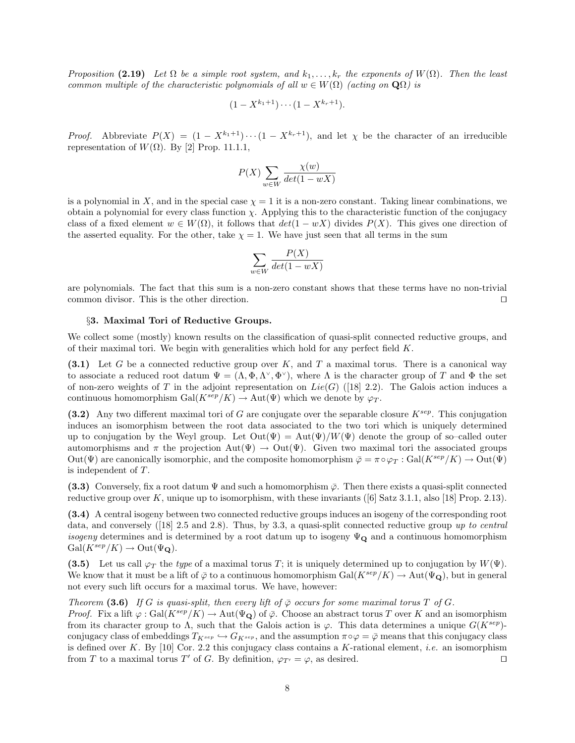*Proposition* **(2.19)** *Let $\Omega$ be a simple root system, and $k_1, \ldots, k_r$ the exponents of $W(\Omega)$. Then the least common multiple of the characteristic polynomials of all $w \in W(\Omega)$ (acting on $\mathbf{Q}\Omega$) is*

$$(1 - X^{k_1+1}) \cdots (1 - X^{k_r+1}).$$

*Proof.* Abbreviate $P(X) = (1 - X^{k_1+1}) \cdots (1 - X^{k_r+1})$, and let $\chi$ be the character of an irreducible representation of $W(\Omega)$. By [2] Prop. 11.1.1,

$$P(X) \sum_{w \in W} \frac{\chi(w)}{det(1 - wX)}$$

is a polynomial in $X$, and in the special case $\chi = 1$ it is a non-zero constant. Taking linear combinations, we obtain a polynomial for every class function $\chi$. Applying this to the characteristic function of the conjugacy class of a fixed element $w \in W(\Omega)$, it follows that $det(1 - wX)$ divides $P(X)$. This gives one direction of the asserted equality. For the other, take $\chi = 1$. We have just seen that all terms in the sum

$$\sum_{w \in W} \frac{P(X)}{det(1 - wX)}$$

are polynomials. The fact that this sum is a non-zero constant shows that these terms have no non-trivial common divisor. This is the other direction. □

## §3. Maximal Tori of Reductive Groups.

We collect some (mostly) known results on the classification of quasi-split connected reductive groups, and of their maximal tori. We begin with generalities which hold for any perfect field $K$.

**(3.1)** Let $G$ be a connected reductive group over $K$, and $T$ a maximal torus. There is a canonical way to associate a reduced root datum $\Psi = (\Lambda, \Phi, \Lambda^\vee, \Phi^\vee)$, where $\Lambda$ is the character group of $T$ and $\Phi$ the set of non-zero weights of $T$ in the adjoint representation on $Lie(G)$ ([18] 2.2). The Galois action induces a continuous homomorphism $\mathrm{Gal}(K^{sep}/K) \to \mathrm{Aut}(\Psi)$ which we denote by $\varphi_T$.

**(3.2)** Any two different maximal tori of $G$ are conjugate over the separable closure $K^{sep}$. This conjugation induces an isomorphism between the root data associated to the two tori which is uniquely determined up to conjugation by the Weyl group. Let $\mathrm{Out}(\Psi) = \mathrm{Aut}(\Psi)/W(\Psi)$ denote the group of so–called outer automorphisms and $\pi$ the projection $\mathrm{Aut}(\Psi) \to \mathrm{Out}(\Psi)$. Given two maximal tori the associated groups $\mathrm{Out}(\Psi)$ are canonically isomorphic, and the composite homomorphism $\bar{\varphi} = \pi \circ \varphi_T : \mathrm{Gal}(K^{sep}/K) \to \mathrm{Out}(\Psi)$ is independent of $T$.

**(3.3)** Conversely, fix a root datum $\Psi$ and such a homomorphism $\bar{\varphi}$. Then there exists a quasi-split connected reductive group over $K$, unique up to isomorphism, with these invariants ([6] Satz 3.1.1, also [18] Prop. 2.13).

**(3.4)** A central isogeny between two connected reductive groups induces an isogeny of the corresponding root data, and conversely ([18] 2.5 and 2.8). Thus, by 3.3, a quasi-split connected reductive group *up to central isogeny* determines and is determined by a root datum up to isogeny $\Psi_{\mathbf{Q}}$ and a continuous homomorphism $\mathrm{Gal}(K^{sep}/K) \to \mathrm{Out}(\Psi_{\mathbf{Q}})$.

**(3.5)** Let us call $\varphi_T$ the *type* of a maximal torus $T$; it is uniquely determined up to conjugation by $W(\Psi)$. We know that it must be a lift of $\bar{\varphi}$ to a continuous homomorphism $\mathrm{Gal}(K^{sep}/K) \to \mathrm{Aut}(\Psi_{\mathbf{Q}})$, but in general not every such lift occurs for a maximal torus. We have, however:

*Theorem* **(3.6)** *If $G$ is quasi-split, then every lift of $\bar{\varphi}$ occurs for some maximal torus $T$ of $G$.*

*Proof.* Fix a lift $\varphi : \mathrm{Gal}(K^{sep}/K) \to \mathrm{Aut}(\Psi_{\mathbf{Q}})$ of $\bar{\varphi}$. Choose an abstract torus $T$ over $K$ and an isomorphism from its character group to $\Lambda$, such that the Galois action is $\varphi$. This data determines a unique $G(K^{sep})$-conjugacy class of embeddings $T_{K^{sep}} \hookrightarrow G_{K^{sep}}$, and the assumption $\pi \circ \varphi = \bar{\varphi}$ means that this conjugacy class is defined over $K$. By [10] Cor. 2.2 this conjugacy class contains a $K$-rational element, *i.e.* an isomorphism from $T$ to a maximal torus $T'$ of $G$. By definition, $\varphi_{T'} = \varphi$, as desired. □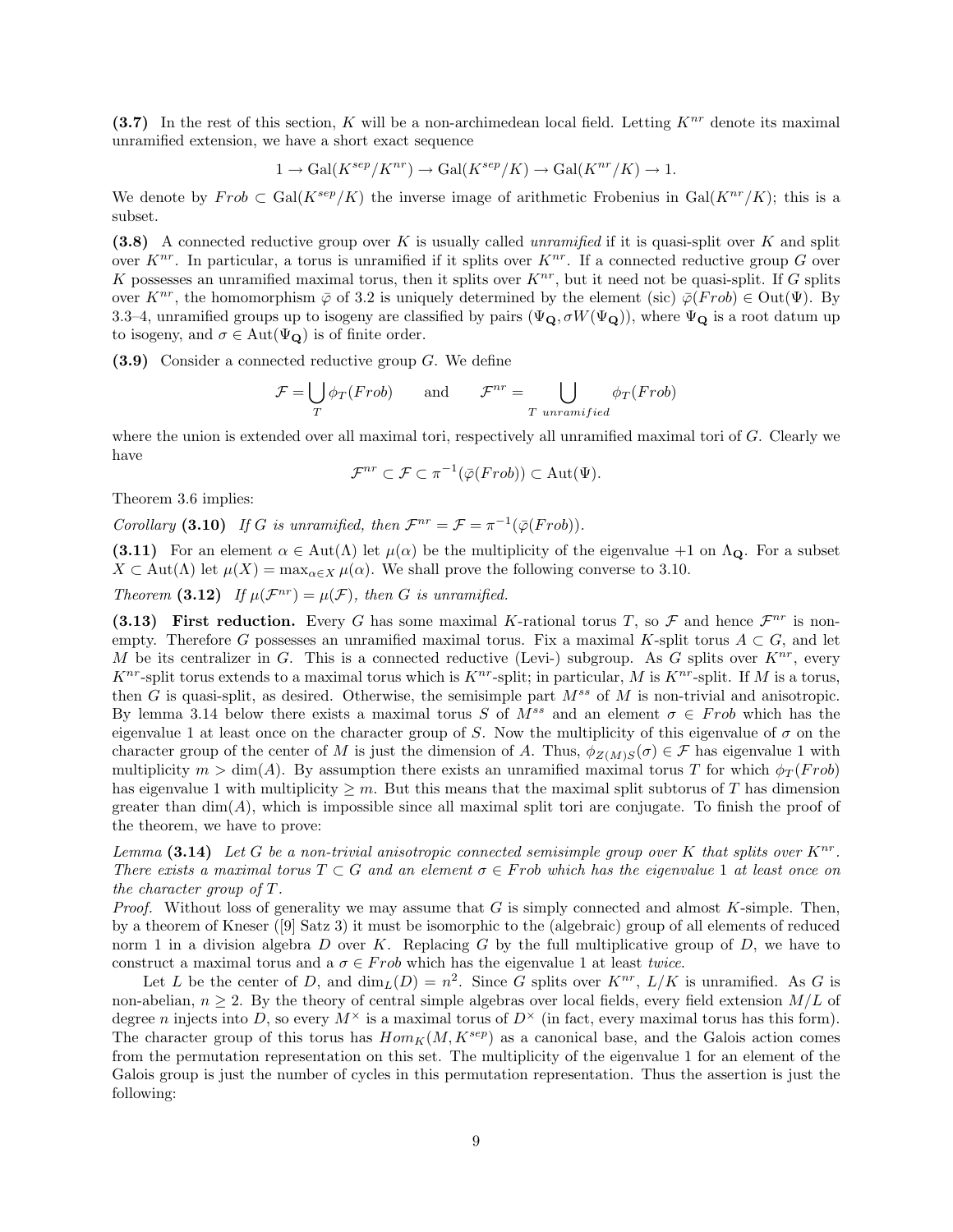**(3.7)** In the rest of this section, $K$ will be a non-archimedean local field. Letting $K^{nr}$ denote its maximal unramified extension, we have a short exact sequence

$$1 \to \mathrm{Gal}(K^{sep}/K^{nr}) \to \mathrm{Gal}(K^{sep}/K) \to \mathrm{Gal}(K^{nr}/K) \to 1.$$

We denote by $Frob \subset \mathrm{Gal}(K^{sep}/K)$ the inverse image of arithmetic Frobenius in $\mathrm{Gal}(K^{nr}/K)$; this is a subset.

**(3.8)** A connected reductive group over $K$ is usually called *unramified* if it is quasi-split over $K$ and split over $K^{nr}$. In particular, a torus is unramified if it splits over $K^{nr}$. If a connected reductive group $G$ over $K$ possesses an unramified maximal torus, then it splits over $K^{nr}$, but it need not be quasi-split. If $G$ splits over $K^{nr}$, the homomorphism $\bar{\varphi}$ of 3.2 is uniquely determined by the element (sic) $\bar{\varphi}(Frob) \in \mathrm{Out}(\Psi)$. By 3.3–4, unramified groups up to isogeny are classified by pairs $(\Psi_{\mathbf{Q}}, \sigma W(\Psi_{\mathbf{Q}}))$, where $\Psi_{\mathbf{Q}}$ is a root datum up to isogeny, and $\sigma \in \mathrm{Aut}(\Psi_{\mathbf{Q}})$ is of finite order.

**(3.9)** Consider a connected reductive group $G$. We define

$$\mathcal{F} = \bigcup_T \phi_T(Frob) \qquad \text{and} \qquad \mathcal{F}^{nr} = \bigcup_{T \ unramified} \phi_T(Frob)$$

where the union is extended over all maximal tori, respectively all unramified maximal tori of $G$. Clearly we have

$$\mathcal{F}^{nr} \subset \mathcal{F} \subset \pi^{-1}(\bar{\varphi}(Frob)) \subset \mathrm{Aut}(\Psi).$$

Theorem 3.6 implies:

*Corollary* **(3.10)** *If $G$ is unramified, then $\mathcal{F}^{nr} = \mathcal{F} = \pi^{-1}(\bar{\varphi}(Frob))$.*

**(3.11)** For an element $\alpha \in \mathrm{Aut}(\Lambda)$ let $\mu(\alpha)$ be the multiplicity of the eigenvalue $+1$ on $\Lambda_{\mathbf{Q}}$. For a subset $X \subset \mathrm{Aut}(\Lambda)$ let $\mu(X) = \max_{\alpha \in X} \mu(\alpha)$. We shall prove the following converse to 3.10.

*Theorem* **(3.12)** *If $\mu(\mathcal{F}^{nr}) = \mu(\mathcal{F})$, then $G$ is unramified.*

**(3.13) First reduction.** Every $G$ has some maximal $K$-rational torus $T$, so $\mathcal{F}$ and hence $\mathcal{F}^{nr}$ is non-empty. Therefore $G$ possesses an unramified maximal torus. Fix a maximal $K$-split torus $A \subset G$, and let $M$ be its centralizer in $G$. This is a connected reductive (Levi-) subgroup. As $G$ splits over $K^{nr}$, every $K^{nr}$-split torus extends to a maximal torus which is $K^{nr}$-split; in particular, $M$ is $K^{nr}$-split. If $M$ is a torus, then $G$ is quasi-split, as desired. Otherwise, the semisimple part $M^{ss}$ of $M$ is non-trivial and anisotropic. By lemma 3.14 below there exists a maximal torus $S$ of $M^{ss}$ and an element $\sigma \in Frob$ which has the eigenvalue 1 at least once on the character group of $S$. Now the multiplicity of this eigenvalue of $\sigma$ on the character group of the center of $M$ is just the dimension of $A$. Thus, $\phi_{Z(M)S}(\sigma) \in \mathcal{F}$ has eigenvalue 1 with multiplicity $m > \dim(A)$. By assumption there exists an unramified maximal torus $T$ for which $\phi_T(Frob)$ has eigenvalue 1 with multiplicity $\geq m$. But this means that the maximal split subtorus of $T$ has dimension greater than $\dim(A)$, which is impossible since all maximal split tori are conjugate. To finish the proof of the theorem, we have to prove:

*Lemma* **(3.14)** *Let $G$ be a non-trivial anisotropic connected semisimple group over $K$ that splits over $K^{nr}$. There exists a maximal torus $T \subset G$ and an element $\sigma \in Frob$ which has the eigenvalue 1 at least once on the character group of $T$.*

*Proof.* Without loss of generality we may assume that $G$ is simply connected and almost $K$-simple. Then, by a theorem of Kneser ([9] Satz 3) it must be isomorphic to the (algebraic) group of all elements of reduced norm 1 in a division algebra $D$ over $K$. Replacing $G$ by the full multiplicative group of $D$, we have to construct a maximal torus and a $\sigma \in Frob$ which has the eigenvalue 1 at least *twice*.

Let $L$ be the center of $D$, and $\dim_L(D) = n^2$. Since $G$ splits over $K^{nr}$, $L/K$ is unramified. As $G$ is non-abelian, $n \geq 2$. By the theory of central simple algebras over local fields, every field extension $M/L$ of degree $n$ injects into $D$, so every $M^{\times}$ is a maximal torus of $D^{\times}$ (in fact, every maximal torus has this form). The character group of this torus has $Hom_K(M, K^{sep})$ as a canonical base, and the Galois action comes from the permutation representation on this set. The multiplicity of the eigenvalue 1 for an element of the Galois group is just the number of cycles in this permutation representation. Thus the assertion is just the following: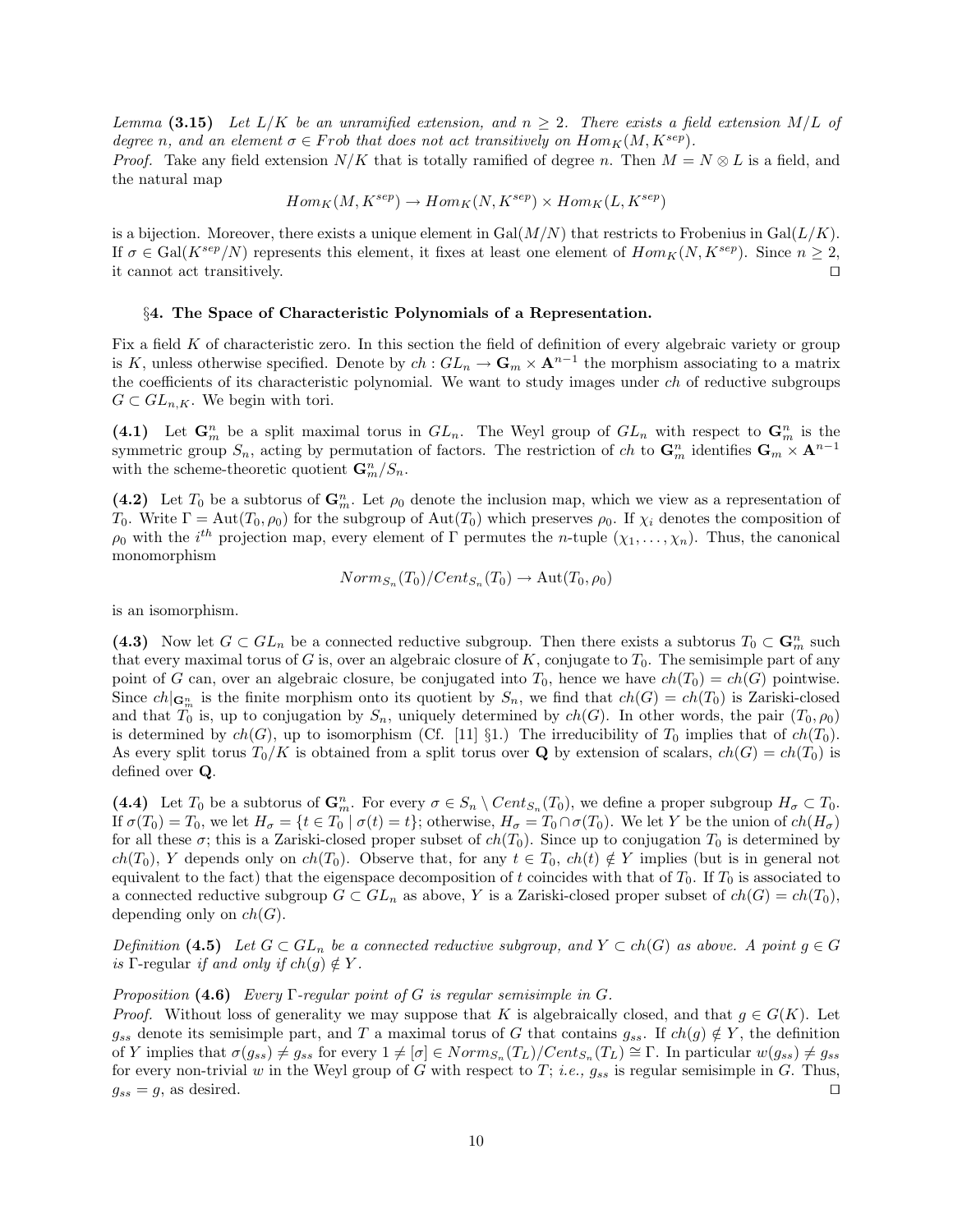*Lemma* **(3.15)** *Let $L/K$ be an unramified extension, and $n \geq 2$. There exists a field extension $M/L$ of degree $n$, and an element $\sigma \in Frob$ that does not act transitively on $Hom_K(M, K^{sep})$.*

*Proof.* Take any field extension $N/K$ that is totally ramified of degree $n$. Then $M = N \otimes L$ is a field, and the natural map

$$Hom_K(M, K^{sep}) \to Hom_K(N, K^{sep}) \times Hom_K(L, K^{sep})$$

is a bijection. Moreover, there exists a unique element in $\mathrm{Gal}(M/N)$ that restricts to Frobenius in $\mathrm{Gal}(L/K)$. If $\sigma \in \mathrm{Gal}(K^{sep}/N)$ represents this element, it fixes at least one element of $Hom_K(N, K^{sep})$. Since $n \geq 2$, it cannot act transitively. ◻

## §4. The Space of Characteristic Polynomials of a Representation.

Fix a field $K$ of characteristic zero. In this section the field of definition of every algebraic variety or group is $K$, unless otherwise specified. Denote by $ch : GL_n \to \mathbf{G}_m \times \mathbf{A}^{n-1}$ the morphism associating to a matrix the coefficients of its characteristic polynomial. We want to study images under $ch$ of reductive subgroups $G \subset GL_{n,K}$. We begin with tori.

**(4.1)** Let $\mathbf{G}_m^n$ be a split maximal torus in $GL_n$. The Weyl group of $GL_n$ with respect to $\mathbf{G}_m^n$ is the symmetric group $S_n$, acting by permutation of factors. The restriction of $ch$ to $\mathbf{G}_m^n$ identifies $\mathbf{G}_m \times \mathbf{A}^{n-1}$ with the scheme-theoretic quotient $\mathbf{G}_m^n/S_n$.

**(4.2)** Let $T_0$ be a subtorus of $\mathbf{G}_m^n$. Let $\rho_0$ denote the inclusion map, which we view as a representation of $T_0$. Write $\Gamma = \mathrm{Aut}(T_0, \rho_0)$ for the subgroup of $\mathrm{Aut}(T_0)$ which preserves $\rho_0$. If $\chi_i$ denotes the composition of $\rho_0$ with the $i^{th}$ projection map, every element of $\Gamma$ permutes the $n$-tuple $(\chi_1, \ldots, \chi_n)$. Thus, the canonical monomorphism

$$Norm_{S_n}(T_0)/Cent_{S_n}(T_0) \to \mathrm{Aut}(T_0, \rho_0)$$

is an isomorphism.

**(4.3)** Now let $G \subset GL_n$ be a connected reductive subgroup. Then there exists a subtorus $T_0 \subset \mathbf{G}_m^n$ such that every maximal torus of $G$ is, over an algebraic closure of $K$, conjugate to $T_0$. The semisimple part of any point of $G$ can, over an algebraic closure, be conjugated into $T_0$, hence we have $ch(T_0) = ch(G)$ pointwise. Since $ch|_{\mathbf{G}_m^n}$ is the finite morphism onto its quotient by $S_n$, we find that $ch(G) = ch(T_0)$ is Zariski-closed and that $T_0$ is, up to conjugation by $S_n$, uniquely determined by $ch(G)$. In other words, the pair $(T_0, \rho_0)$ is determined by $ch(G)$, up to isomorphism (Cf. [11] §1.) The irreducibility of $T_0$ implies that of $ch(T_0)$. As every split torus $T_0/K$ is obtained from a split torus over $\mathbf{Q}$ by extension of scalars, $ch(G) = ch(T_0)$ is defined over $\mathbf{Q}$.

**(4.4)** Let $T_0$ be a subtorus of $\mathbf{G}_m^n$. For every $\sigma \in S_n \setminus Cent_{S_n}(T_0)$, we define a proper subgroup $H_\sigma \subset T_0$. If $\sigma(T_0) = T_0$, we let $H_\sigma = \{t \in T_0 \mid \sigma(t) = t\}$; otherwise, $H_\sigma = T_0 \cap \sigma(T_0)$. We let $Y$ be the union of $ch(H_\sigma)$ for all these $\sigma$; this is a Zariski-closed proper subset of $ch(T_0)$. Since up to conjugation $T_0$ is determined by $ch(T_0)$, $Y$ depends only on $ch(T_0)$. Observe that, for any $t \in T_0$, $ch(t) \notin Y$ implies (but is in general not equivalent to the fact) that the eigenspace decomposition of $t$ coincides with that of $T_0$. If $T_0$ is associated to a connected reductive subgroup $G \subset GL_n$ as above, $Y$ is a Zariski-closed proper subset of $ch(G) = ch(T_0)$, depending only on $ch(G)$.

*Definition* **(4.5)** *Let $G \subset GL_n$ be a connected reductive subgroup, and $Y \subset ch(G)$ as above. A point $g \in G$ is* $\Gamma$-regular *if and only if $ch(g) \notin Y$.*

*Proposition* **(4.6)** *Every $\Gamma$-regular point of $G$ is regular semisimple in $G$.*

*Proof.* Without loss of generality we may suppose that $K$ is algebraically closed, and that $g \in G(K)$. Let $g_{ss}$ denote its semisimple part, and $T$ a maximal torus of $G$ that contains $g_{ss}$. If $ch(g) \notin Y$, the definition of $Y$ implies that $\sigma(g_{ss}) \neq g_{ss}$ for every $1 \neq [\sigma] \in Norm_{S_n}(T_L)/Cent_{S_n}(T_L) \cong \Gamma$. In particular $w(g_{ss}) \neq g_{ss}$ for every non-trivial $w$ in the Weyl group of $G$ with respect to $T$; *i.e.,* $g_{ss}$ is regular semisimple in $G$. Thus, $g_{ss} = g$, as desired. ◻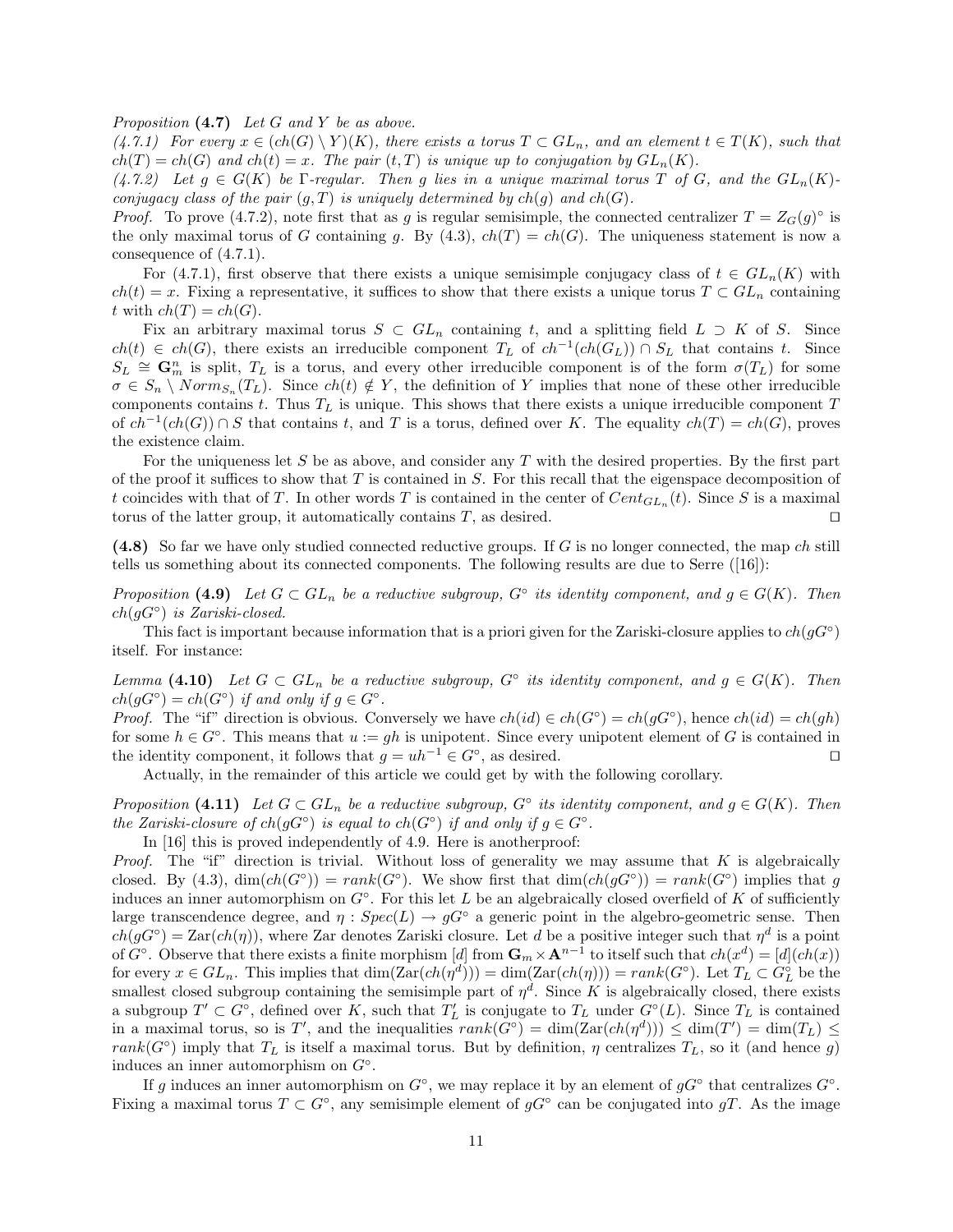*Proposition* **(4.7)** *Let $G$ and $Y$ be as above.*

*(4.7.1) For every $x \in (ch(G) \setminus Y)(K)$, there exists a torus $T \subset GL_n$, and an element $t \in T(K)$, such that $ch(T) = ch(G)$ and $ch(t) = x$. The pair $(t, T)$ is unique up to conjugation by $GL_n(K)$.*

*(4.7.2) Let $g \in G(K)$ be $\Gamma$-regular. Then $g$ lies in a unique maximal torus $T$ of $G$, and the $GL_n(K)$-conjugacy class of the pair $(g, T)$ is uniquely determined by $ch(g)$ and $ch(G)$.*

*Proof.* To prove (4.7.2), note first that as $g$ is regular semisimple, the connected centralizer $T = Z_G(g)^\circ$ is the only maximal torus of $G$ containing $g$. By (4.3), $ch(T) = ch(G)$. The uniqueness statement is now a consequence of (4.7.1).

For (4.7.1), first observe that there exists a unique semisimple conjugacy class of $t \in GL_n(K)$ with $ch(t) = x$. Fixing a representative, it suffices to show that there exists a unique torus $T \subset GL_n$ containing $t$ with $ch(T) = ch(G)$.

Fix an arbitrary maximal torus $S \subset GL_n$ containing $t$, and a splitting field $L \supset K$ of $S$. Since $ch(t) \in ch(G)$, there exists an irreducible component $T_L$ of $ch^{-1}(ch(G_L)) \cap S_L$ that contains $t$. Since $S_L \cong \mathbf{G}_m^n$ is split, $T_L$ is a torus, and every other irreducible component is of the form $\sigma(T_L)$ for some $\sigma \in S_n \setminus Norm_{S_n}(T_L)$. Since $ch(t) \notin Y$, the definition of $Y$ implies that none of these other irreducible components contains $t$. Thus $T_L$ is unique. This shows that there exists a unique irreducible component $T$ of $ch^{-1}(ch(G)) \cap S$ that contains $t$, and $T$ is a torus, defined over $K$. The equality $ch(T) = ch(G)$, proves the existence claim.

For the uniqueness let $S$ be as above, and consider any $T$ with the desired properties. By the first part of the proof it suffices to show that $T$ is contained in $S$. For this recall that the eigenspace decomposition of $t$ coincides with that of $T$. In other words $T$ is contained in the center of $Cent_{GL_n}(t)$. Since $S$ is a maximal torus of the latter group, it automatically contains $T$, as desired. ◻

**(4.8)** So far we have only studied connected reductive groups. If $G$ is no longer connected, the map $ch$ still tells us something about its connected components. The following results are due to Serre ([16]):

*Proposition* **(4.9)** *Let $G \subset GL_n$ be a reductive subgroup, $G^\circ$ its identity component, and $g \in G(K)$. Then $ch(gG^\circ)$ is Zariski-closed.*

This fact is important because information that is a priori given for the Zariski-closure applies to $ch(gG^\circ)$ itself. For instance:

*Lemma* **(4.10)** *Let $G \subset GL_n$ be a reductive subgroup, $G^\circ$ its identity component, and $g \in G(K)$. Then $ch(gG^\circ) = ch(G^\circ)$ if and only if $g \in G^\circ$.*

*Proof.* The "if" direction is obvious. Conversely we have $ch(id) \in ch(G^\circ) = ch(gG^\circ)$, hence $ch(id) = ch(gh)$ for some $h \in G^\circ$. This means that $u := gh$ is unipotent. Since every unipotent element of $G$ is contained in the identity component, it follows that $g = uh^{-1} \in G^\circ$, as desired. ◻

Actually, in the remainder of this article we could get by with the following corollary.

*Proposition* **(4.11)** *Let $G \subset GL_n$ be a reductive subgroup, $G^\circ$ its identity component, and $g \in G(K)$. Then the Zariski-closure of $ch(gG^\circ)$ is equal to $ch(G^\circ)$ if and only if $g \in G^\circ$.*

In [16] this is proved independently of 4.9. Here is anotherproof:

*Proof.* The "if" direction is trivial. Without loss of generality we may assume that $K$ is algebraically closed. By (4.3), $\dim(ch(G^\circ)) = rank(G^\circ)$. We show first that $\dim(ch(gG^\circ)) = rank(G^\circ)$ implies that $g$ induces an inner automorphism on $G^\circ$. For this let $L$ be an algebraically closed overfield of $K$ of sufficiently large transcendence degree, and $\eta : Spec(L) \to gG^\circ$ a generic point in the algebro-geometric sense. Then $ch(gG^\circ) = \text{Zar}(ch(\eta))$, where Zar denotes Zariski closure. Let $d$ be a positive integer such that $\eta^d$ is a point of $G^\circ$. Observe that there exists a finite morphism $[d]$ from $\mathbf{G}_m \times \mathbf{A}^{n-1}$ to itself such that $ch(x^d) = [d](ch(x))$ for every $x \in GL_n$. This implies that $\dim(\text{Zar}(ch(\eta^d))) = \dim(\text{Zar}(ch(\eta))) = rank(G^\circ)$. Let $T_L \subset G_L^\circ$ be the smallest closed subgroup containing the semisimple part of $\eta^d$. Since $K$ is algebraically closed, there exists a subgroup $T' \subset G^\circ$, defined over $K$, such that $T'_L$ is conjugate to $T_L$ under $G^\circ(L)$. Since $T_L$ is contained in a maximal torus, so is $T'$, and the inequalities $rank(G^\circ) = \dim(\text{Zar}(ch(\eta^d))) \leq \dim(T') = \dim(T_L) \leq rank(G^\circ)$ imply that $T_L$ is itself a maximal torus. But by definition, $\eta$ centralizes $T_L$, so it (and hence $g$) induces an inner automorphism on $G^\circ$.

If $g$ induces an inner automorphism on $G^\circ$, we may replace it by an element of $gG^\circ$ that centralizes $G^\circ$. Fixing a maximal torus $T \subset G^\circ$, any semisimple element of $gG^\circ$ can be conjugated into $gT$. As the image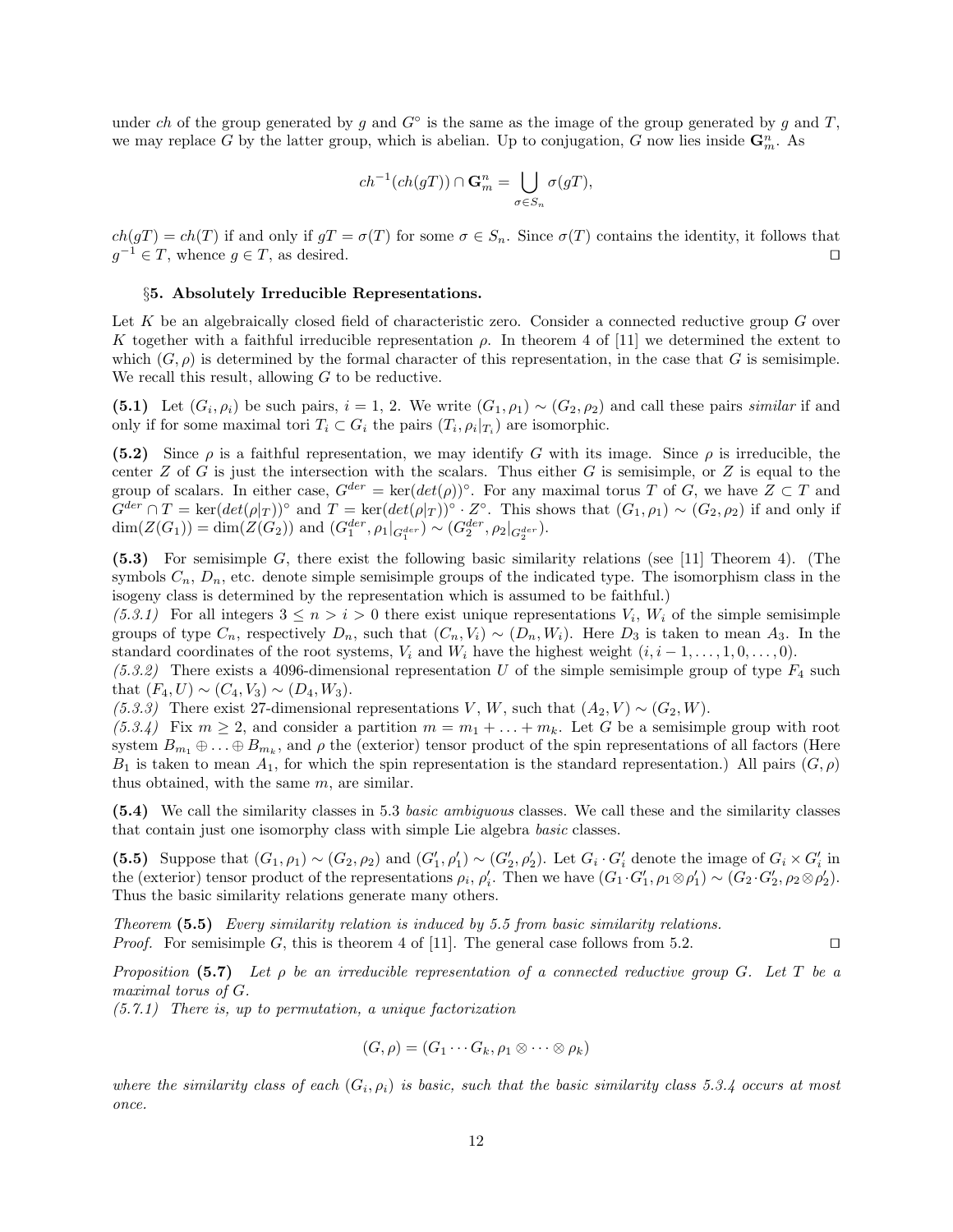under $ch$ of the group generated by $g$ and $G^\circ$ is the same as the image of the group generated by $g$ and $T$, we may replace $G$ by the latter group, which is abelian. Up to conjugation, $G$ now lies inside $\mathbf{G}_m^n$. As

$$ch^{-1}(ch(gT)) \cap \mathbf{G}_m^n = \bigcup_{\sigma \in S_n} \sigma(gT),$$

$ch(gT) = ch(T)$ if and only if $gT = \sigma(T)$ for some $\sigma \in S_n$. Since $\sigma(T)$ contains the identity, it follows that $g^{-1} \in T$, whence $g \in T$, as desired. □

### §5. Absolutely Irreducible Representations.

Let $K$ be an algebraically closed field of characteristic zero. Consider a connected reductive group $G$ over $K$ together with a faithful irreducible representation $\rho$. In theorem 4 of [11] we determined the extent to which $(G, \rho)$ is determined by the formal character of this representation, in the case that $G$ is semisimple. We recall this result, allowing $G$ to be reductive.

**(5.1)** Let $(G_i, \rho_i)$ be such pairs, $i = 1, 2$. We write $(G_1, \rho_1) \sim (G_2, \rho_2)$ and call these pairs *similar* if and only if for some maximal tori $T_i \subset G_i$ the pairs $(T_i, \rho_i|_{T_i})$ are isomorphic.

**(5.2)** Since $\rho$ is a faithful representation, we may identify $G$ with its image. Since $\rho$ is irreducible, the center $Z$ of $G$ is just the intersection with the scalars. Thus either $G$ is semisimple, or $Z$ is equal to the group of scalars. In either case, $G^{der} = \ker(det(\rho))^\circ$. For any maximal torus $T$ of $G$, we have $Z \subset T$ and $G^{der} \cap T = \ker(det(\rho|_T))^\circ$ and $T = \ker(det(\rho|_T))^\circ \cdot Z^\circ$. This shows that $(G_1, \rho_1) \sim (G_2, \rho_2)$ if and only if $\dim(Z(G_1)) = \dim(Z(G_2))$ and $(G_1^{der}, \rho_1|_{G_1^{der}}) \sim (G_2^{der}, \rho_2|_{G_2^{der}})$.

**(5.3)** For semisimple $G$, there exist the following basic similarity relations (see [11] Theorem 4). (The symbols $C_n$, $D_n$, etc. denote simple semisimple groups of the indicated type. The isomorphism class in the isogeny class is determined by the representation which is assumed to be faithful.)

*(5.3.1)* For all integers $3 \leq n > i > 0$ there exist unique representations $V_i$, $W_i$ of the simple semisimple groups of type $C_n$, respectively $D_n$, such that $(C_n, V_i) \sim (D_n, W_i)$. Here $D_3$ is taken to mean $A_3$. In the standard coordinates of the root systems, $V_i$ and $W_i$ have the highest weight $(i, i-1, \ldots, 1, 0, \ldots, 0)$.

*(5.3.2)* There exists a 4096-dimensional representation $U$ of the simple semisimple group of type $F_4$ such that $(F_4, U) \sim (C_4, V_3) \sim (D_4, W_3)$.

*(5.3.3)* There exist 27-dimensional representations $V$, $W$, such that $(A_2, V) \sim (G_2, W)$.

*(5.3.4)* Fix $m \geq 2$, and consider a partition $m = m_1 + \ldots + m_k$. Let $G$ be a semisimple group with root system $B_{m_1} \oplus \ldots \oplus B_{m_k}$, and $\rho$ the (exterior) tensor product of the spin representations of all factors (Here $B_1$ is taken to mean $A_1$, for which the spin representation is the standard representation.) All pairs $(G, \rho)$ thus obtained, with the same $m$, are similar.

**(5.4)** We call the similarity classes in 5.3 *basic ambiguous* classes. We call these and the similarity classes that contain just one isomorphy class with simple Lie algebra *basic* classes.

**(5.5)** Suppose that $(G_1, \rho_1) \sim (G_2, \rho_2)$ and $(G_1', \rho_1') \sim (G_2', \rho_2')$. Let $G_i \cdot G_i'$ denote the image of $G_i \times G_i'$ in the (exterior) tensor product of the representations $\rho_i$, $\rho_i'$. Then we have $(G_1 \cdot G_1', \rho_1 \otimes \rho_1') \sim (G_2 \cdot G_2', \rho_2 \otimes \rho_2')$. Thus the basic similarity relations generate many others.

*Theorem* **(5.5)** *Every similarity relation is induced by 5.5 from basic similarity relations.*
*Proof.* For semisimple $G$, this is theorem 4 of [11]. The general case follows from 5.2. □

*Proposition* **(5.7)** *Let $\rho$ be an irreducible representation of a connected reductive group $G$. Let $T$ be a maximal torus of $G$.*

*(5.7.1) There is, up to permutation, a unique factorization*

$$(G, \rho) = (G_1 \cdots G_k, \rho_1 \otimes \cdots \otimes \rho_k)$$

*where the similarity class of each $(G_i, \rho_i)$ is basic, such that the basic similarity class 5.3.4 occurs at most once.*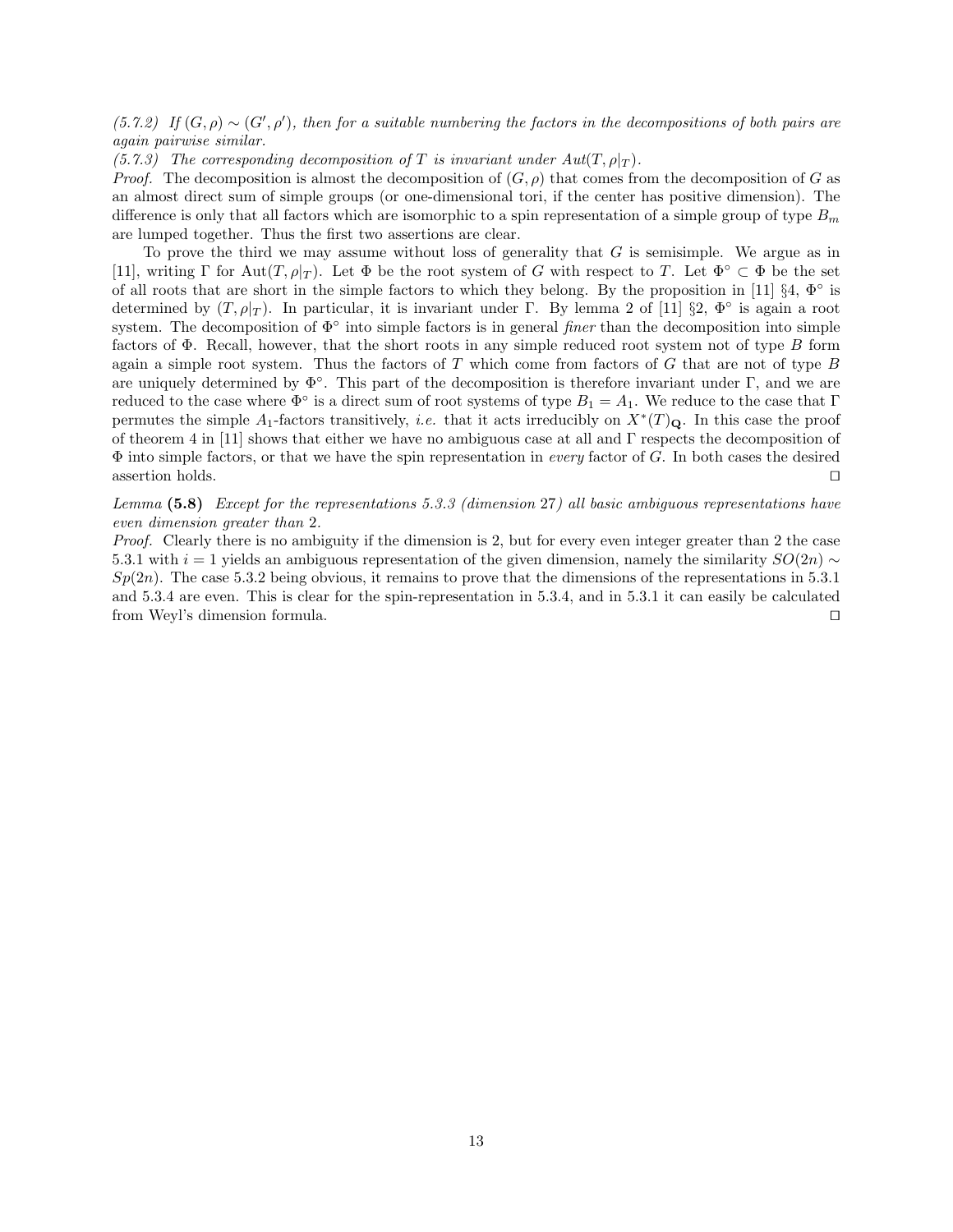*(5.7.2) If $(G, \rho) \sim (G', \rho')$, then for a suitable numbering the factors in the decompositions of both pairs are again pairwise similar.*

*(5.7.3) The corresponding decomposition of $T$ is invariant under $Aut(T, \rho|_T)$.*

*Proof.* The decomposition is almost the decomposition of $(G, \rho)$ that comes from the decomposition of $G$ as an almost direct sum of simple groups (or one-dimensional tori, if the center has positive dimension). The difference is only that all factors which are isomorphic to a spin representation of a simple group of type $B_m$ are lumped together. Thus the first two assertions are clear.

To prove the third we may assume without loss of generality that $G$ is semisimple. We argue as in [11], writing $\Gamma$ for $\mathrm{Aut}(T, \rho|_T)$. Let $\Phi$ be the root system of $G$ with respect to $T$. Let $\Phi^\circ \subset \Phi$ be the set of all roots that are short in the simple factors to which they belong. By the proposition in [11] §4, $\Phi^\circ$ is determined by $(T, \rho|_T)$. In particular, it is invariant under $\Gamma$. By lemma 2 of [11] §2, $\Phi^\circ$ is again a root system. The decomposition of $\Phi^\circ$ into simple factors is in general *finer* than the decomposition into simple factors of $\Phi$. Recall, however, that the short roots in any simple reduced root system not of type $B$ form again a simple root system. Thus the factors of $T$ which come from factors of $G$ that are not of type $B$ are uniquely determined by $\Phi^\circ$. This part of the decomposition is therefore invariant under $\Gamma$, and we are reduced to the case where $\Phi^\circ$ is a direct sum of root systems of type $B_1 = A_1$. We reduce to the case that $\Gamma$ permutes the simple $A_1$-factors transitively, *i.e.* that it acts irreducibly on $X^*(T)_{\mathbf{Q}}$. In this case the proof of theorem 4 in [11] shows that either we have no ambiguous case at all and $\Gamma$ respects the decomposition of $\Phi$ into simple factors, or that we have the spin representation in *every* factor of $G$. In both cases the desired assertion holds. ◻

*Lemma* **(5.8)** *Except for the representations 5.3.3 (dimension 27) all basic ambiguous representations have even dimension greater than 2.*

*Proof.* Clearly there is no ambiguity if the dimension is 2, but for every even integer greater than 2 the case 5.3.1 with $i = 1$ yields an ambiguous representation of the given dimension, namely the similarity $SO(2n) \sim Sp(2n)$. The case 5.3.2 being obvious, it remains to prove that the dimensions of the representations in 5.3.1 and 5.3.4 are even. This is clear for the spin-representation in 5.3.4, and in 5.3.1 it can easily be calculated from Weyl's dimension formula. ◻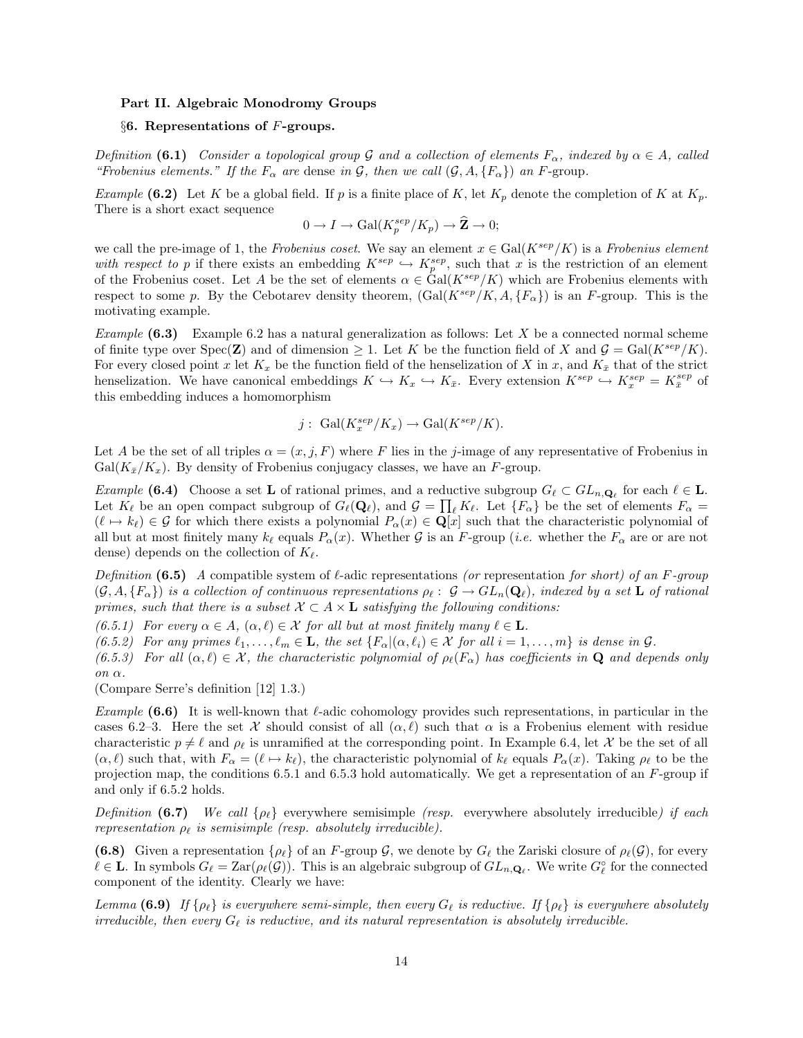**Part II. Algebraic Monodromy Groups**

**§6. Representations of $F$-groups.**

*Definition* **(6.1)** *Consider a topological group $\mathcal{G}$ and a collection of elements $F_\alpha$, indexed by $\alpha \in A$, called "Frobenius elements." If the $F_\alpha$ are* dense *in $\mathcal{G}$, then we call $(\mathcal{G}, A, \{F_\alpha\})$ an* $F$-group.

*Example* **(6.2)** Let $K$ be a global field. If $p$ is a finite place of $K$, let $K_p$ denote the completion of $K$ at $K_p$. There is a short exact sequence

$$0 \to I \to \mathrm{Gal}(K_p^{sep}/K_p) \to \widehat{\mathbf{Z}} \to 0;$$

we call the pre-image of 1, the *Frobenius coset*. We say an element $x \in \mathrm{Gal}(K^{sep}/K)$ is a *Frobenius element with respect to $p$* if there exists an embedding $K^{sep} \hookrightarrow K_p^{sep}$, such that $x$ is the restriction of an element of the Frobenius coset. Let $A$ be the set of elements $\alpha \in \mathrm{Gal}(K^{sep}/K)$ which are Frobenius elements with respect to some $p$. By the Cebotarev density theorem, $(\mathrm{Gal}(K^{sep}/K, A, \{F_\alpha\})$ is an $F$-group. This is the motivating example.

*Example* **(6.3)** Example 6.2 has a natural generalization as follows: Let $X$ be a connected normal scheme of finite type over $\mathrm{Spec}(\mathbf{Z})$ and of dimension $\geq 1$. Let $K$ be the function field of $X$ and $\mathcal{G} = \mathrm{Gal}(K^{sep}/K)$. For every closed point $x$ let $K_x$ be the function field of the henselization of $X$ in $x$, and $K_{\bar{x}}$ that of the strict henselization. We have canonical embeddings $K \hookrightarrow K_x \hookrightarrow K_{\bar{x}}$. Every extension $K^{sep} \hookrightarrow K_x^{sep} = K_{\bar{x}}^{sep}$ of this embedding induces a homomorphism

$$j: \ \mathrm{Gal}(K_x^{sep}/K_x) \to \mathrm{Gal}(K^{sep}/K).$$

Let $A$ be the set of all triples $\alpha = (x, j, F)$ where $F$ lies in the $j$-image of any representative of Frobenius in $\mathrm{Gal}(K_{\bar{x}}/K_x)$. By density of Frobenius conjugacy classes, we have an $F$-group.

*Example* **(6.4)** Choose a set $\mathbf{L}$ of rational primes, and a reductive subgroup $G_\ell \subset GL_{n,\mathbf{Q}_\ell}$ for each $\ell \in \mathbf{L}$. Let $K_\ell$ be an open compact subgroup of $G_\ell(\mathbf{Q}_\ell)$, and $\mathcal{G} = \prod_\ell K_\ell$. Let $\{F_\alpha\}$ be the set of elements $F_\alpha = (\ell \mapsto k_\ell) \in \mathcal{G}$ for which there exists a polynomial $P_\alpha(x) \in \mathbf{Q}[x]$ such that the characteristic polynomial of all but at most finitely many $k_\ell$ equals $P_\alpha(x)$. Whether $\mathcal{G}$ is an $F$-group (*i.e.* whether the $F_\alpha$ are or are not dense) depends on the collection of $K_\ell$.

*Definition* **(6.5)** *A* compatible system of $\ell$-adic representations *(or* representation *for short) of an $F$-group $(\mathcal{G}, A, \{F_\alpha\})$ is a collection of continuous representations $\rho_\ell: \mathcal{G} \to GL_n(\mathbf{Q}_\ell)$, indexed by a set $\mathbf{L}$ of rational primes, such that there is a subset $\mathcal{X} \subset A \times \mathbf{L}$ satisfying the following conditions:*

*(6.5.1) For every $\alpha \in A$, $(\alpha, \ell) \in \mathcal{X}$ for all but at most finitely many $\ell \in \mathbf{L}$.*

*(6.5.2) For any primes $\ell_1, \ldots, \ell_m \in \mathbf{L}$, the set $\{F_\alpha | (\alpha, \ell_i) \in \mathcal{X}$ for all $i = 1, \ldots, m\}$ is dense in $\mathcal{G}$.*

*(6.5.3) For all $(\alpha, \ell) \in \mathcal{X}$, the characteristic polynomial of $\rho_\ell(F_\alpha)$ has coefficients in $\mathbf{Q}$ and depends only on $\alpha$.*

(Compare Serre's definition [12] 1.3.)

*Example* **(6.6)** It is well-known that $\ell$-adic cohomology provides such representations, in particular in the cases 6.2–3. Here the set $\mathcal{X}$ should consist of all $(\alpha, \ell)$ such that $\alpha$ is a Frobenius element with residue characteristic $p \neq \ell$ and $\rho_\ell$ is unramified at the corresponding point. In Example 6.4, let $\mathcal{X}$ be the set of all $(\alpha, \ell)$ such that, with $F_\alpha = (\ell \mapsto k_\ell)$, the characteristic polynomial of $k_\ell$ equals $P_\alpha(x)$. Taking $\rho_\ell$ to be the projection map, the conditions 6.5.1 and 6.5.3 hold automatically. We get a representation of an $F$-group if and only if 6.5.2 holds.

*Definition* **(6.7)** *We call $\{\rho_\ell\}$* everywhere semisimple *(resp.* everywhere absolutely irreducible*) if each representation $\rho_\ell$ is semisimple (resp. absolutely irreducible).*

**(6.8)** Given a representation $\{\rho_\ell\}$ of an $F$-group $\mathcal{G}$, we denote by $G_\ell$ the Zariski closure of $\rho_\ell(\mathcal{G})$, for every $\ell \in \mathbf{L}$. In symbols $G_\ell = \mathrm{Zar}(\rho_\ell(\mathcal{G}))$. This is an algebraic subgroup of $GL_{n,\mathbf{Q}_\ell}$. We write $G_\ell^\circ$ for the connected component of the identity. Clearly we have:

*Lemma* **(6.9)** *If $\{\rho_\ell\}$ is everywhere semi-simple, then every $G_\ell$ is reductive. If $\{\rho_\ell\}$ is everywhere absolutely irreducible, then every $G_\ell$ is reductive, and its natural representation is absolutely irreducible.*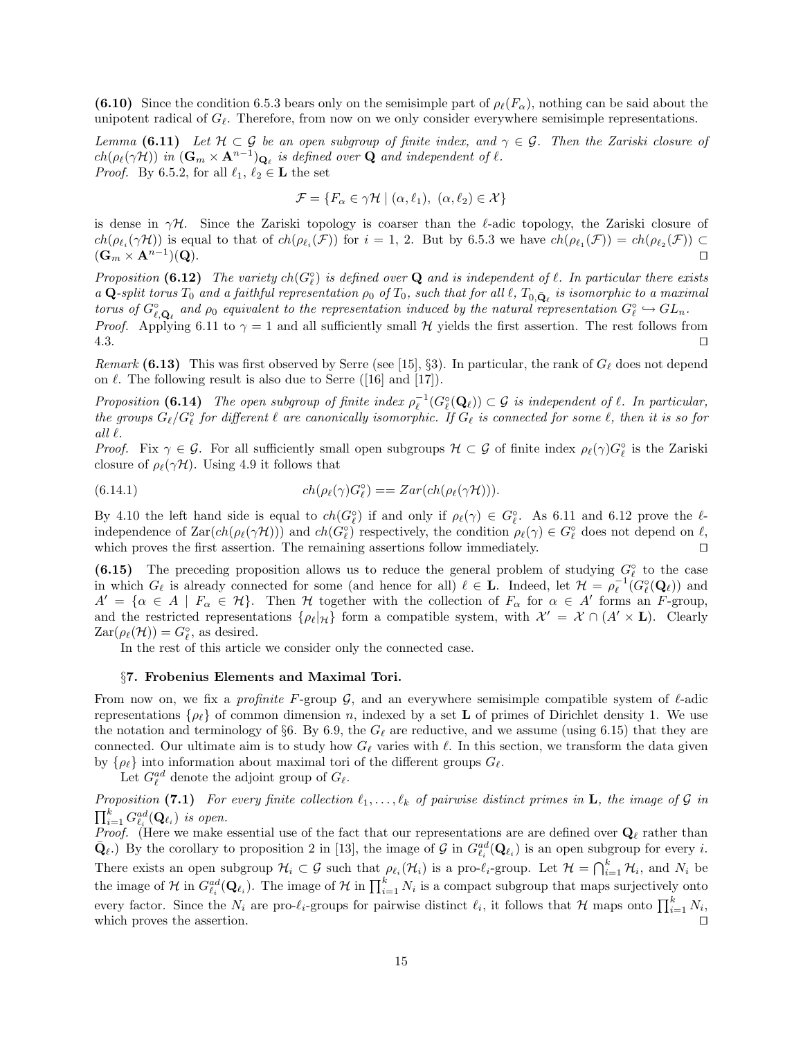**(6.10)** Since the condition 6.5.3 bears only on the semisimple part of $\rho_\ell(F_\alpha)$, nothing can be said about the unipotent radical of $G_\ell$. Therefore, from now on we only consider everywhere semisimple representations.

*Lemma* **(6.11)** *Let $\mathcal{H} \subset \mathcal{G}$ be an open subgroup of finite index, and $\gamma \in \mathcal{G}$. Then the Zariski closure of $ch(\rho_\ell(\gamma\mathcal{H}))$ in $(\mathbf{G}_m \times \mathbf{A}^{n-1})_{\mathbf{Q}_\ell}$ is defined over $\mathbf{Q}$ and independent of $\ell$.*
*Proof.* By 6.5.2, for all $\ell_1$, $\ell_2 \in \mathbf{L}$ the set

$$\mathcal{F} = \{F_\alpha \in \gamma\mathcal{H} \mid (\alpha, \ell_1),\ (\alpha, \ell_2) \in \mathcal{X}\}$$

is dense in $\gamma\mathcal{H}$. Since the Zariski topology is coarser than the $\ell$-adic topology, the Zariski closure of $ch(\rho_{\ell_i}(\gamma\mathcal{H}))$ is equal to that of $ch(\rho_{\ell_i}(\mathcal{F}))$ for $i = 1, 2$. But by 6.5.3 we have $ch(\rho_{\ell_1}(\mathcal{F})) = ch(\rho_{\ell_2}(\mathcal{F})) \subset (\mathbf{G}_m \times \mathbf{A}^{n-1})(\mathbf{Q})$. ◻

*Proposition* **(6.12)** *The variety $ch(G_\ell^\circ)$ is defined over $\mathbf{Q}$ and is independent of $\ell$. In particular there exists a $\mathbf{Q}$-split torus $T_0$ and a faithful representation $\rho_0$ of $T_0$, such that for all $\ell$, $T_{0,\bar{\mathbf{Q}}_\ell}$ is isomorphic to a maximal torus of $G_{\ell,\bar{\mathbf{Q}}_\ell}^\circ$ and $\rho_0$ equivalent to the representation induced by the natural representation $G_\ell^\circ \hookrightarrow GL_n$.*
*Proof.* Applying 6.11 to $\gamma = 1$ and all sufficiently small $\mathcal{H}$ yields the first assertion. The rest follows from 4.3. ◻

*Remark* **(6.13)** This was first observed by Serre (see [15], §3). In particular, the rank of $G_\ell$ does not depend on $\ell$. The following result is also due to Serre ([16] and [17]).

*Proposition* **(6.14)** *The open subgroup of finite index $\rho_\ell^{-1}(G_\ell^\circ(\mathbf{Q}_\ell)) \subset \mathcal{G}$ is independent of $\ell$. In particular, the groups $G_\ell/G_\ell^\circ$ for different $\ell$ are canonically isomorphic. If $G_\ell$ is connected for some $\ell$, then it is so for all $\ell$.*
*Proof.* Fix $\gamma \in \mathcal{G}$. For all sufficiently small open subgroups $\mathcal{H} \subset \mathcal{G}$ of finite index $\rho_\ell(\gamma)G_\ell^\circ$ is the Zariski closure of $\rho_\ell(\gamma\mathcal{H})$. Using 4.9 it follows that

$$ch(\rho_\ell(\gamma)G_\ell^\circ) == Zar(ch(\rho_\ell(\gamma\mathcal{H}))). \tag{6.14.1}$$

By 4.10 the left hand side is equal to $ch(G_\ell^\circ)$ if and only if $\rho_\ell(\gamma) \in G_\ell^\circ$. As 6.11 and 6.12 prove the $\ell$-independence of $\mathrm{Zar}(ch(\rho_\ell(\gamma\mathcal{H})))$ and $ch(G_\ell^\circ)$ respectively, the condition $\rho_\ell(\gamma) \in G_\ell^\circ$ does not depend on $\ell$, which proves the first assertion. The remaining assertions follow immediately. ◻

**(6.15)** The preceding proposition allows us to reduce the general problem of studying $G_\ell^\circ$ to the case in which $G_\ell$ is already connected for some (and hence for all) $\ell \in \mathbf{L}$. Indeed, let $\mathcal{H} = \rho_\ell^{-1}(G_\ell^\circ(\mathbf{Q}_\ell))$ and $A' = \{\alpha \in A \mid F_\alpha \in \mathcal{H}\}$. Then $\mathcal{H}$ together with the collection of $F_\alpha$ for $\alpha \in A'$ forms an $F$-group, and the restricted representations $\{\rho_\ell|_\mathcal{H}\}$ form a compatible system, with $\mathcal{X}' = \mathcal{X} \cap (A' \times \mathbf{L})$. Clearly $\mathrm{Zar}(\rho_\ell(\mathcal{H})) = G_\ell^\circ$, as desired.

In the rest of this article we consider only the connected case.

## §7. Frobenius Elements and Maximal Tori.

From now on, we fix a *profinite* $F$-group $\mathcal{G}$, and an everywhere semisimple compatible system of $\ell$-adic representations $\{\rho_\ell\}$ of common dimension $n$, indexed by a set $\mathbf{L}$ of primes of Dirichlet density 1. We use the notation and terminology of §6. By 6.9, the $G_\ell$ are reductive, and we assume (using 6.15) that they are connected. Our ultimate aim is to study how $G_\ell$ varies with $\ell$. In this section, we transform the data given by $\{\rho_\ell\}$ into information about maximal tori of the different groups $G_\ell$.

Let $G_\ell^{ad}$ denote the adjoint group of $G_\ell$.

*Proposition* **(7.1)** *For every finite collection $\ell_1, \ldots, \ell_k$ of pairwise distinct primes in $\mathbf{L}$, the image of $\mathcal{G}$ in $\prod_{i=1}^k G_{\ell_i}^{ad}(\mathbf{Q}_{\ell_i})$ is open.*
*Proof.* (Here we make essential use of the fact that our representations are defined over $\mathbf{Q}_\ell$ rather than $\bar{\mathbf{Q}}_\ell$.) By the corollary to proposition 2 in [13], the image of $\mathcal{G}$ in $G_{\ell_i}^{ad}(\mathbf{Q}_{\ell_i})$ is an open subgroup for every $i$. There exists an open subgroup $\mathcal{H}_i \subset \mathcal{G}$ such that $\rho_{\ell_i}(\mathcal{H}_i)$ is a pro-$\ell_i$-group. Let $\mathcal{H} = \bigcap_{i=1}^k \mathcal{H}_i$, and $N_i$ be the image of $\mathcal{H}$ in $G_{\ell_i}^{ad}(\mathbf{Q}_{\ell_i})$. The image of $\mathcal{H}$ in $\prod_{i=1}^k N_i$ is a compact subgroup that maps surjectively onto every factor. Since the $N_i$ are pro-$\ell_i$-groups for pairwise distinct $\ell_i$, it follows that $\mathcal{H}$ maps onto $\prod_{i=1}^k N_i$, which proves the assertion. ◻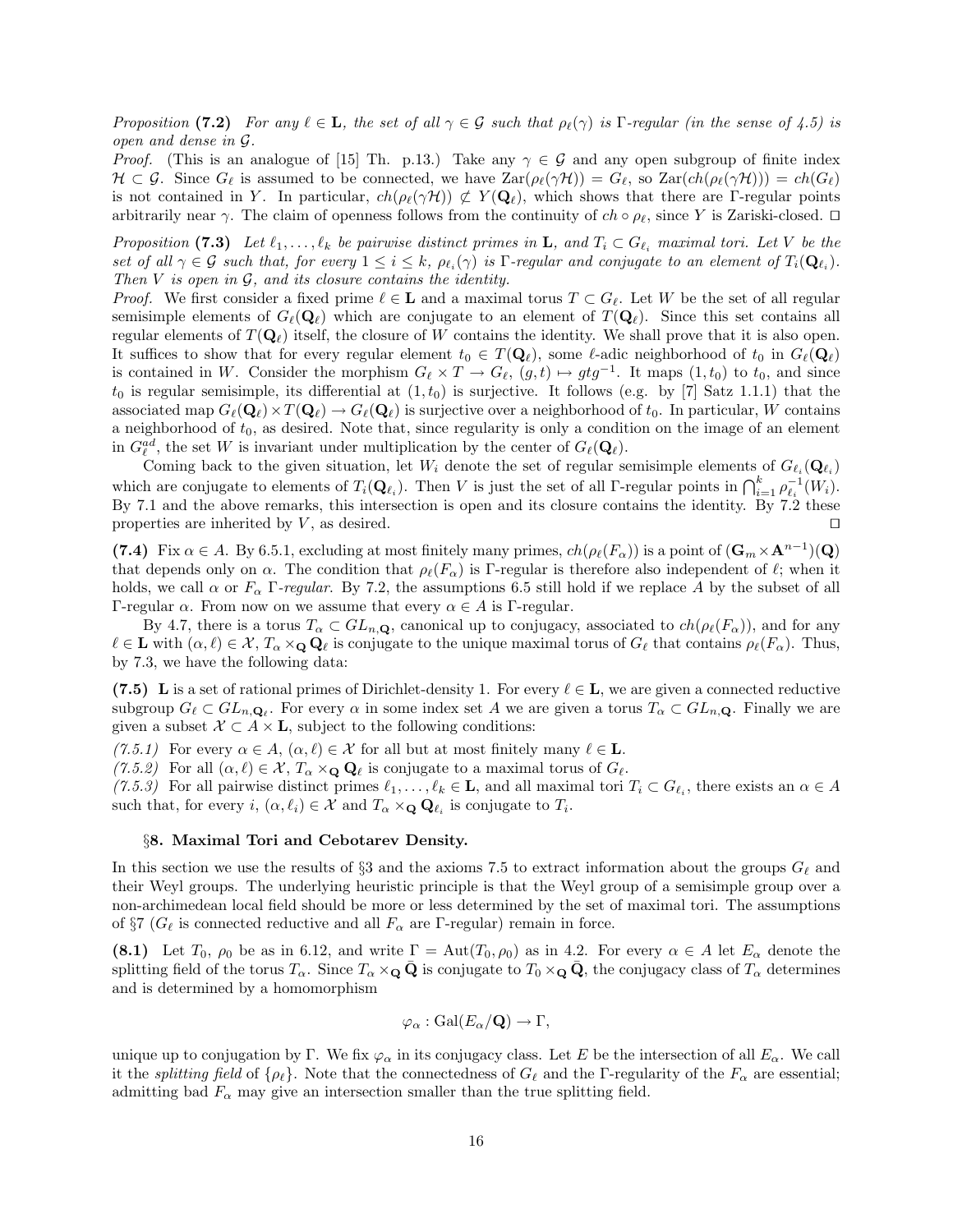*Proposition* **(7.2)** *For any $\ell \in \mathbf{L}$, the set of all $\gamma \in \mathcal{G}$ such that $\rho_\ell(\gamma)$ is $\Gamma$-regular (in the sense of 4.5) is open and dense in $\mathcal{G}$.*

*Proof.* (This is an analogue of [15] Th. p.13.) Take any $\gamma \in \mathcal{G}$ and any open subgroup of finite index $\mathcal{H} \subset \mathcal{G}$. Since $G_\ell$ is assumed to be connected, we have $\mathrm{Zar}(\rho_\ell(\gamma\mathcal{H})) = G_\ell$, so $\mathrm{Zar}(ch(\rho_\ell(\gamma\mathcal{H}))) = ch(G_\ell)$ is not contained in $Y$. In particular, $ch(\rho_\ell(\gamma\mathcal{H})) \not\subset Y(\mathbf{Q}_\ell)$, which shows that there are $\Gamma$-regular points arbitrarily near $\gamma$. The claim of openness follows from the continuity of $ch \circ \rho_\ell$, since $Y$ is Zariski-closed. □

*Proposition* **(7.3)** *Let $\ell_1, \ldots, \ell_k$ be pairwise distinct primes in $\mathbf{L}$, and $T_i \subset G_{\ell_i}$ maximal tori. Let $V$ be the set of all $\gamma \in \mathcal{G}$ such that, for every $1 \leq i \leq k$, $\rho_{\ell_i}(\gamma)$ is $\Gamma$-regular and conjugate to an element of $T_i(\mathbf{Q}_{\ell_i})$. Then $V$ is open in $\mathcal{G}$, and its closure contains the identity.*

*Proof.* We first consider a fixed prime $\ell \in \mathbf{L}$ and a maximal torus $T \subset G_\ell$. Let $W$ be the set of all regular semisimple elements of $G_\ell(\mathbf{Q}_\ell)$ which are conjugate to an element of $T(\mathbf{Q}_\ell)$. Since this set contains all regular elements of $T(\mathbf{Q}_\ell)$ itself, the closure of $W$ contains the identity. We shall prove that it is also open. It suffices to show that for every regular element $t_0 \in T(\mathbf{Q}_\ell)$, some $\ell$-adic neighborhood of $t_0$ in $G_\ell(\mathbf{Q}_\ell)$ is contained in $W$. Consider the morphism $G_\ell \times T \to G_\ell$, $(g, t) \mapsto gtg^{-1}$. It maps $(1, t_0)$ to $t_0$, and since $t_0$ is regular semisimple, its differential at $(1, t_0)$ is surjective. It follows (e.g. by [7] Satz 1.1.1) that the associated map $G_\ell(\mathbf{Q}_\ell) \times T(\mathbf{Q}_\ell) \to G_\ell(\mathbf{Q}_\ell)$ is surjective over a neighborhood of $t_0$. In particular, $W$ contains a neighborhood of $t_0$, as desired. Note that, since regularity is only a condition on the image of an element in $G_\ell^{ad}$, the set $W$ is invariant under multiplication by the center of $G_\ell(\mathbf{Q}_\ell)$.

Coming back to the given situation, let $W_i$ denote the set of regular semisimple elements of $G_{\ell_i}(\mathbf{Q}_{\ell_i})$ which are conjugate to elements of $T_i(\mathbf{Q}_{\ell_i})$. Then $V$ is just the set of all $\Gamma$-regular points in $\bigcap_{i=1}^k \rho_{\ell_i}^{-1}(W_i)$. By 7.1 and the above remarks, this intersection is open and its closure contains the identity. By 7.2 these properties are inherited by $V$, as desired. □

**(7.4)** Fix $\alpha \in A$. By 6.5.1, excluding at most finitely many primes, $ch(\rho_\ell(F_\alpha))$ is a point of $(\mathbf{G}_m \times \mathbf{A}^{n-1})(\mathbf{Q})$ that depends only on $\alpha$. The condition that $\rho_\ell(F_\alpha)$ is $\Gamma$-regular is therefore also independent of $\ell$; when it holds, we call $\alpha$ or $F_\alpha$ *$\Gamma$-regular*. By 7.2, the assumptions 6.5 still hold if we replace $A$ by the subset of all $\Gamma$-regular $\alpha$. From now on we assume that every $\alpha \in A$ is $\Gamma$-regular.

By 4.7, there is a torus $T_\alpha \subset GL_{n,\mathbf{Q}}$, canonical up to conjugacy, associated to $ch(\rho_\ell(F_\alpha))$, and for any $\ell \in \mathbf{L}$ with $(\alpha, \ell) \in \mathcal{X}$, $T_\alpha \times_\mathbf{Q} \mathbf{Q}_\ell$ is conjugate to the unique maximal torus of $G_\ell$ that contains $\rho_\ell(F_\alpha)$. Thus, by 7.3, we have the following data:

**(7.5)** $\mathbf{L}$ is a set of rational primes of Dirichlet-density 1. For every $\ell \in \mathbf{L}$, we are given a connected reductive subgroup $G_\ell \subset GL_{n,\mathbf{Q}_\ell}$. For every $\alpha$ in some index set $A$ we are given a torus $T_\alpha \subset GL_{n,\mathbf{Q}}$. Finally we are given a subset $\mathcal{X} \subset A \times \mathbf{L}$, subject to the following conditions:

*(7.5.1)* For every $\alpha \in A$, $(\alpha, \ell) \in \mathcal{X}$ for all but at most finitely many $\ell \in \mathbf{L}$.

*(7.5.2)* For all $(\alpha, \ell) \in \mathcal{X}$, $T_\alpha \times_\mathbf{Q} \mathbf{Q}_\ell$ is conjugate to a maximal torus of $G_\ell$.

*(7.5.3)* For all pairwise distinct primes $\ell_1, \ldots, \ell_k \in \mathbf{L}$, and all maximal tori $T_i \subset G_{\ell_i}$, there exists an $\alpha \in A$ such that, for every $i$, $(\alpha, \ell_i) \in \mathcal{X}$ and $T_\alpha \times_\mathbf{Q} \mathbf{Q}_{\ell_i}$ is conjugate to $T_i$.

## §8. Maximal Tori and Cebotarev Density.

In this section we use the results of §3 and the axioms 7.5 to extract information about the groups $G_\ell$ and their Weyl groups. The underlying heuristic principle is that the Weyl group of a semisimple group over a non-archimedean local field should be more or less determined by the set of maximal tori. The assumptions of §7 ($G_\ell$ is connected reductive and all $F_\alpha$ are $\Gamma$-regular) remain in force.

**(8.1)** Let $T_0$, $\rho_0$ be as in 6.12, and write $\Gamma = \mathrm{Aut}(T_0, \rho_0)$ as in 4.2. For every $\alpha \in A$ let $E_\alpha$ denote the splitting field of the torus $T_\alpha$. Since $T_\alpha \times_\mathbf{Q} \bar{\mathbf{Q}}$ is conjugate to $T_0 \times_\mathbf{Q} \bar{\mathbf{Q}}$, the conjugacy class of $T_\alpha$ determines and is determined by a homomorphism

$$\varphi_\alpha : \mathrm{Gal}(E_\alpha/\mathbf{Q}) \to \Gamma,$$

unique up to conjugation by $\Gamma$. We fix $\varphi_\alpha$ in its conjugacy class. Let $E$ be the intersection of all $E_\alpha$. We call it the *splitting field* of $\{\rho_\ell\}$. Note that the connectedness of $G_\ell$ and the $\Gamma$-regularity of the $F_\alpha$ are essential; admitting bad $F_\alpha$ may give an intersection smaller than the true splitting field.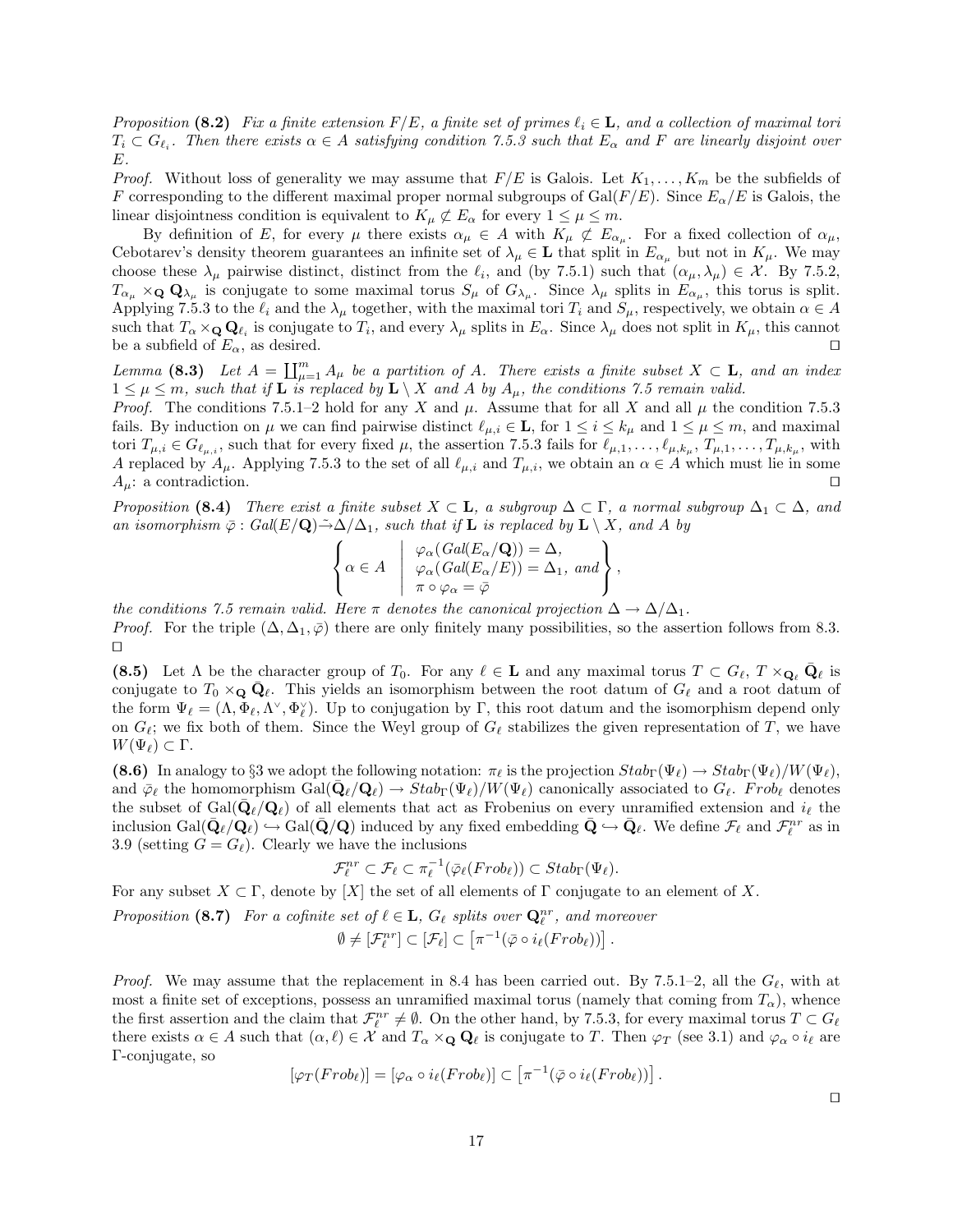*Proposition* **(8.2)** *Fix a finite extension $F/E$, a finite set of primes $\ell_i \in \mathbf{L}$, and a collection of maximal tori $T_i \subset G_{\ell_i}$. Then there exists $\alpha \in A$ satisfying condition 7.5.3 such that $E_\alpha$ and $F$ are linearly disjoint over $E$.*

*Proof.* Without loss of generality we may assume that $F/E$ is Galois. Let $K_1, \ldots, K_m$ be the subfields of $F$ corresponding to the different maximal proper normal subgroups of $\mathrm{Gal}(F/E)$. Since $E_\alpha/E$ is Galois, the linear disjointness condition is equivalent to $K_\mu \not\subset E_\alpha$ for every $1 \leq \mu \leq m$.

By definition of $E$, for every $\mu$ there exists $\alpha_\mu \in A$ with $K_\mu \not\subset E_{\alpha_\mu}$. For a fixed collection of $\alpha_\mu$, Cebotarev's density theorem guarantees an infinite set of $\lambda_\mu \in \mathbf{L}$ that split in $E_{\alpha_\mu}$ but not in $K_\mu$. We may choose these $\lambda_\mu$ pairwise distinct, distinct from the $\ell_i$, and (by 7.5.1) such that $(\alpha_\mu, \lambda_\mu) \in \mathcal{X}$. By 7.5.2, $T_{\alpha_\mu} \times_{\mathbf{Q}} \mathbf{Q}_{\lambda_\mu}$ is conjugate to some maximal torus $S_\mu$ of $G_{\lambda_\mu}$. Since $\lambda_\mu$ splits in $E_{\alpha_\mu}$, this torus is split. Applying 7.5.3 to the $\ell_i$ and the $\lambda_\mu$ together, with the maximal tori $T_i$ and $S_\mu$, respectively, we obtain $\alpha \in A$ such that $T_\alpha \times_{\mathbf{Q}} \mathbf{Q}_{\ell_i}$ is conjugate to $T_i$, and every $\lambda_\mu$ splits in $E_\alpha$. Since $\lambda_\mu$ does not split in $K_\mu$, this cannot be a subfield of $E_\alpha$, as desired. ◻

*Lemma* **(8.3)** *Let $A = \coprod_{\mu=1}^m A_\mu$ be a partition of $A$. There exists a finite subset $X \subset \mathbf{L}$, and an index $1 \leq \mu \leq m$, such that if $\mathbf{L}$ is replaced by $\mathbf{L} \setminus X$ and $A$ by $A_\mu$, the conditions 7.5 remain valid.*

*Proof.* The conditions 7.5.1–2 hold for any $X$ and $\mu$. Assume that for all $X$ and all $\mu$ the condition 7.5.3 fails. By induction on $\mu$ we can find pairwise distinct $\ell_{\mu,i} \in \mathbf{L}$, for $1 \leq i \leq k_\mu$ and $1 \leq \mu \leq m$, and maximal tori $T_{\mu,i} \in G_{\ell_{\mu,i}}$, such that for every fixed $\mu$, the assertion 7.5.3 fails for $\ell_{\mu,1}, \ldots, \ell_{\mu,k_\mu}$, $T_{\mu,1}, \ldots, T_{\mu,k_\mu}$, with $A$ replaced by $A_\mu$. Applying 7.5.3 to the set of all $\ell_{\mu,i}$ and $T_{\mu,i}$, we obtain an $\alpha \in A$ which must lie in some $A_\mu$: a contradiction. ◻

*Proposition* **(8.4)** *There exist a finite subset $X \subset \mathbf{L}$, a subgroup $\Delta \subset \Gamma$, a normal subgroup $\Delta_1 \subset \Delta$, and an isomorphism $\bar\varphi : Gal(E/\mathbf{Q}) \tilde\to \Delta/\Delta_1$, such that if $\mathbf{L}$ is replaced by $\mathbf{L} \setminus X$, and $A$ by*

$$\left\{ \alpha \in A \;\middle|\; \begin{array}{l} \varphi_\alpha(Gal(E_\alpha/\mathbf{Q})) = \Delta, \\ \varphi_\alpha(Gal(E_\alpha/E)) = \Delta_1, \text{ and} \\ \pi \circ \varphi_\alpha = \bar\varphi \end{array} \right\},$$

*the conditions 7.5 remain valid. Here $\pi$ denotes the canonical projection $\Delta \to \Delta/\Delta_1$.*

*Proof.* For the triple $(\Delta, \Delta_1, \bar\varphi)$ there are only finitely many possibilities, so the assertion follows from 8.3. ◻

**(8.5)** Let $\Lambda$ be the character group of $T_0$. For any $\ell \in \mathbf{L}$ and any maximal torus $T \subset G_\ell$, $T \times_{\mathbf{Q}_\ell} \bar{\mathbf{Q}}_\ell$ is conjugate to $T_0 \times_{\mathbf{Q}} \bar{\mathbf{Q}}_\ell$. This yields an isomorphism between the root datum of $G_\ell$ and a root datum of the form $\Psi_\ell = (\Lambda, \Phi_\ell, \Lambda^\vee, \Phi_\ell^\vee)$. Up to conjugation by $\Gamma$, this root datum and the isomorphism depend only on $G_\ell$; we fix both of them. Since the Weyl group of $G_\ell$ stabilizes the given representation of $T$, we have $W(\Psi_\ell) \subset \Gamma$.

**(8.6)** In analogy to §3 we adopt the following notation: $\pi_\ell$ is the projection $Stab_\Gamma(\Psi_\ell) \to Stab_\Gamma(\Psi_\ell)/W(\Psi_\ell)$, and $\bar\varphi_\ell$ the homomorphism $\mathrm{Gal}(\bar{\mathbf{Q}}_\ell/\mathbf{Q}_\ell) \to Stab_\Gamma(\Psi_\ell)/W(\Psi_\ell)$ canonically associated to $G_\ell$. $Frob_\ell$ denotes the subset of $\mathrm{Gal}(\bar{\mathbf{Q}}_\ell/\mathbf{Q}_\ell)$ of all elements that act as Frobenius on every unramified extension and $i_\ell$ the inclusion $\mathrm{Gal}(\bar{\mathbf{Q}}_\ell/\mathbf{Q}_\ell) \hookrightarrow \mathrm{Gal}(\bar{\mathbf{Q}}/\mathbf{Q})$ induced by any fixed embedding $\bar{\mathbf{Q}} \hookrightarrow \bar{\mathbf{Q}}_\ell$. We define $\mathcal{F}_\ell$ and $\mathcal{F}_\ell^{nr}$ as in 3.9 (setting $G = G_\ell$). Clearly we have the inclusions

$$\mathcal{F}_\ell^{nr} \subset \mathcal{F}_\ell \subset \pi_\ell^{-1}(\bar\varphi_\ell(Frob_\ell)) \subset Stab_\Gamma(\Psi_\ell).$$

For any subset $X \subset \Gamma$, denote by $[X]$ the set of all elements of $\Gamma$ conjugate to an element of $X$.

*Proposition* **(8.7)** *For a cofinite set of $\ell \in \mathbf{L}$, $G_\ell$ splits over $\mathbf{Q}_\ell^{nr}$, and moreover*

$$\emptyset \neq [\mathcal{F}_\ell^{nr}] \subset [\mathcal{F}_\ell] \subset \left[\pi^{-1}(\bar\varphi \circ i_\ell(Frob_\ell))\right].$$

*Proof.* We may assume that the replacement in 8.4 has been carried out. By 7.5.1–2, all the $G_\ell$, with at most a finite set of exceptions, possess an unramified maximal torus (namely that coming from $T_\alpha$), whence the first assertion and the claim that $\mathcal{F}_\ell^{nr} \neq \emptyset$. On the other hand, by 7.5.3, for every maximal torus $T \subset G_\ell$ there exists $\alpha \in A$ such that $(\alpha, \ell) \in \mathcal{X}$ and $T_\alpha \times_{\mathbf{Q}} \mathbf{Q}_\ell$ is conjugate to $T$. Then $\varphi_T$ (see 3.1) and $\varphi_\alpha \circ i_\ell$ are $\Gamma$-conjugate, so

$$[\varphi_T(Frob_\ell)] = [\varphi_\alpha \circ i_\ell(Frob_\ell)] \subset \left[\pi^{-1}(\bar\varphi \circ i_\ell(Frob_\ell))\right].$$

◻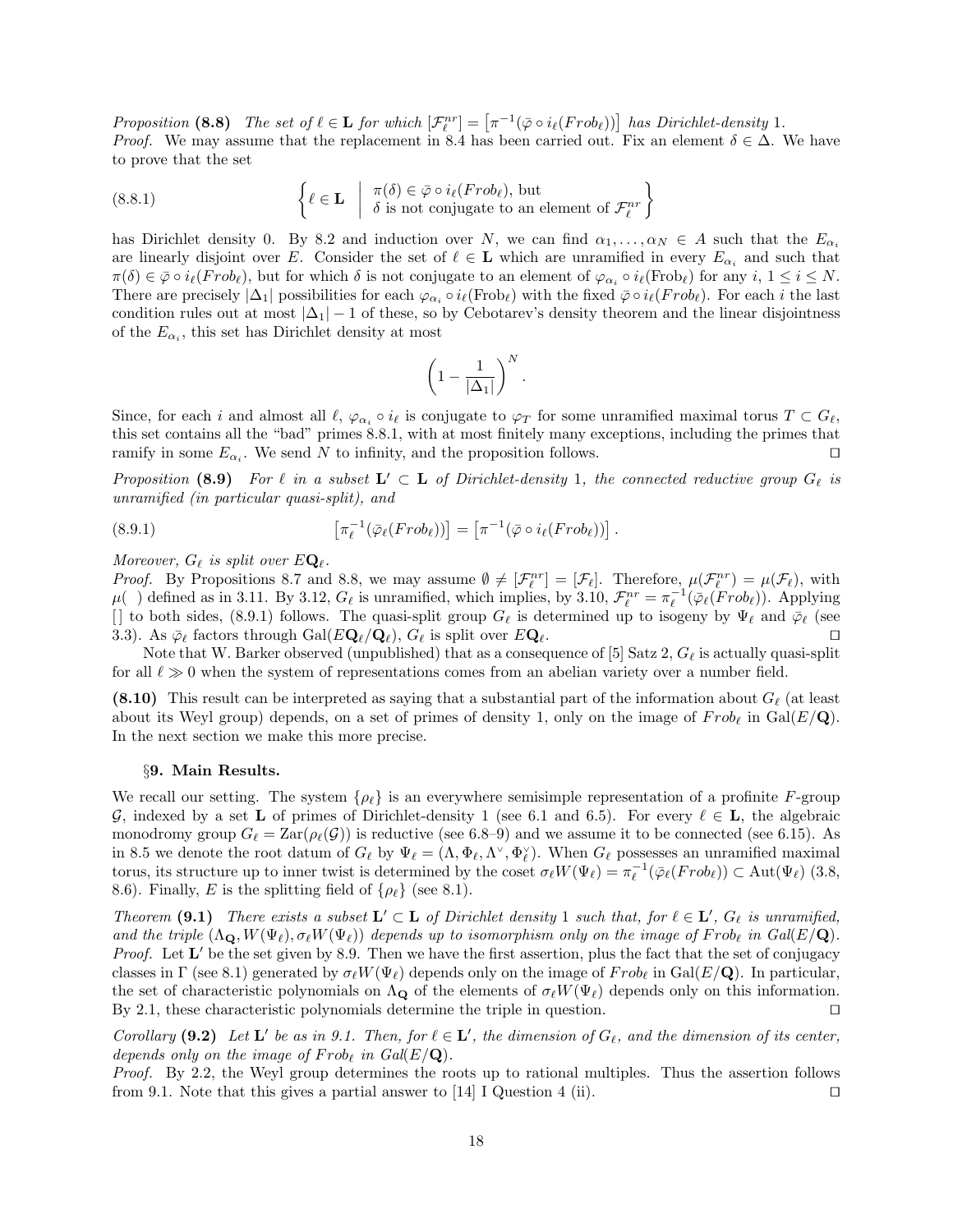*Proposition* **(8.8)** *The set of $\ell \in \mathbf{L}$ for which $[\mathcal{F}_\ell^{nr}] = \left[\pi^{-1}(\bar\varphi \circ i_\ell(Frob_\ell))\right]$ has Dirichlet-density* 1.
*Proof.* We may assume that the replacement in 8.4 has been carried out. Fix an element $\delta \in \Delta$. We have to prove that the set

$$\left\{ \ell \in \mathbf{L} \;\middle|\; \begin{array}{l} \pi(\delta) \in \bar\varphi \circ i_\ell(Frob_\ell), \text{ but} \\ \delta \text{ is not conjugate to an element of } \mathcal{F}_\ell^{nr} \end{array} \right\} \tag{8.8.1}$$

has Dirichlet density 0. By 8.2 and induction over $N$, we can find $\alpha_1, \ldots, \alpha_N \in A$ such that the $E_{\alpha_i}$ are linearly disjoint over $E$. Consider the set of $\ell \in \mathbf{L}$ which are unramified in every $E_{\alpha_i}$ and such that $\pi(\delta) \in \bar\varphi \circ i_\ell(Frob_\ell)$, but for which $\delta$ is not conjugate to an element of $\varphi_{\alpha_i} \circ i_\ell(\mathrm{Frob}_\ell)$ for any $i$, $1 \le i \le N$. There are precisely $|\Delta_1|$ possibilities for each $\varphi_{\alpha_i} \circ i_\ell(\mathrm{Frob}_\ell)$ with the fixed $\bar\varphi \circ i_\ell(Frob_\ell)$. For each $i$ the last condition rules out at most $|\Delta_1| - 1$ of these, so by Cebotarev's density theorem and the linear disjointness of the $E_{\alpha_i}$, this set has Dirichlet density at most

$$\left(1 - \frac{1}{|\Delta_1|}\right)^N.$$

Since, for each $i$ and almost all $\ell$, $\varphi_{\alpha_i} \circ i_\ell$ is conjugate to $\varphi_T$ for some unramified maximal torus $T \subset G_\ell$, this set contains all the "bad" primes 8.8.1, with at most finitely many exceptions, including the primes that ramify in some $E_{\alpha_i}$. We send $N$ to infinity, and the proposition follows. ◻

*Proposition* **(8.9)** *For $\ell$ in a subset $\mathbf{L}' \subset \mathbf{L}$ of Dirichlet-density 1, the connected reductive group $G_\ell$ is unramified (in particular quasi-split), and*

$$\left[\pi_\ell^{-1}(\bar\varphi_\ell(Frob_\ell))\right] = \left[\pi^{-1}(\bar\varphi \circ i_\ell(Frob_\ell))\right]. \tag{8.9.1}$$

*Moreover, $G_\ell$ is split over $E\mathbf{Q}_\ell$.*
*Proof.* By Propositions 8.7 and 8.8, we may assume $\emptyset \neq [\mathcal{F}_\ell^{nr}] = [\mathcal{F}_\ell]$. Therefore, $\mu(\mathcal{F}_\ell^{nr}) = \mu(\mathcal{F}_\ell)$, with $\mu(\ )$ defined as in 3.11. By 3.12, $G_\ell$ is unramified, which implies, by 3.10, $\mathcal{F}_\ell^{nr} = \pi_\ell^{-1}(\bar\varphi_\ell(Frob_\ell))$. Applying [] to both sides, (8.9.1) follows. The quasi-split group $G_\ell$ is determined up to isogeny by $\Psi_\ell$ and $\bar\varphi_\ell$ (see 3.3). As $\bar\varphi_\ell$ factors through $\mathrm{Gal}(E\mathbf{Q}_\ell/\mathbf{Q}_\ell)$, $G_\ell$ is split over $E\mathbf{Q}_\ell$. ◻

Note that W. Barker observed (unpublished) that as a consequence of [5] Satz 2, $G_\ell$ is actually quasi-split for all $\ell \gg 0$ when the system of representations comes from an abelian variety over a number field.

**(8.10)** This result can be interpreted as saying that a substantial part of the information about $G_\ell$ (at least about its Weyl group) depends, on a set of primes of density 1, only on the image of $Frob_\ell$ in $\mathrm{Gal}(E/\mathbf{Q})$. In the next section we make this more precise.

## §9. Main Results.

We recall our setting. The system $\{\rho_\ell\}$ is an everywhere semisimple representation of a profinite $F$-group $\mathcal{G}$, indexed by a set $\mathbf{L}$ of primes of Dirichlet-density 1 (see 6.1 and 6.5). For every $\ell \in \mathbf{L}$, the algebraic monodromy group $G_\ell = \mathrm{Zar}(\rho_\ell(\mathcal{G}))$ is reductive (see 6.8–9) and we assume it to be connected (see 6.15). As in 8.5 we denote the root datum of $G_\ell$ by $\Psi_\ell = (\Lambda, \Phi_\ell, \Lambda^\vee, \Phi_\ell^\vee)$. When $G_\ell$ possesses an unramified maximal torus, its structure up to inner twist is determined by the coset $\sigma_\ell W(\Psi_\ell) = \pi_\ell^{-1}(\bar\varphi_\ell(Frob_\ell)) \subset \mathrm{Aut}(\Psi_\ell)$ (3.8, 8.6). Finally, $E$ is the splitting field of $\{\rho_\ell\}$ (see 8.1).

*Theorem* **(9.1)** *There exists a subset $\mathbf{L}' \subset \mathbf{L}$ of Dirichlet density 1 such that, for $\ell \in \mathbf{L}'$, $G_\ell$ is unramified, and the triple $(\Lambda_\mathbf{Q}, W(\Psi_\ell), \sigma_\ell W(\Psi_\ell))$ depends up to isomorphism only on the image of $Frob_\ell$ in $Gal(E/\mathbf{Q})$.*
*Proof.* Let $\mathbf{L}'$ be the set given by 8.9. Then we have the first assertion, plus the fact that the set of conjugacy classes in $\Gamma$ (see 8.1) generated by $\sigma_\ell W(\Psi_\ell)$ depends only on the image of $Frob_\ell$ in $\mathrm{Gal}(E/\mathbf{Q})$. In particular, the set of characteristic polynomials on $\Lambda_\mathbf{Q}$ of the elements of $\sigma_\ell W(\Psi_\ell)$ depends only on this information. By 2.1, these characteristic polynomials determine the triple in question. ◻

*Corollary* **(9.2)** *Let $\mathbf{L}'$ be as in 9.1. Then, for $\ell \in \mathbf{L}'$, the dimension of $G_\ell$, and the dimension of its center, depends only on the image of $Frob_\ell$ in $Gal(E/\mathbf{Q})$.*
*Proof.* By 2.2, the Weyl group determines the roots up to rational multiples. Thus the assertion follows from 9.1. Note that this gives a partial answer to [14] I Question 4 (ii). ◻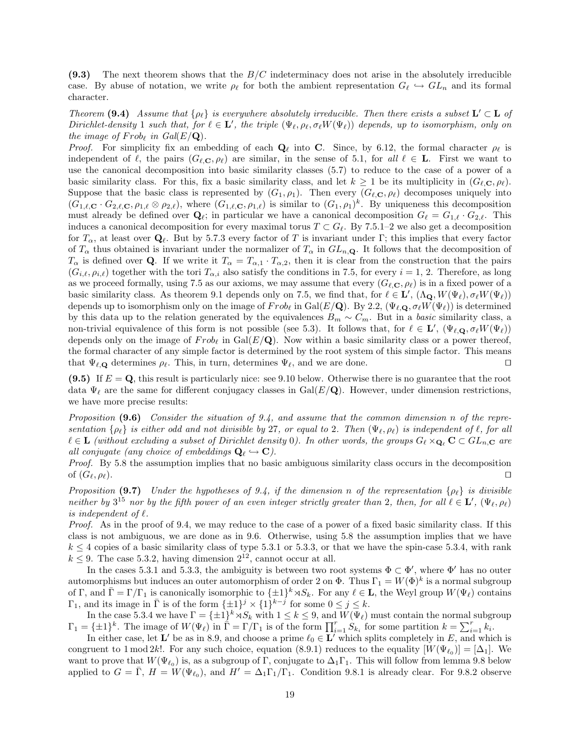**(9.3)** The next theorem shows that the $B/C$ indeterminacy does not arise in the absolutely irreducible case. By abuse of notation, we write $\rho_\ell$ for both the ambient representation $G_\ell \hookrightarrow GL_n$ and its formal character.

*Theorem* **(9.4)** *Assume that $\{\rho_\ell\}$ is everywhere absolutely irreducible. Then there exists a subset $\mathbf{L}' \subset \mathbf{L}$ of Dirichlet-density 1 such that, for $\ell \in \mathbf{L}'$, the triple $(\Psi_\ell, \rho_\ell, \sigma_\ell W(\Psi_\ell))$ depends, up to isomorphism, only on the image of $Frob_\ell$ in $Gal(E/\mathbf{Q})$.*

*Proof.* For simplicity fix an embedding of each $\mathbf{Q}_\ell$ into $\mathbf{C}$. Since, by 6.12, the formal character $\rho_\ell$ is independent of $\ell$, the pairs $(G_{\ell,\mathbf{C}}, \rho_\ell)$ are similar, in the sense of 5.1, for *all* $\ell \in \mathbf{L}$. First we want to use the canonical decomposition into basic similarity classes (5.7) to reduce to the case of a power of a basic similarity class. For this, fix a basic similarity class, and let $k \geq 1$ be its multiplicity in $(G_{\ell,\mathbf{C}}, \rho_\ell)$. Suppose that the basic class is represented by $(G_1, \rho_1)$. Then every $(G_{\ell,\mathbf{C}}, \rho_\ell)$ decomposes uniquely into $(G_{1,\ell,\mathbf{C}} \cdot G_{2,\ell,\mathbf{C}}, \rho_{1,\ell} \otimes \rho_{2,\ell})$, where $(G_{1,\ell,\mathbf{C}}, \rho_{1,\ell})$ is similar to $(G_1, \rho_1)^k$. By uniqueness this decomposition must already be defined over $\mathbf{Q}_\ell$; in particular we have a canonical decomposition $G_\ell = G_{1,\ell} \cdot G_{2,\ell}$. This induces a canonical decomposition for every maximal torus $T \subset G_\ell$. By 7.5.1–2 we also get a decomposition for $T_\alpha$, at least over $\mathbf{Q}_\ell$. But by 5.7.3 every factor of $T$ is invariant under $\Gamma$; this implies that every factor of $T_\alpha$ thus obtained is invariant under the normalizer of $T_\alpha$ in $GL_{n,\mathbf{Q}}$. It follows that the decomposition of $T_\alpha$ is defined over $\mathbf{Q}$. If we write it $T_\alpha = T_{\alpha,1} \cdot T_{\alpha,2}$, then it is clear from the construction that the pairs $(G_{i,\ell}, \rho_{i,\ell})$ together with the tori $T_{\alpha,i}$ also satisfy the conditions in 7.5, for every $i = 1, 2$. Therefore, as long as we proceed formally, using 7.5 as our axioms, we may assume that every $(G_{\ell,\mathbf{C}}, \rho_\ell)$ is in a fixed power of a basic similarity class. As theorem 9.1 depends only on 7.5, we find that, for $\ell \in \mathbf{L}'$, $(\Lambda_\mathbf{Q}, W(\Psi_\ell), \sigma_\ell W(\Psi_\ell))$ depends up to isomorphism only on the image of $Frob_\ell$ in $\mathrm{Gal}(E/\mathbf{Q})$. By 2.2, $(\Psi_{\ell,\mathbf{Q}}, \sigma_\ell W(\Psi_\ell))$ is determined by this data up to the relation generated by the equivalences $B_m \sim C_m$. But in a *basic* similarity class, a non-trivial equivalence of this form is not possible (see 5.3). It follows that, for $\ell \in \mathbf{L}'$, $(\Psi_{\ell,\mathbf{Q}}, \sigma_\ell W(\Psi_\ell))$ depends only on the image of $Frob_\ell$ in $\mathrm{Gal}(E/\mathbf{Q})$. Now within a basic similarity class or a power thereof, the formal character of any simple factor is determined by the root system of this simple factor. This means that $\Psi_{\ell,\mathbf{Q}}$ determines $\rho_\ell$. This, in turn, determines $\Psi_\ell$, and we are done. $\square$

**(9.5)** If $E = \mathbf{Q}$, this result is particularly nice: see 9.10 below. Otherwise there is no guarantee that the root data $\Psi_\ell$ are the same for different conjugacy classes in $\mathrm{Gal}(E/\mathbf{Q})$. However, under dimension restrictions, we have more precise results:

*Proposition* **(9.6)** *Consider the situation of 9.4, and assume that the common dimension $n$ of the representation $\{\rho_\ell\}$ is either odd and not divisible by 27, or equal to 2. Then $(\Psi_\ell, \rho_\ell)$ is independent of $\ell$, for all $\ell \in \mathbf{L}$ (without excluding a subset of Dirichlet density 0). In other words, the groups $G_\ell \times_{\mathbf{Q}_\ell} \mathbf{C} \subset GL_{n,\mathbf{C}}$ are all conjugate (any choice of embeddings $\mathbf{Q}_\ell \hookrightarrow \mathbf{C}$).*

*Proof.* By 5.8 the assumption implies that no basic ambiguous similarity class occurs in the decomposition of $(G_\ell, \rho_\ell)$. $\square$

*Proposition* **(9.7)** *Under the hypotheses of 9.4, if the dimension $n$ of the representation $\{\rho_\ell\}$ is divisible neither by $3^{15}$ nor by the fifth power of an even integer strictly greater than 2, then, for all $\ell \in \mathbf{L}'$, $(\Psi_\ell, \rho_\ell)$ is independent of $\ell$.*

*Proof.* As in the proof of 9.4, we may reduce to the case of a power of a fixed basic similarity class. If this class is not ambiguous, we are done as in 9.6. Otherwise, using 5.8 the assumption implies that we have $k \leq 4$ copies of a basic similarity class of type 5.3.1 or 5.3.3, or that we have the spin-case 5.3.4, with rank $k \leq 9$. The case 5.3.2, having dimension $2^{12}$, cannot occur at all.

In the cases 5.3.1 and 5.3.3, the ambiguity is between two root systems $\Phi \subset \Phi'$, where $\Phi'$ has no outer automorphisms but induces an outer automorphism of order 2 on $\Phi$. Thus $\Gamma_1 = W(\Phi)^k$ is a normal subgroup of $\Gamma$, and $\bar{\Gamma} = \Gamma/\Gamma_1$ is canonically isomorphic to $\{\pm 1\}^k \rtimes S_k$. For any $\ell \in \mathbf{L}$, the Weyl group $W(\Psi_\ell)$ contains $\Gamma_1$, and its image in $\bar{\Gamma}$ is of the form $\{\pm 1\}^j \times \{1\}^{k-j}$ for some $0 \leq j \leq k$.

In the case 5.3.4 we have $\Gamma = \{\pm 1\}^k \rtimes S_k$ with $1 \leq k \leq 9$, and $W(\Psi_\ell)$ must contain the normal subgroup $\Gamma_1 = \{\pm 1\}^k$. The image of $W(\Psi_\ell)$ in $\bar{\Gamma} = \Gamma/\Gamma_1$ is of the form $\prod_{i=1}^r S_{k_i}$ for some partition $k = \sum_{i=1}^r k_i$.

In either case, let $\mathbf{L}'$ be as in 8.9, and choose a prime $\ell_0 \in \mathbf{L}'$ which splits completely in $E$, and which is congruent to $1 \bmod 2k!$. For any such choice, equation (8.9.1) reduces to the equality $[W(\Psi_{\ell_0})] = [\Delta_1]$. We want to prove that $W(\Psi_{\ell_0})$ is, as a subgroup of $\Gamma$, conjugate to $\Delta_1\Gamma_1$. This will follow from lemma 9.8 below applied to $G = \bar{\Gamma}$, $H = W(\Psi_{\ell_0})$, and $H' = \Delta_1\Gamma_1/\Gamma_1$. Condition 9.8.1 is already clear. For 9.8.2 observe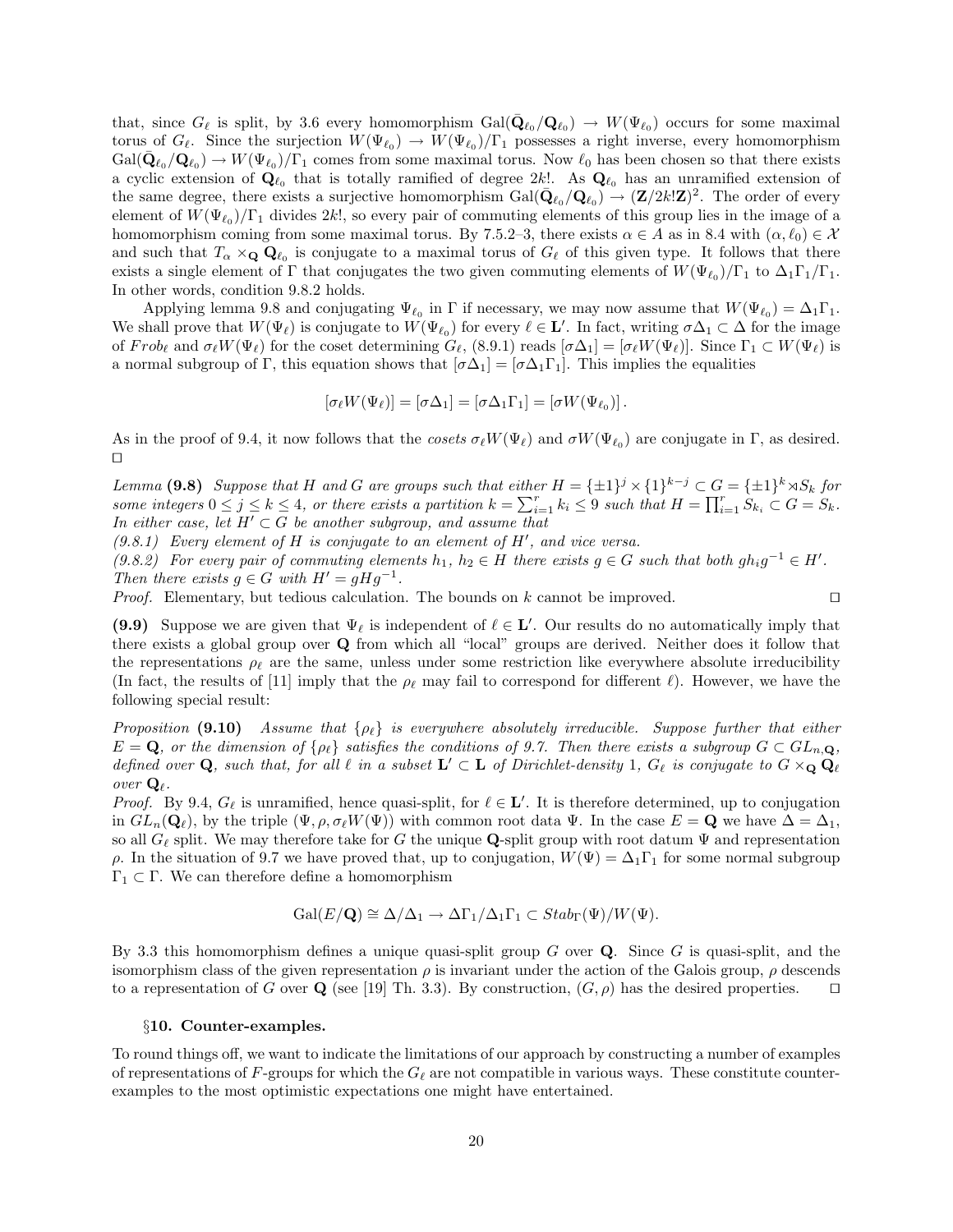that, since $G_\ell$ is split, by 3.6 every homomorphism $\mathrm{Gal}(\bar{\mathbf{Q}}_{\ell_0}/\mathbf{Q}_{\ell_0}) \to W(\Psi_{\ell_0})$ occurs for some maximal torus of $G_\ell$. Since the surjection $W(\Psi_{\ell_0}) \to W(\Psi_{\ell_0})/\Gamma_1$ possesses a right inverse, every homomorphism $\mathrm{Gal}(\bar{\mathbf{Q}}_{\ell_0}/\mathbf{Q}_{\ell_0}) \to W(\Psi_{\ell_0})/\Gamma_1$ comes from some maximal torus. Now $\ell_0$ has been chosen so that there exists a cyclic extension of $\mathbf{Q}_{\ell_0}$ that is totally ramified of degree $2k!$. As $\mathbf{Q}_{\ell_0}$ has an unramified extension of the same degree, there exists a surjective homomorphism $\mathrm{Gal}(\bar{\mathbf{Q}}_{\ell_0}/\mathbf{Q}_{\ell_0}) \to (\mathbf{Z}/2k!\mathbf{Z})^2$. The order of every element of $W(\Psi_{\ell_0})/\Gamma_1$ divides $2k!$, so every pair of commuting elements of this group lies in the image of a homomorphism coming from some maximal torus. By 7.5.2–3, there exists $\alpha \in A$ as in 8.4 with $(\alpha, \ell_0) \in \mathcal{X}$ and such that $T_\alpha \times_{\mathbf{Q}} \mathbf{Q}_{\ell_0}$ is conjugate to a maximal torus of $G_\ell$ of this given type. It follows that there exists a single element of $\Gamma$ that conjugates the two given commuting elements of $W(\Psi_{\ell_0})/\Gamma_1$ to $\Delta_1\Gamma_1/\Gamma_1$. In other words, condition 9.8.2 holds.

Applying lemma 9.8 and conjugating $\Psi_{\ell_0}$ in $\Gamma$ if necessary, we may now assume that $W(\Psi_{\ell_0}) = \Delta_1\Gamma_1$. We shall prove that $W(\Psi_\ell)$ is conjugate to $W(\Psi_{\ell_0})$ for every $\ell \in \mathbf{L}'$. In fact, writing $\sigma\Delta_1 \subset \Delta$ for the image of $Frob_\ell$ and $\sigma_\ell W(\Psi_\ell)$ for the coset determining $G_\ell$, (8.9.1) reads $[\sigma\Delta_1] = [\sigma_\ell W(\Psi_\ell)]$. Since $\Gamma_1 \subset W(\Psi_\ell)$ is a normal subgroup of $\Gamma$, this equation shows that $[\sigma\Delta_1] = [\sigma\Delta_1\Gamma_1]$. This implies the equalities

$$[\sigma_\ell W(\Psi_\ell)] = [\sigma\Delta_1] = [\sigma\Delta_1\Gamma_1] = [\sigma W(\Psi_{\ell_0})]\,.$$

As in the proof of 9.4, it now follows that the *cosets* $\sigma_\ell W(\Psi_\ell)$ and $\sigma W(\Psi_{\ell_0})$ are conjugate in $\Gamma$, as desired. $\square$

*Lemma* **(9.8)** *Suppose that $H$ and $G$ are groups such that either $H = \{\pm 1\}^j \times \{1\}^{k-j} \subset G = \{\pm 1\}^k \rtimes S_k$ for some integers $0 \le j \le k \le 4$, or there exists a partition $k = \sum_{i=1}^r k_i \le 9$ such that $H = \prod_{i=1}^r S_{k_i} \subset G = S_k$. In either case, let $H' \subset G$ be another subgroup, and assume that*

*(9.8.1) Every element of $H$ is conjugate to an element of $H'$, and vice versa.*

*(9.8.2) For every pair of commuting elements $h_1$, $h_2 \in H$ there exists $g \in G$ such that both $gh_ig^{-1} \in H'$.*
*Then there exists $g \in G$ with $H' = gHg^{-1}$.*

*Proof.* Elementary, but tedious calculation. The bounds on $k$ cannot be improved. $\square$

**(9.9)** Suppose we are given that $\Psi_\ell$ is independent of $\ell \in \mathbf{L}'$. Our results do no automatically imply that there exists a global group over $\mathbf{Q}$ from which all "local" groups are derived. Neither does it follow that the representations $\rho_\ell$ are the same, unless under some restriction like everywhere absolute irreducibility (In fact, the results of [11] imply that the $\rho_\ell$ may fail to correspond for different $\ell$). However, we have the following special result:

*Proposition* **(9.10)** *Assume that $\{\rho_\ell\}$ is everywhere absolutely irreducible. Suppose further that either $E = \mathbf{Q}$, or the dimension of $\{\rho_\ell\}$ satisfies the conditions of 9.7. Then there exists a subgroup $G \subset GL_{n,\mathbf{Q}}$, defined over $\mathbf{Q}$, such that, for all $\ell$ in a subset $\mathbf{L}' \subset \mathbf{L}$ of Dirichlet-density 1, $G_\ell$ is conjugate to $G \times_{\mathbf{Q}} \mathbf{Q}_\ell$ over $\mathbf{Q}_\ell$.*

*Proof.* By 9.4, $G_\ell$ is unramified, hence quasi-split, for $\ell \in \mathbf{L}'$. It is therefore determined, up to conjugation in $GL_n(\mathbf{Q}_\ell)$, by the triple $(\Psi, \rho, \sigma_\ell W(\Psi))$ with common root data $\Psi$. In the case $E = \mathbf{Q}$ we have $\Delta = \Delta_1$, so all $G_\ell$ split. We may therefore take for $G$ the unique $\mathbf{Q}$-split group with root datum $\Psi$ and representation $\rho$. In the situation of 9.7 we have proved that, up to conjugation, $W(\Psi) = \Delta_1\Gamma_1$ for some normal subgroup $\Gamma_1 \subset \Gamma$. We can therefore define a homomorphism

$$\mathrm{Gal}(E/\mathbf{Q}) \cong \Delta/\Delta_1 \to \Delta\Gamma_1/\Delta_1\Gamma_1 \subset Stab_\Gamma(\Psi)/W(\Psi).$$

By 3.3 this homomorphism defines a unique quasi-split group $G$ over $\mathbf{Q}$. Since $G$ is quasi-split, and the isomorphism class of the given representation $\rho$ is invariant under the action of the Galois group, $\rho$ descends to a representation of $G$ over $\mathbf{Q}$ (see [19] Th. 3.3). By construction, $(G, \rho)$ has the desired properties. $\square$

## §10. Counter-examples.

To round things off, we want to indicate the limitations of our approach by constructing a number of examples of representations of $F$-groups for which the $G_\ell$ are not compatible in various ways. These constitute counter-examples to the most optimistic expectations one might have entertained.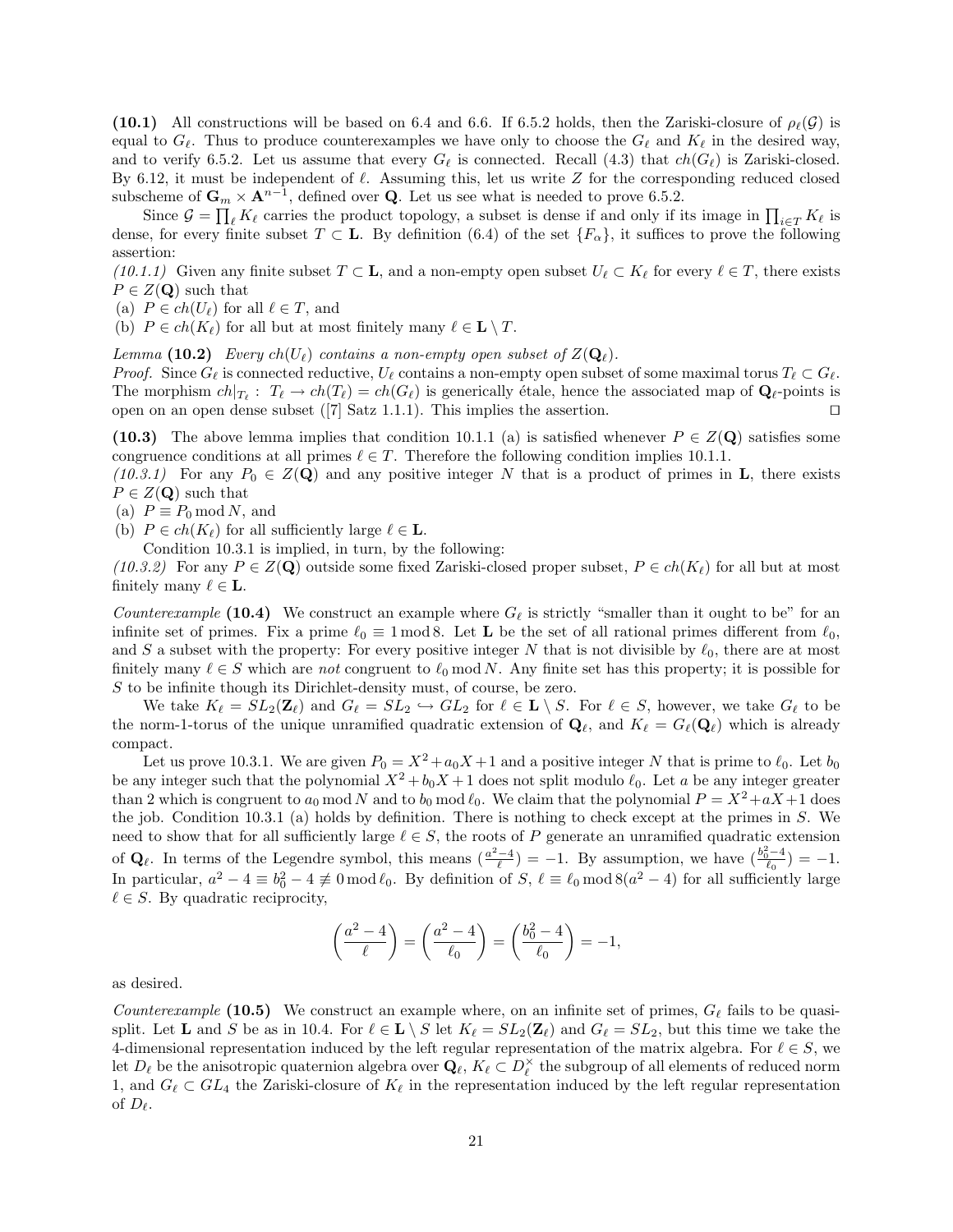**(10.1)** All constructions will be based on 6.4 and 6.6. If 6.5.2 holds, then the Zariski-closure of $\rho_\ell(\mathcal{G})$ is equal to $G_\ell$. Thus to produce counterexamples we have only to choose the $G_\ell$ and $K_\ell$ in the desired way, and to verify 6.5.2. Let us assume that every $G_\ell$ is connected. Recall (4.3) that $ch(G_\ell)$ is Zariski-closed. By 6.12, it must be independent of $\ell$. Assuming this, let us write $Z$ for the corresponding reduced closed subscheme of $\mathbf{G}_m \times \mathbf{A}^{n-1}$, defined over $\mathbf{Q}$. Let us see what is needed to prove 6.5.2.

Since $\mathcal{G} = \prod_\ell K_\ell$ carries the product topology, a subset is dense if and only if its image in $\prod_{i \in T} K_\ell$ is dense, for every finite subset $T \subset \mathbf{L}$. By definition (6.4) of the set $\{F_\alpha\}$, it suffices to prove the following assertion:

*(10.1.1)* Given any finite subset $T \subset \mathbf{L}$, and a non-empty open subset $U_\ell \subset K_\ell$ for every $\ell \in T$, there exists $P \in Z(\mathbf{Q})$ such that

(a) $P \in ch(U_\ell)$ for all $\ell \in T$, and

(b) $P \in ch(K_\ell)$ for all but at most finitely many $\ell \in \mathbf{L} \setminus T$.

*Lemma* **(10.2)** *Every $ch(U_\ell)$ contains a non-empty open subset of $Z(\mathbf{Q}_\ell)$.*

*Proof.* Since $G_\ell$ is connected reductive, $U_\ell$ contains a non-empty open subset of some maximal torus $T_\ell \subset G_\ell$. The morphism $ch|_{T_\ell} :\ T_\ell \to ch(T_\ell) = ch(G_\ell)$ is generically étale, hence the associated map of $\mathbf{Q}_\ell$-points is open on an open dense subset ([7] Satz 1.1.1). This implies the assertion. ◻

**(10.3)** The above lemma implies that condition 10.1.1 (a) is satisfied whenever $P \in Z(\mathbf{Q})$ satisfies some congruence conditions at all primes $\ell \in T$. Therefore the following condition implies 10.1.1.

*(10.3.1)* For any $P_0 \in Z(\mathbf{Q})$ and any positive integer $N$ that is a product of primes in $\mathbf{L}$, there exists $P \in Z(\mathbf{Q})$ such that

(a) $P \equiv P_0 \bmod N$, and

(b) $P \in ch(K_\ell)$ for all sufficiently large $\ell \in \mathbf{L}$.

Condition 10.3.1 is implied, in turn, by the following:

*(10.3.2)* For any $P \in Z(\mathbf{Q})$ outside some fixed Zariski-closed proper subset, $P \in ch(K_\ell)$ for all but at most finitely many $\ell \in \mathbf{L}$.

*Counterexample* **(10.4)** We construct an example where $G_\ell$ is strictly "smaller than it ought to be" for an infinite set of primes. Fix a prime $\ell_0 \equiv 1 \bmod 8$. Let $\mathbf{L}$ be the set of all rational primes different from $\ell_0$, and $S$ a subset with the property: For every positive integer $N$ that is not divisible by $\ell_0$, there are at most finitely many $\ell \in S$ which are *not* congruent to $\ell_0 \bmod N$. Any finite set has this property; it is possible for $S$ to be infinite though its Dirichlet-density must, of course, be zero.

We take $K_\ell = SL_2(\mathbf{Z}_\ell)$ and $G_\ell = SL_2 \hookrightarrow GL_2$ for $\ell \in \mathbf{L} \setminus S$. For $\ell \in S$, however, we take $G_\ell$ to be the norm-1-torus of the unique unramified quadratic extension of $\mathbf{Q}_\ell$, and $K_\ell = G_\ell(\mathbf{Q}_\ell)$ which is already compact.

Let us prove 10.3.1. We are given $P_0 = X^2 + a_0 X + 1$ and a positive integer $N$ that is prime to $\ell_0$. Let $b_0$ be any integer such that the polynomial $X^2 + b_0 X + 1$ does not split modulo $\ell_0$. Let $a$ be any integer greater than 2 which is congruent to $a_0 \bmod N$ and to $b_0 \bmod \ell_0$. We claim that the polynomial $P = X^2 + aX + 1$ does the job. Condition 10.3.1 (a) holds by definition. There is nothing to check except at the primes in $S$. We need to show that for all sufficiently large $\ell \in S$, the roots of $P$ generate an unramified quadratic extension of $\mathbf{Q}_\ell$. In terms of the Legendre symbol, this means $(\frac{a^2-4}{\ell}) = -1$. By assumption, we have $(\frac{b_0^2-4}{\ell_0}) = -1$. In particular, $a^2 - 4 \equiv b_0^2 - 4 \not\equiv 0 \bmod \ell_0$. By definition of $S$, $\ell \equiv \ell_0 \bmod 8(a^2-4)$ for all sufficiently large $\ell \in S$. By quadratic reciprocity,

$$\left(\frac{a^2-4}{\ell}\right) = \left(\frac{a^2-4}{\ell_0}\right) = \left(\frac{b_0^2-4}{\ell_0}\right) = -1,$$

as desired.

*Counterexample* **(10.5)** We construct an example where, on an infinite set of primes, $G_\ell$ fails to be quasi-split. Let $\mathbf{L}$ and $S$ be as in 10.4. For $\ell \in \mathbf{L} \setminus S$ let $K_\ell = SL_2(\mathbf{Z}_\ell)$ and $G_\ell = SL_2$, but this time we take the 4-dimensional representation induced by the left regular representation of the matrix algebra. For $\ell \in S$, we let $D_\ell$ be the anisotropic quaternion algebra over $\mathbf{Q}_\ell$, $K_\ell \subset D_\ell^\times$ the subgroup of all elements of reduced norm 1, and $G_\ell \subset GL_4$ the Zariski-closure of $K_\ell$ in the representation induced by the left regular representation of $D_\ell$.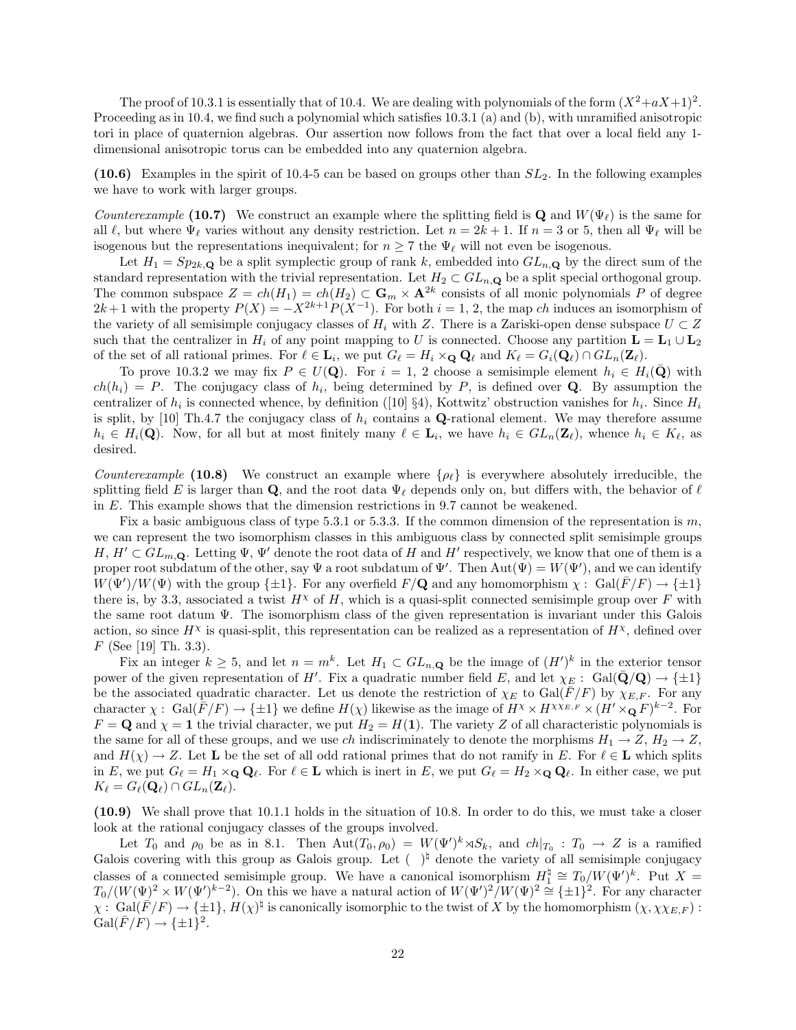The proof of 10.3.1 is essentially that of 10.4. We are dealing with polynomials of the form $(X^2+aX+1)^2$. Proceeding as in 10.4, we find such a polynomial which satisfies 10.3.1 (a) and (b), with unramified anisotropic tori in place of quaternion algebras. Our assertion now follows from the fact that over a local field any 1-dimensional anisotropic torus can be embedded into any quaternion algebra.

**(10.6)** Examples in the spirit of 10.4-5 can be based on groups other than $SL_2$. In the following examples we have to work with larger groups.

*Counterexample* **(10.7)** We construct an example where the splitting field is $\mathbf{Q}$ and $W(\Psi_\ell)$ is the same for all $\ell$, but where $\Psi_\ell$ varies without any density restriction. Let $n = 2k+1$. If $n = 3$ or $5$, then all $\Psi_\ell$ will be isogenous but the representations inequivalent; for $n \geq 7$ the $\Psi_\ell$ will not even be isogenous.

Let $H_1 = Sp_{2k,\mathbf{Q}}$ be a split symplectic group of rank $k$, embedded into $GL_{n,\mathbf{Q}}$ by the direct sum of the standard representation with the trivial representation. Let $H_2 \subset GL_{n,\mathbf{Q}}$ be a split special orthogonal group. The common subspace $Z = ch(H_1) = ch(H_2) \subset \mathbf{G}_m \times \mathbf{A}^{2k}$ consists of all monic polynomials $P$ of degree $2k+1$ with the property $P(X) = -X^{2k+1}P(X^{-1})$. For both $i = 1, 2$, the map $ch$ induces an isomorphism of the variety of all semisimple conjugacy classes of $H_i$ with $Z$. There is a Zariski-open dense subspace $U \subset Z$ such that the centralizer in $H_i$ of any point mapping to $U$ is connected. Choose any partition $\mathbf{L} = \mathbf{L}_1 \cup \mathbf{L}_2$ of the set of all rational primes. For $\ell \in \mathbf{L}_i$, we put $G_\ell = H_i \times_{\mathbf{Q}} \mathbf{Q}_\ell$ and $K_\ell = G_i(\mathbf{Q}_\ell) \cap GL_n(\mathbf{Z}_\ell)$.

To prove 10.3.2 we may fix $P \in U(\mathbf{Q})$. For $i = 1, 2$ choose a semisimple element $h_i \in H_i(\bar{\mathbf{Q}})$ with $ch(h_i) = P$. The conjugacy class of $h_i$, being determined by $P$, is defined over $\mathbf{Q}$. By assumption the centralizer of $h_i$ is connected whence, by definition ([10] §4), Kottwitz' obstruction vanishes for $h_i$. Since $H_i$ is split, by [10] Th.4.7 the conjugacy class of $h_i$ contains a $\mathbf{Q}$-rational element. We may therefore assume $h_i \in H_i(\mathbf{Q})$. Now, for all but at most finitely many $\ell \in \mathbf{L}_i$, we have $h_i \in GL_n(\mathbf{Z}_\ell)$, whence $h_i \in K_\ell$, as desired.

*Counterexample* **(10.8)** We construct an example where $\{\rho_\ell\}$ is everywhere absolutely irreducible, the splitting field $E$ is larger than $\mathbf{Q}$, and the root data $\Psi_\ell$ depends only on, but differs with, the behavior of $\ell$ in $E$. This example shows that the dimension restrictions in 9.7 cannot be weakened.

Fix a basic ambiguous class of type 5.3.1 or 5.3.3. If the common dimension of the representation is $m$, we can represent the two isomorphism classes in this ambiguous class by connected split semisimple groups $H$, $H' \subset GL_{m,\mathbf{Q}}$. Letting $\Psi$, $\Psi'$ denote the root data of $H$ and $H'$ respectively, we know that one of them is a proper root subdatum of the other, say $\Psi$ a root subdatum of $\Psi'$. Then $\mathrm{Aut}(\Psi) = W(\Psi')$, and we can identify $W(\Psi')/W(\Psi)$ with the group $\{\pm 1\}$. For any overfield $F/\mathbf{Q}$ and any homomorphism $\chi:\ \mathrm{Gal}(\bar{F}/F) \to \{\pm 1\}$ there is, by 3.3, associated a twist $H^\chi$ of $H$, which is a quasi-split connected semisimple group over $F$ with the same root datum $\Psi$. The isomorphism class of the given representation is invariant under this Galois action, so since $H^\chi$ is quasi-split, this representation can be realized as a representation of $H^\chi$, defined over $F$ (See [19] Th. 3.3).

Fix an integer $k \geq 5$, and let $n = m^k$. Let $H_1 \subset GL_{n,\mathbf{Q}}$ be the image of $(H')^k$ in the exterior tensor power of the given representation of $H'$. Fix a quadratic number field $E$, and let $\chi_E:\ \mathrm{Gal}(\bar{\mathbf{Q}}/\mathbf{Q}) \to \{\pm 1\}$ be the associated quadratic character. Let us denote the restriction of $\chi_E$ to $\mathrm{Gal}(\bar{F}/F)$ by $\chi_{E,F}$. For any character $\chi:\ \mathrm{Gal}(\bar{F}/F) \to \{\pm 1\}$ we define $H(\chi)$ likewise as the image of $H^\chi \times H^{\chi\chi_{E,F}} \times (H' \times_{\mathbf{Q}} F)^{k-2}$. For $F = \mathbf{Q}$ and $\chi = \mathbf{1}$ the trivial character, we put $H_2 = H(\mathbf{1})$. The variety $Z$ of all characteristic polynomials is the same for all of these groups, and we use $ch$ indiscriminately to denote the morphisms $H_1 \to Z$, $H_2 \to Z$, and $H(\chi) \to Z$. Let $\mathbf{L}$ be the set of all odd rational primes that do not ramify in $E$. For $\ell \in \mathbf{L}$ which splits in $E$, we put $G_\ell = H_1 \times_{\mathbf{Q}} \mathbf{Q}_\ell$. For $\ell \in \mathbf{L}$ which is inert in $E$, we put $G_\ell = H_2 \times_{\mathbf{Q}} \mathbf{Q}_\ell$. In either case, we put $K_\ell = G_\ell(\mathbf{Q}_\ell) \cap GL_n(\mathbf{Z}_\ell)$.

**(10.9)** We shall prove that 10.1.1 holds in the situation of 10.8. In order to do this, we must take a closer look at the rational conjugacy classes of the groups involved.

Let $T_0$ and $\rho_0$ be as in 8.1. Then $\mathrm{Aut}(T_0, \rho_0) = W(\Psi')^k \rtimes S_k$, and $ch|_{T_0}:\ T_0 \to Z$ is a ramified Galois covering with this group as Galois group. Let $(\ )^\natural$ denote the variety of all semisimple conjugacy classes of a connected semisimple group. We have a canonical isomorphism $H_1^\natural \cong T_0/W(\Psi')^k$. Put $X = T_0/(W(\Psi)^2 \times W(\Psi')^{k-2})$. On this we have a natural action of $W(\Psi')^2/W(\Psi)^2 \cong \{\pm 1\}^2$. For any character $\chi:\ \mathrm{Gal}(\bar{F}/F) \to \{\pm 1\}$, $H(\chi)^\natural$ is canonically isomorphic to the twist of $X$ by the homomorphism $(\chi, \chi\chi_{E,F}):\ \mathrm{Gal}(\bar{F}/F) \to \{\pm 1\}^2$.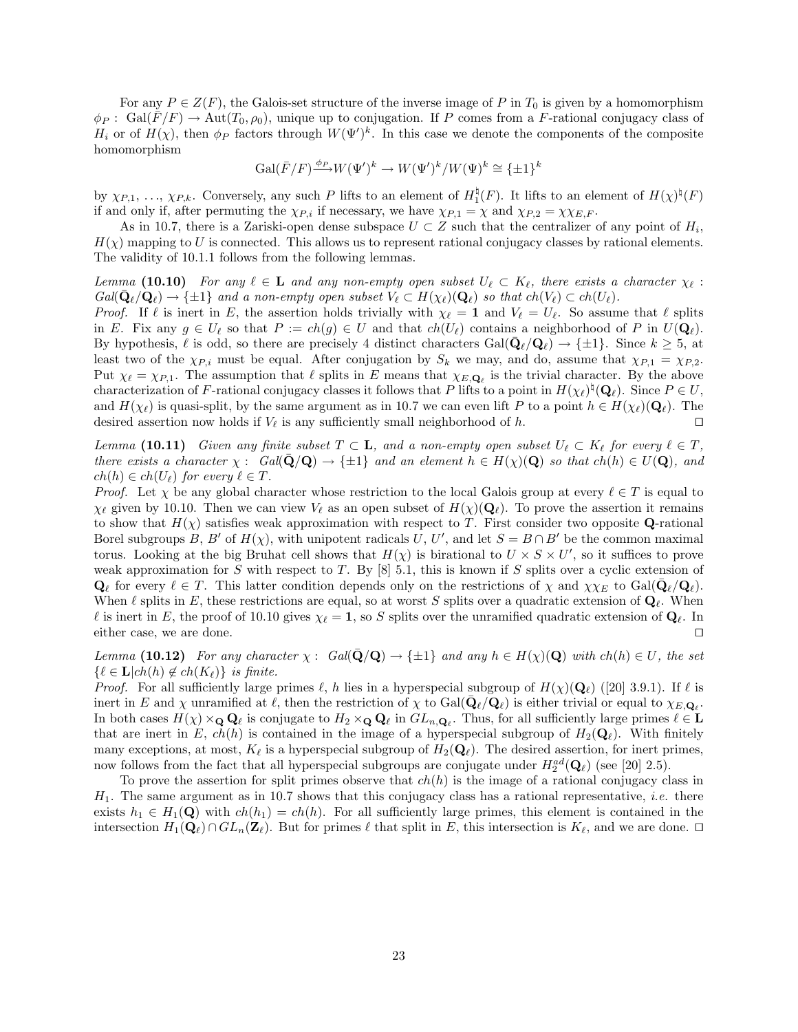For any $P \in Z(F)$, the Galois-set structure of the inverse image of $P$ in $T_0$ is given by a homomorphism $\phi_P : \mathrm{Gal}(\bar{F}/F) \to \mathrm{Aut}(T_0, \rho_0)$, unique up to conjugation. If $P$ comes from a $F$-rational conjugacy class of $H_i$ or of $H(\chi)$, then $\phi_P$ factors through $W(\Psi')^k$. In this case we denote the components of the composite homomorphism

$$\mathrm{Gal}(\bar{F}/F) \xrightarrow{\phi_P} W(\Psi')^k \to W(\Psi')^k / W(\Psi)^k \cong \{\pm 1\}^k$$

by $\chi_{P,1}, \ldots, \chi_{P,k}$. Conversely, any such $P$ lifts to an element of $H_1^\natural(F)$. It lifts to an element of $H(\chi)^\natural(F)$ if and only if, after permuting the $\chi_{P,i}$ if necessary, we have $\chi_{P,1} = \chi$ and $\chi_{P,2} = \chi\chi_{E,F}$.

As in 10.7, there is a Zariski-open dense subspace $U \subset Z$ such that the centralizer of any point of $H_i$, $H(\chi)$ mapping to $U$ is connected. This allows us to represent rational conjugacy classes by rational elements. The validity of 10.1.1 follows from the following lemmas.

*Lemma* **(10.10)** *For any $\ell \in \mathbf{L}$ and any non-empty open subset $U_\ell \subset K_\ell$, there exists a character $\chi_\ell$ : $Gal(\bar{\mathbf{Q}}_\ell/\mathbf{Q}_\ell) \to \{\pm 1\}$ and a non-empty open subset $V_\ell \subset H(\chi_\ell)(\mathbf{Q}_\ell)$ so that $ch(V_\ell) \subset ch(U_\ell)$.*

*Proof.* If $\ell$ is inert in $E$, the assertion holds trivially with $\chi_\ell = \mathbf{1}$ and $V_\ell = U_\ell$. So assume that $\ell$ splits in $E$. Fix any $g \in U_\ell$ so that $P := ch(g) \in U$ and that $ch(U_\ell)$ contains a neighborhood of $P$ in $U(\mathbf{Q}_\ell)$. By hypothesis, $\ell$ is odd, so there are precisely 4 distinct characters $\mathrm{Gal}(\bar{\mathbf{Q}}_\ell/\mathbf{Q}_\ell) \to \{\pm 1\}$. Since $k \geq 5$, at least two of the $\chi_{P,i}$ must be equal. After conjugation by $S_k$ we may, and do, assume that $\chi_{P,1} = \chi_{P,2}$. Put $\chi_\ell = \chi_{P,1}$. The assumption that $\ell$ splits in $E$ means that $\chi_{E,\mathbf{Q}_\ell}$ is the trivial character. By the above characterization of $F$-rational conjugacy classes it follows that $P$ lifts to a point in $H(\chi_\ell)^\natural(\mathbf{Q}_\ell)$. Since $P \in U$, and $H(\chi_\ell)$ is quasi-split, by the same argument as in 10.7 we can even lift $P$ to a point $h \in H(\chi_\ell)(\mathbf{Q}_\ell)$. The desired assertion now holds if $V_\ell$ is any sufficiently small neighborhood of $h$. □

*Lemma* **(10.11)** *Given any finite subset $T \subset \mathbf{L}$, and a non-empty open subset $U_\ell \subset K_\ell$ for every $\ell \in T$, there exists a character $\chi$ : $Gal(\bar{\mathbf{Q}}/\mathbf{Q}) \to \{\pm 1\}$ and an element $h \in H(\chi)(\mathbf{Q})$ so that $ch(h) \in U(\mathbf{Q})$, and $ch(h) \in ch(U_\ell)$ for every $\ell \in T$.*

*Proof.* Let $\chi$ be any global character whose restriction to the local Galois group at every $\ell \in T$ is equal to $\chi_\ell$ given by 10.10. Then we can view $V_\ell$ as an open subset of $H(\chi)(\mathbf{Q}_\ell)$. To prove the assertion it remains to show that $H(\chi)$ satisfies weak approximation with respect to $T$. First consider two opposite $\mathbf{Q}$-rational Borel subgroups $B$, $B'$ of $H(\chi)$, with unipotent radicals $U$, $U'$, and let $S = B \cap B'$ be the common maximal torus. Looking at the big Bruhat cell shows that $H(\chi)$ is birational to $U \times S \times U'$, so it suffices to prove weak approximation for $S$ with respect to $T$. By [8] 5.1, this is known if $S$ splits over a cyclic extension of $\mathbf{Q}_\ell$ for every $\ell \in T$. This latter condition depends only on the restrictions of $\chi$ and $\chi\chi_E$ to $\mathrm{Gal}(\bar{\mathbf{Q}}_\ell/\mathbf{Q}_\ell)$. When $\ell$ splits in $E$, these restrictions are equal, so at worst $S$ splits over a quadratic extension of $\mathbf{Q}_\ell$. When $\ell$ is inert in $E$, the proof of 10.10 gives $\chi_\ell = \mathbf{1}$, so $S$ splits over the unramified quadratic extension of $\mathbf{Q}_\ell$. In either case, we are done. □

*Lemma* **(10.12)** *For any character $\chi$ : $Gal(\bar{\mathbf{Q}}/\mathbf{Q}) \to \{\pm 1\}$ and any $h \in H(\chi)(\mathbf{Q})$ with $ch(h) \in U$, the set $\{\ell \in \mathbf{L} | ch(h) \notin ch(K_\ell)\}$ is finite.*

*Proof.* For all sufficiently large primes $\ell$, $h$ lies in a hyperspecial subgroup of $H(\chi)(\mathbf{Q}_\ell)$ ([20] 3.9.1). If $\ell$ is inert in $E$ and $\chi$ unramified at $\ell$, then the restriction of $\chi$ to $\mathrm{Gal}(\bar{\mathbf{Q}}_\ell/\mathbf{Q}_\ell)$ is either trivial or equal to $\chi_{E,\mathbf{Q}_\ell}$. In both cases $H(\chi) \times_{\mathbf{Q}} \mathbf{Q}_\ell$ is conjugate to $H_2 \times_{\mathbf{Q}} \mathbf{Q}_\ell$ in $GL_{n,\mathbf{Q}_\ell}$. Thus, for all sufficiently large primes $\ell \in \mathbf{L}$ that are inert in $E$, $ch(h)$ is contained in the image of a hyperspecial subgroup of $H_2(\mathbf{Q}_\ell)$. With finitely many exceptions, at most, $K_\ell$ is a hyperspecial subgroup of $H_2(\mathbf{Q}_\ell)$. The desired assertion, for inert primes, now follows from the fact that all hyperspecial subgroups are conjugate under $H_2^{ad}(\mathbf{Q}_\ell)$ (see [20] 2.5).

To prove the assertion for split primes observe that $ch(h)$ is the image of a rational conjugacy class in $H_1$. The same argument as in 10.7 shows that this conjugacy class has a rational representative, *i.e.* there exists $h_1 \in H_1(\mathbf{Q})$ with $ch(h_1) = ch(h)$. For all sufficiently large primes, this element is contained in the intersection $H_1(\mathbf{Q}_\ell) \cap GL_n(\mathbf{Z}_\ell)$. But for primes $\ell$ that split in $E$, this intersection is $K_\ell$, and we are done. □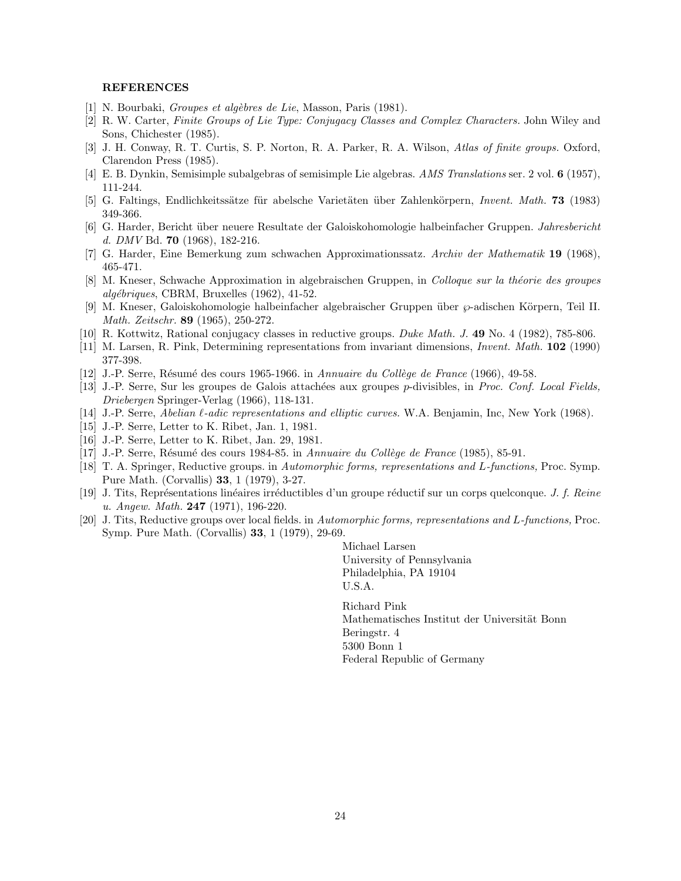**REFERENCES**

[1] N. Bourbaki, *Groupes et algèbres de Lie*, Masson, Paris (1981).

[2] R. W. Carter, *Finite Groups of Lie Type: Conjugacy Classes and Complex Characters.* John Wiley and Sons, Chichester (1985).

[3] J. H. Conway, R. T. Curtis, S. P. Norton, R. A. Parker, R. A. Wilson, *Atlas of finite groups.* Oxford, Clarendon Press (1985).

[4] E. B. Dynkin, Semisimple subalgebras of semisimple Lie algebras. *AMS Translations* ser. 2 vol. **6** (1957), 111-244.

[5] G. Faltings, Endlichkeitssätze für abelsche Varietäten über Zahlenkörpern, *Invent. Math.* **73** (1983) 349-366.

[6] G. Harder, Bericht über neuere Resultate der Galoiskohomologie halbeinfacher Gruppen. *Jahresbericht d. DMV* Bd. **70** (1968), 182-216.

[7] G. Harder, Eine Bemerkung zum schwachen Approximationssatz. *Archiv der Mathematik* **19** (1968), 465-471.

[8] M. Kneser, Schwache Approximation in algebraischen Gruppen, in *Colloque sur la théorie des groupes algébriques*, CBRM, Bruxelles (1962), 41-52.

[9] M. Kneser, Galoiskohomologie halbeinfacher algebraischer Gruppen über $\wp$-adischen Körpern, Teil II. *Math. Zeitschr.* **89** (1965), 250-272.

[10] R. Kottwitz, Rational conjugacy classes in reductive groups. *Duke Math. J.* **49** No. 4 (1982), 785-806.

[11] M. Larsen, R. Pink, Determining representations from invariant dimensions, *Invent. Math.* **102** (1990) 377-398.

[12] J.-P. Serre, Résumé des cours 1965-1966. in *Annuaire du Collège de France* (1966), 49-58.

[13] J.-P. Serre, Sur les groupes de Galois attachées aux groupes $p$-divisibles, in *Proc. Conf. Local Fields, Driebergen* Springer-Verlag (1966), 118-131.

[14] J.-P. Serre, *Abelian $\ell$-adic representations and elliptic curves.* W.A. Benjamin, Inc, New York (1968).

[15] J.-P. Serre, Letter to K. Ribet, Jan. 1, 1981.

[16] J.-P. Serre, Letter to K. Ribet, Jan. 29, 1981.

[17] J.-P. Serre, Résumé des cours 1984-85. in *Annuaire du Collège de France* (1985), 85-91.

[18] T. A. Springer, Reductive groups. in *Automorphic forms, representations and L-functions,* Proc. Symp. Pure Math. (Corvallis) **33**, 1 (1979), 3-27.

[19] J. Tits, Représentations linéaires irréductibles d'un groupe réductif sur un corps quelconque. *J. f. Reine u. Angew. Math.* **247** (1971), 196-220.

[20] J. Tits, Reductive groups over local fields. in *Automorphic forms, representations and L-functions,* Proc. Symp. Pure Math. (Corvallis) **33**, 1 (1979), 29-69.

Michael Larsen
University of Pennsylvania
Philadelphia, PA 19104
U.S.A.

Richard Pink
Mathematisches Institut der Universität Bonn
Beringstr. 4
5300 Bonn 1
Federal Republic of Germany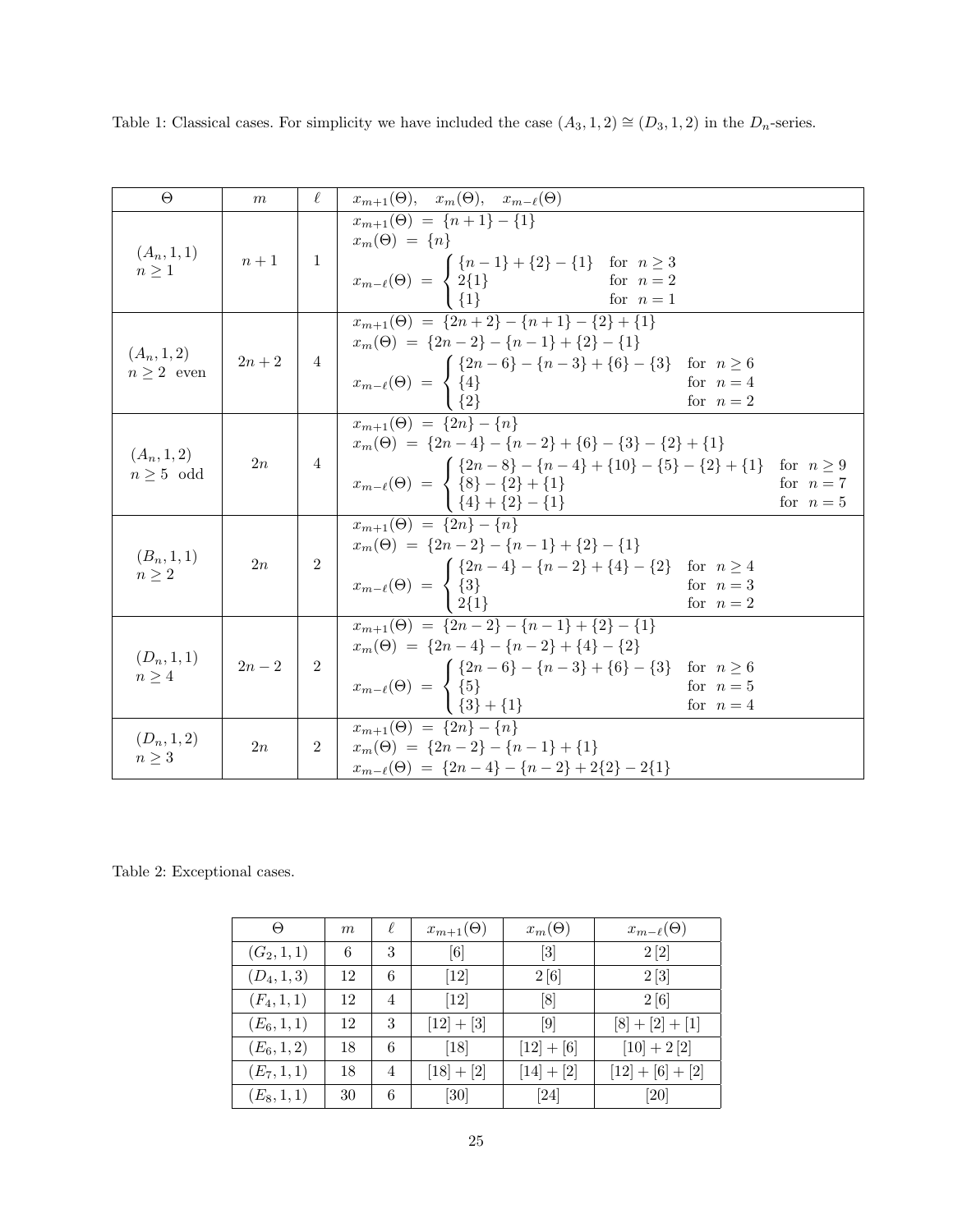Table 1: Classical cases. For simplicity we have included the case $(A_3, 1, 2) \cong (D_3, 1, 2)$ in the $D_n$-series.

| $\Theta$ | $m$ | $\ell$ | $x_{m+1}(\Theta), \quad x_m(\Theta), \quad x_{m-\ell}(\Theta)$ |
|---|---|---|---|
| $(A_n, 1, 1)$ $n \geq 1$ | $n+1$ | $1$ | $x_{m+1}(\Theta) = \{n+1\} - \{1\}$ <br> $x_m(\Theta) = \{n\}$ <br> $x_{m-\ell}(\Theta) = \begin{cases} \{n-1\} + \{2\} - \{1\} & \text{for } n \geq 3 \\ 2\{1\} & \text{for } n = 2 \\ \{1\} & \text{for } n = 1 \end{cases}$ |
| $(A_n, 1, 2)$ $n \geq 2$ even | $2n+2$ | $4$ | $x_{m+1}(\Theta) = \{2n+2\} - \{n+1\} - \{2\} + \{1\}$ <br> $x_m(\Theta) = \{2n-2\} - \{n-1\} + \{2\} - \{1\}$ <br> $x_{m-\ell}(\Theta) = \begin{cases} \{2n-6\} - \{n-3\} + \{6\} - \{3\} & \text{for } n \geq 6 \\ \{4\} & \text{for } n = 4 \\ \{2\} & \text{for } n = 2 \end{cases}$ |
| $(A_n, 1, 2)$ $n \geq 5$ odd | $2n$ | $4$ | $x_{m+1}(\Theta) = \{2n\} - \{n\}$ <br> $x_m(\Theta) = \{2n-4\} - \{n-2\} + \{6\} - \{3\} - \{2\} + \{1\}$ <br> $x_{m-\ell}(\Theta) = \begin{cases} \{2n-8\} - \{n-4\} + \{10\} - \{5\} - \{2\} + \{1\} & \text{for } n \geq 9 \\ \{8\} - \{2\} + \{1\} & \text{for } n = 7 \\ \{4\} + \{2\} - \{1\} & \text{for } n = 5 \end{cases}$ |
| $(B_n, 1, 1)$ $n \geq 2$ | $2n$ | $2$ | $x_{m+1}(\Theta) = \{2n\} - \{n\}$ <br> $x_m(\Theta) = \{2n-2\} - \{n-1\} + \{2\} - \{1\}$ <br> $x_{m-\ell}(\Theta) = \begin{cases} \{2n-4\} - \{n-2\} + \{4\} - \{2\} & \text{for } n \geq 4 \\ \{3\} & \text{for } n = 3 \\ 2\{1\} & \text{for } n = 2 \end{cases}$ |
| $(D_n, 1, 1)$ $n \geq 4$ | $2n-2$ | $2$ | $x_{m+1}(\Theta) = \{2n-2\} - \{n-1\} + \{2\} - \{1\}$ <br> $x_m(\Theta) = \{2n-4\} - \{n-2\} + \{4\} - \{2\}$ <br> $x_{m-\ell}(\Theta) = \begin{cases} \{2n-6\} - \{n-3\} + \{6\} - \{3\} & \text{for } n \geq 6 \\ \{5\} & \text{for } n = 5 \\ \{3\} + \{1\} & \text{for } n = 4 \end{cases}$ |
| $(D_n, 1, 2)$ $n \geq 3$ | $2n$ | $2$ | $x_{m+1}(\Theta) = \{2n\} - \{n\}$ <br> $x_m(\Theta) = \{2n-2\} - \{n-1\} + \{1\}$ <br> $x_{m-\ell}(\Theta) = \{2n-4\} - \{n-2\} + 2\{2\} - 2\{1\}$ |

Table 2: Exceptional cases.

| $\Theta$ | $m$ | $\ell$ | $x_{m+1}(\Theta)$ | $x_m(\Theta)$ | $x_{m-\ell}(\Theta)$ |
|---|---|---|---|---|---|
| $(G_2, 1, 1)$ | 6 | 3 | $[6]$ | $[3]$ | $2\,[2]$ |
| $(D_4, 1, 3)$ | 12 | 6 | $[12]$ | $2\,[6]$ | $2\,[3]$ |
| $(F_4, 1, 1)$ | 12 | 4 | $[12]$ | $[8]$ | $2\,[6]$ |
| $(E_6, 1, 1)$ | 12 | 3 | $[12] + [3]$ | $[9]$ | $[8] + [2] + [1]$ |
| $(E_6, 1, 2)$ | 18 | 6 | $[18]$ | $[12] + [6]$ | $[10] + 2\,[2]$ |
| $(E_7, 1, 1)$ | 18 | 4 | $[18] + [2]$ | $[14] + [2]$ | $[12] + [6] + [2]$ |
| $(E_8, 1, 1)$ | 30 | 6 | $[30]$ | $[24]$ | $[20]$ |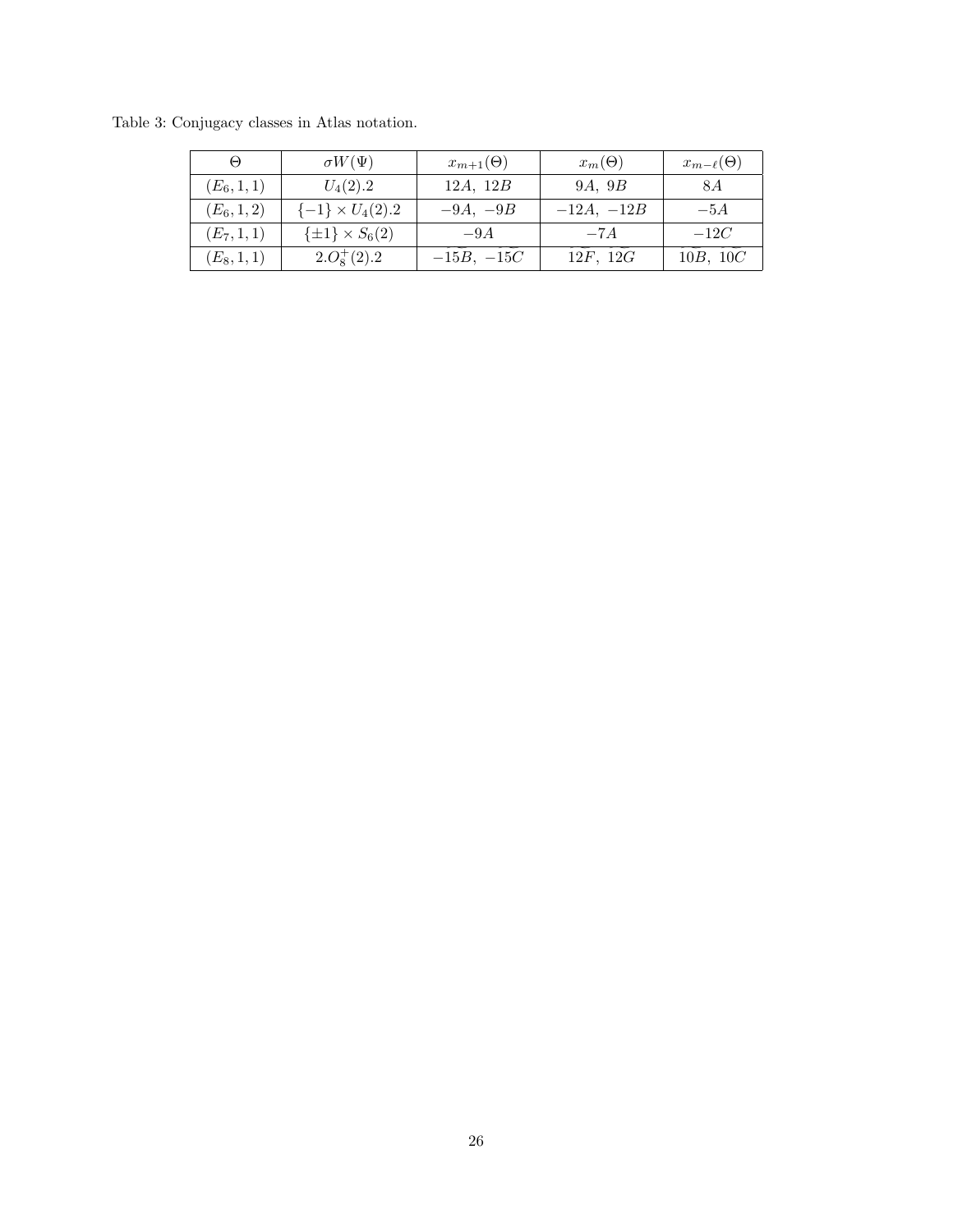Table 3: Conjugacy classes in Atlas notation.

| $\Theta$ | $\sigma W(\Psi)$ | $x_{m+1}(\Theta)$ | $x_m(\Theta)$ | $x_{m-\ell}(\Theta)$ |
|---|---|---|---|---|
| $(E_6, 1, 1)$ | $U_4(2).2$ | $12A,\ 12B$ | $9A,\ 9B$ | $8A$ |
| $(E_6, 1, 2)$ | $\{-1\} \times U_4(2).2$ | $-9A,\ -9B$ | $-12A,\ -12B$ | $-5A$ |
| $(E_7, 1, 1)$ | $\{\pm 1\} \times S_6(2)$ | $-9A$ | $-7A$ | $-12C$ |
| $(E_8, 1, 1)$ | $2.O_8^+(2).2$ | $-15B,\ -15C$ | $12F,\ 12G$ | $10B,\ 10C$ |